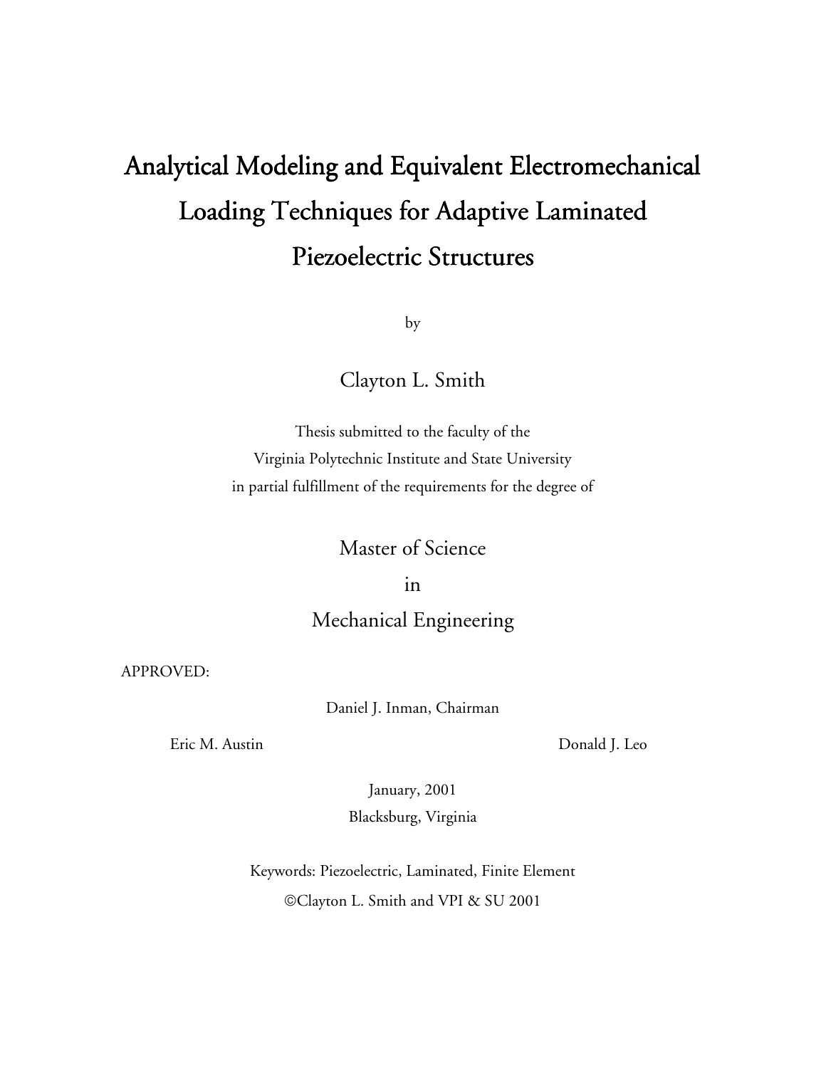# Analytical Modeling and Equivalent Electromechanical Loading Techniques for Adaptive Laminated Piezoelectric Structures

by

Clayton L. Smith

Thesis submitted to the faculty of the
Virginia Polytechnic Institute and State University
in partial fulfillment of the requirements for the degree of

Master of Science
in
Mechanical Engineering

APPROVED:

Daniel J. Inman, Chairman

Eric M. Austin  Donald J. Leo

January, 2001
Blacksburg, Virginia

Keywords: Piezoelectric, Laminated, Finite Element
©Clayton L. Smith and VPI & SU 2001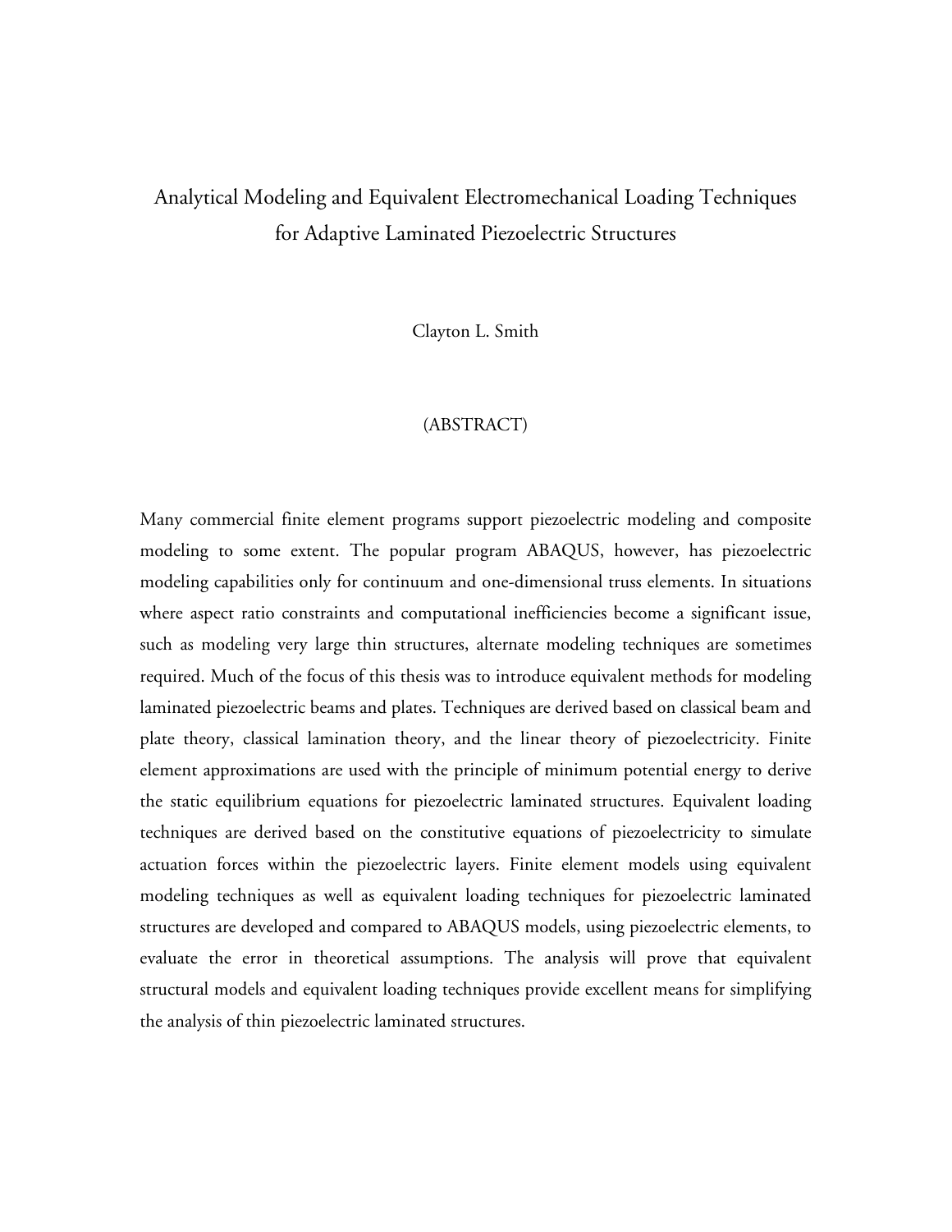# Analytical Modeling and Equivalent Electromechanical Loading Techniques for Adaptive Laminated Piezoelectric Structures

Clayton L. Smith

(ABSTRACT)

Many commercial finite element programs support piezoelectric modeling and composite modeling to some extent. The popular program ABAQUS, however, has piezoelectric modeling capabilities only for continuum and one-dimensional truss elements. In situations where aspect ratio constraints and computational inefficiencies become a significant issue, such as modeling very large thin structures, alternate modeling techniques are sometimes required. Much of the focus of this thesis was to introduce equivalent methods for modeling laminated piezoelectric beams and plates. Techniques are derived based on classical beam and plate theory, classical lamination theory, and the linear theory of piezoelectricity. Finite element approximations are used with the principle of minimum potential energy to derive the static equilibrium equations for piezoelectric laminated structures. Equivalent loading techniques are derived based on the constitutive equations of piezoelectricity to simulate actuation forces within the piezoelectric layers. Finite element models using equivalent modeling techniques as well as equivalent loading techniques for piezoelectric laminated structures are developed and compared to ABAQUS models, using piezoelectric elements, to evaluate the error in theoretical assumptions. The analysis will prove that equivalent structural models and equivalent loading techniques provide excellent means for simplifying the analysis of thin piezoelectric laminated structures.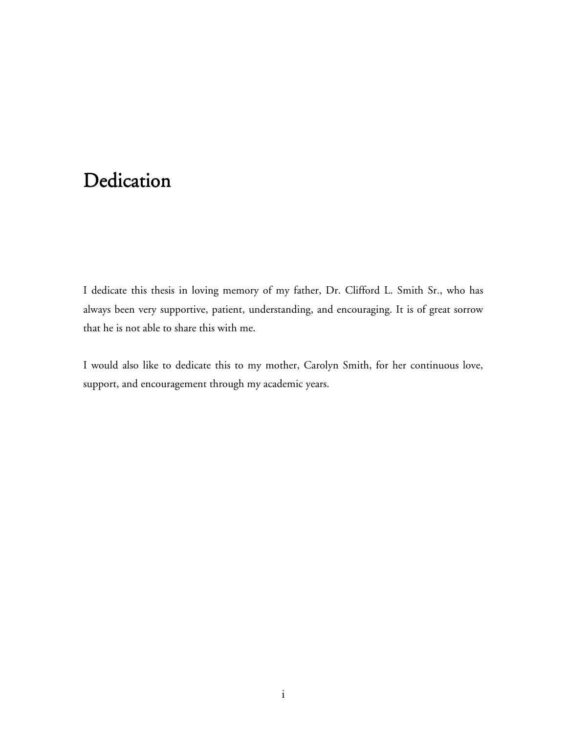# Dedication

I dedicate this thesis in loving memory of my father, Dr. Clifford L. Smith Sr., who has always been very supportive, patient, understanding, and encouraging. It is of great sorrow that he is not able to share this with me.

I would also like to dedicate this to my mother, Carolyn Smith, for her continuous love, support, and encouragement through my academic years.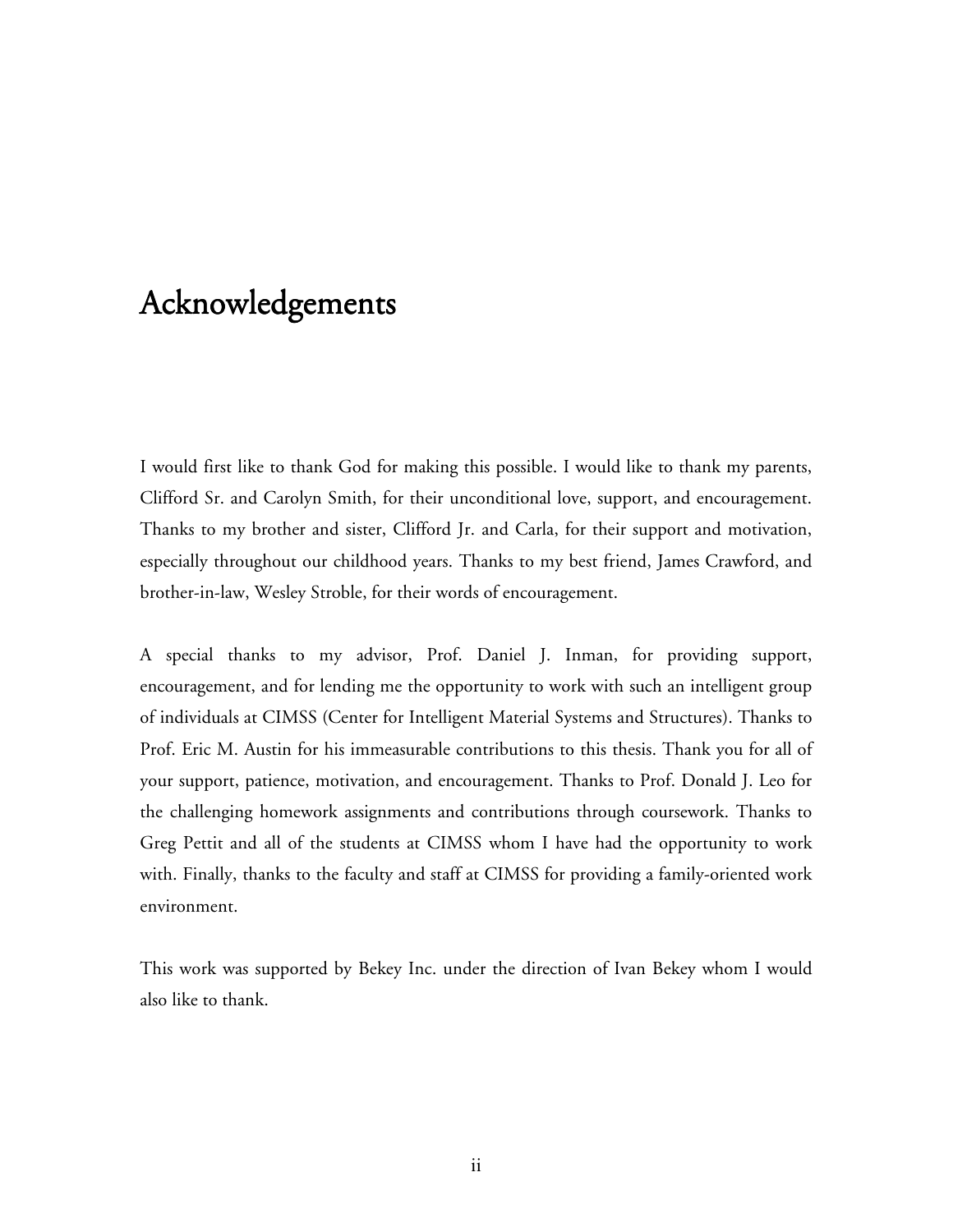# Acknowledgements

I would first like to thank God for making this possible. I would like to thank my parents, Clifford Sr. and Carolyn Smith, for their unconditional love, support, and encouragement. Thanks to my brother and sister, Clifford Jr. and Carla, for their support and motivation, especially throughout our childhood years. Thanks to my best friend, James Crawford, and brother-in-law, Wesley Stroble, for their words of encouragement.

A special thanks to my advisor, Prof. Daniel J. Inman, for providing support, encouragement, and for lending me the opportunity to work with such an intelligent group of individuals at CIMSS (Center for Intelligent Material Systems and Structures). Thanks to Prof. Eric M. Austin for his immeasurable contributions to this thesis. Thank you for all of your support, patience, motivation, and encouragement. Thanks to Prof. Donald J. Leo for the challenging homework assignments and contributions through coursework. Thanks to Greg Pettit and all of the students at CIMSS whom I have had the opportunity to work with. Finally, thanks to the faculty and staff at CIMSS for providing a family-oriented work environment.

This work was supported by Bekey Inc. under the direction of Ivan Bekey whom I would also like to thank.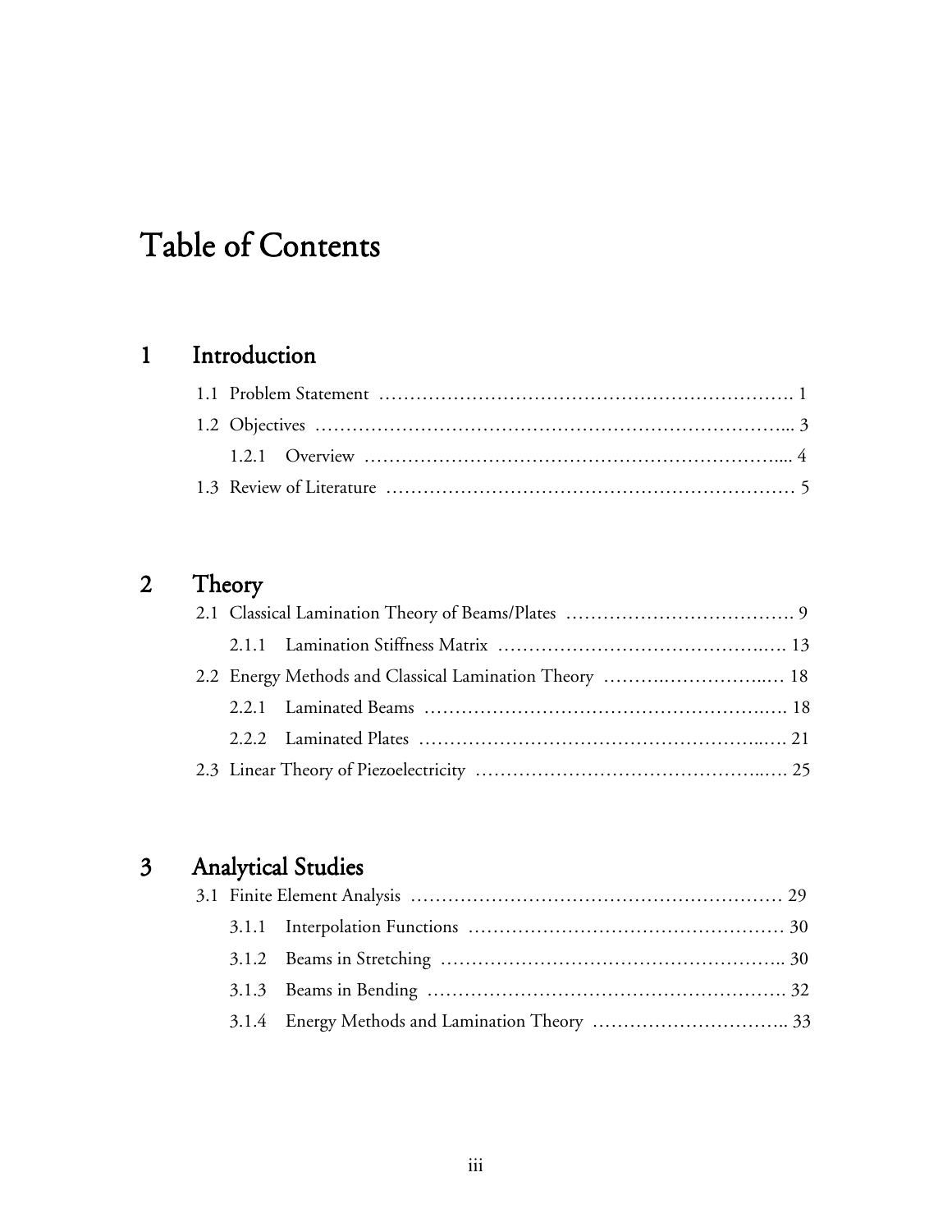# Table of Contents

## 1 Introduction

1.1 Problem Statement ………………………………………………………… 1

1.2 Objectives …………………………………………………………………... 3

1.2.1 Overview ………………………………………………………….... 4

1.3 Review of Literature ……………………………………………………… 5

## 2 Theory

2.1 Classical Lamination Theory of Beams/Plates ………………………………. 9

2.1.1 Lamination Stiffness Matrix ……………………………………….…. 13

2.2 Energy Methods and Classical Lamination Theory ……….……………..… 18

2.2.1 Laminated Beams ……………………………………………….…. 18

2.2.2 Laminated Plates ……………………………………………….…. 21

2.3 Linear Theory of Piezoelectricity ……………………………………..…. 25

## 3 Analytical Studies

3.1 Finite Element Analysis …………………………………………………… 29

3.1.1 Interpolation Functions …………………………………………… 30

3.1.2 Beams in Stretching ……………………………………………….. 30

3.1.3 Beams in Bending …………………………………………………. 32

3.1.4 Energy Methods and Lamination Theory ………………………….. 33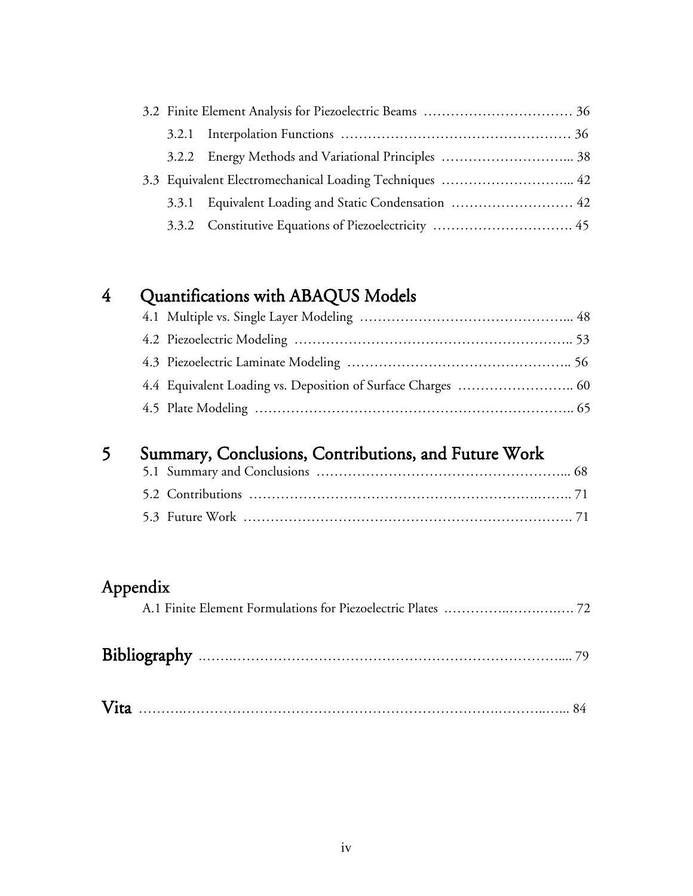3.2 Finite Element Analysis for Piezoelectric Beams ................................ 36

3.2.1 Interpolation Functions ................................................ 36

3.2.2 Energy Methods and Variational Principles ............................ 38

3.3 Equivalent Electromechanical Loading Techniques ............................ 42

3.3.1 Equivalent Loading and Static Condensation .......................... 42

3.3.2 Constitutive Equations of Piezoelectricity ............................ 45

## 4 Quantifications with ABAQUS Models

4.1 Multiple vs. Single Layer Modeling ............................................ 48

4.2 Piezoelectric Modeling ......................................................... 53

4.3 Piezoelectric Laminate Modeling ............................................... 56

4.4 Equivalent Loading vs. Deposition of Surface Charges ........................ 60

4.5 Plate Modeling ................................................................. 65

## 5 Summary, Conclusions, Contributions, and Future Work

5.1 Summary and Conclusions ....................................................... 68

5.2 Contributions .................................................................. 71

5.3 Future Work .................................................................... 71

## Appendix

A.1 Finite Element Formulations for Piezoelectric Plates ......................... 72

## Bibliography ..................................................................... 79

## Vita ............................................................................. 84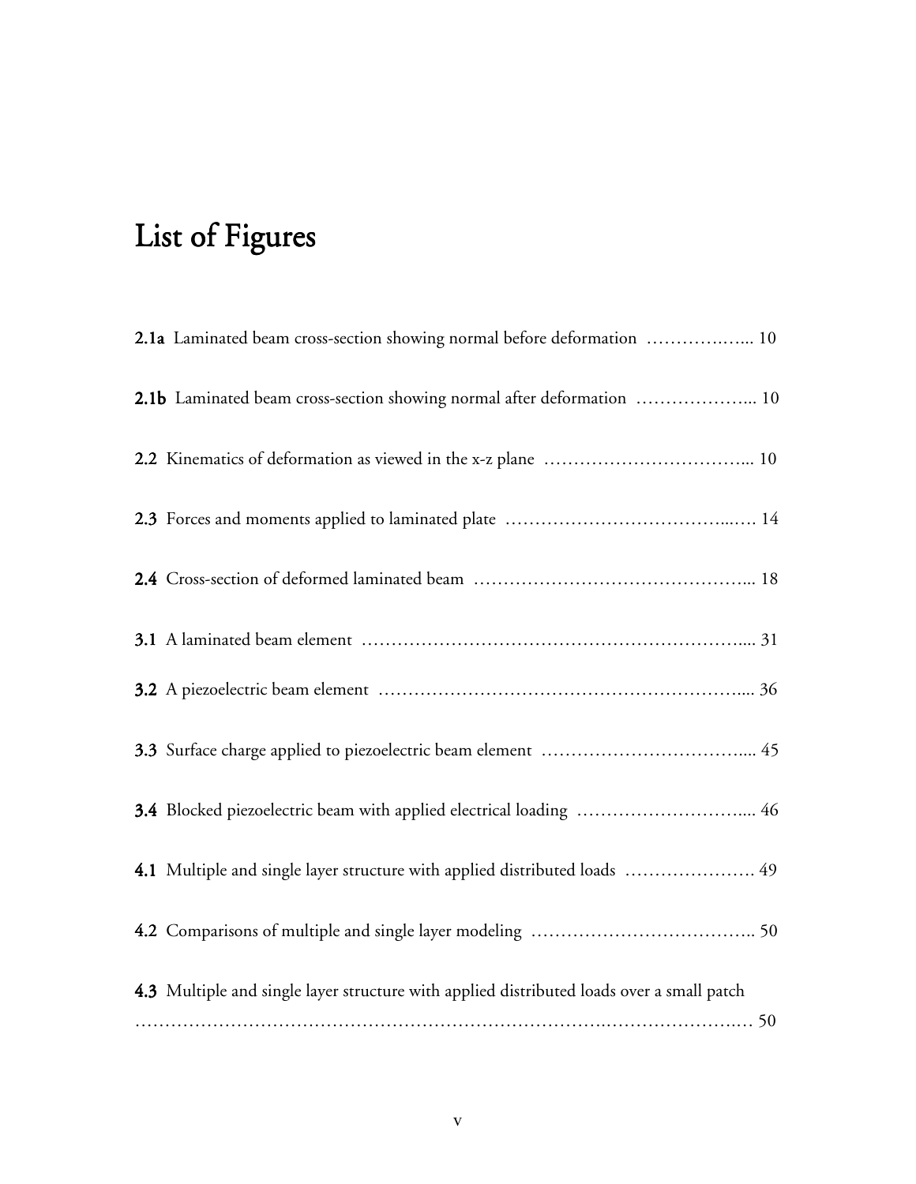# List of Figures

**2.1a** Laminated beam cross-section showing normal before deformation ……………….. 10

**2.1b** Laminated beam cross-section showing normal after deformation ……………….. 10

**2.2** Kinematics of deformation as viewed in the x-z plane …………………………….. 10

**2.3** Forces and moments applied to laminated plate ……………………………….…. 14

**2.4** Cross-section of deformed laminated beam ……………………………………….. 18

**3.1** A laminated beam element ……………………………………………………….... 31

**3.2** A piezoelectric beam element …………………………………………………….... 36

**3.3** Surface charge applied to piezoelectric beam element …………………………….... 45

**3.4** Blocked piezoelectric beam with applied electrical loading ……………………….... 46

**4.1** Multiple and single layer structure with applied distributed loads …………………. 49

**4.2** Comparisons of multiple and single layer modeling ……………………………….. 50

**4.3** Multiple and single layer structure with applied distributed loads over a small patch …………………………………………………………………………………………. 50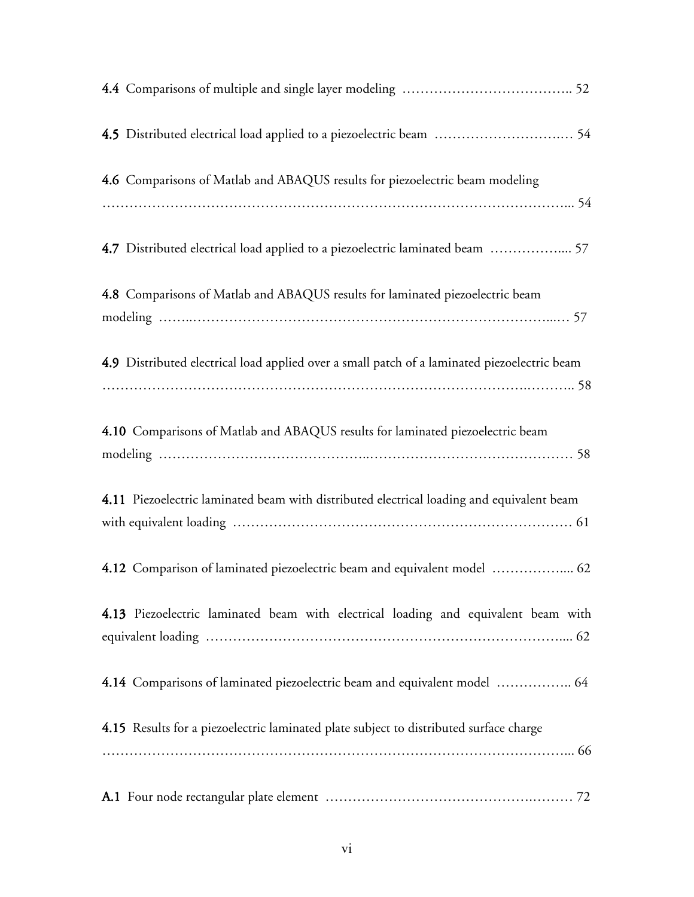**4.4** Comparisons of multiple and single layer modeling ……………………………….. 52

**4.5** Distributed electrical load applied to a piezoelectric beam ……………………….… 54

**4.6** Comparisons of Matlab and ABAQUS results for piezoelectric beam modeling ………………………………………………………………………………………... 54

**4.7** Distributed electrical load applied to a piezoelectric laminated beam ……………..... 57

**4.8** Comparisons of Matlab and ABAQUS results for laminated piezoelectric beam modeling ……..…………………………………………………………………...… 57

**4.9** Distributed electrical load applied over a small patch of a laminated piezoelectric beam ……………………………………………………………………………….……….. 58

**4.10** Comparisons of Matlab and ABAQUS results for laminated piezoelectric beam modeling ……………………………………..……………………………………… 58

**4.11** Piezoelectric laminated beam with distributed electrical loading and equivalent beam with equivalent loading ………………………………………………………………… 61

**4.12** Comparison of laminated piezoelectric beam and equivalent model …………….... 62

**4.13** Piezoelectric laminated beam with electrical loading and equivalent beam with equivalent loading …………………………………………………………………..... 62

**4.14** Comparisons of laminated piezoelectric beam and equivalent model …………….. 64

**4.15** Results for a piezoelectric laminated plate subject to distributed surface charge ………………………………………………………………………………………... 66

**A.1** Four node rectangular plate element ……………………………………….……… 72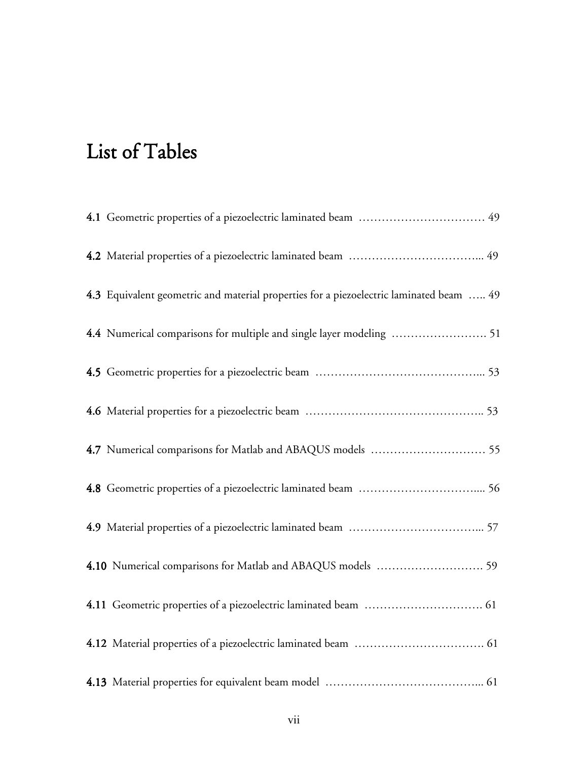# List of Tables

**4.1** Geometric properties of a piezoelectric laminated beam …………………………… 49

**4.2** Material properties of a piezoelectric laminated beam …………………………... 49

**4.3** Equivalent geometric and material properties for a piezoelectric laminated beam ….. 49

**4.4** Numerical comparisons for multiple and single layer modeling ……………………. 51

**4.5** Geometric properties for a piezoelectric beam …………………………………... 53

**4.6** Material properties for a piezoelectric beam …………………………………….. 53

**4.7** Numerical comparisons for Matlab and ABAQUS models ………………………… 55

**4.8** Geometric properties of a piezoelectric laminated beam ………………………….... 56

**4.9** Material properties of a piezoelectric laminated beam …………………………... 57

**4.10** Numerical comparisons for Matlab and ABAQUS models ………………………. 59

**4.11** Geometric properties of a piezoelectric laminated beam …………………………. 61

**4.12** Material properties of a piezoelectric laminated beam ……………………………. 61

**4.13** Material properties for equivalent beam model …………………………………... 61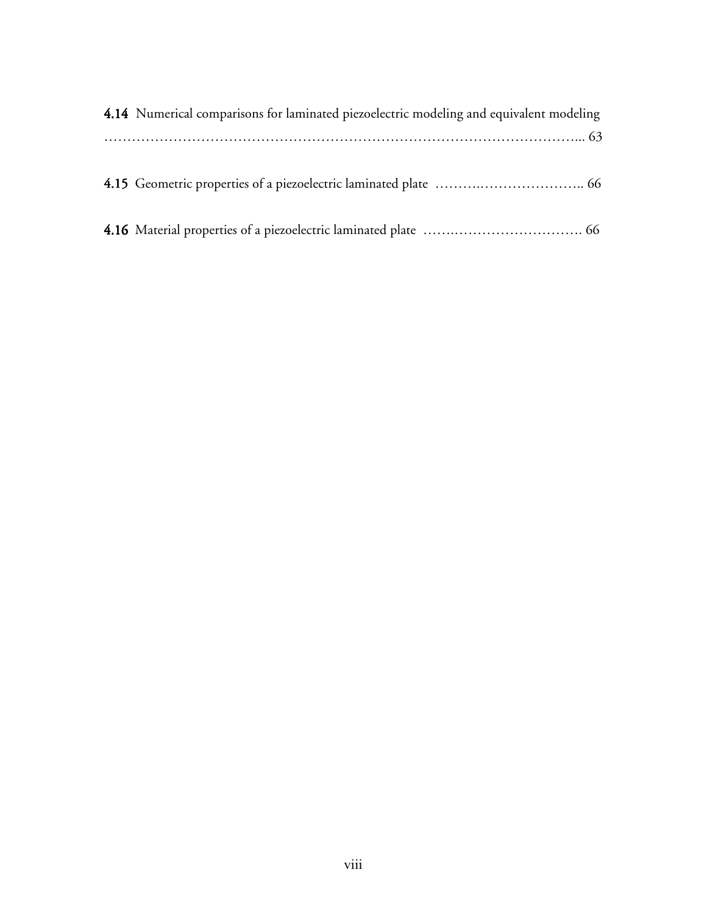**4.14** Numerical comparisons for laminated piezoelectric modeling and equivalent modeling ………………………………………………………………………………………... 63

**4.15** Geometric properties of a piezoelectric laminated plate ……….………………….. 66

**4.16** Material properties of a piezoelectric laminated plate …….………………………. 66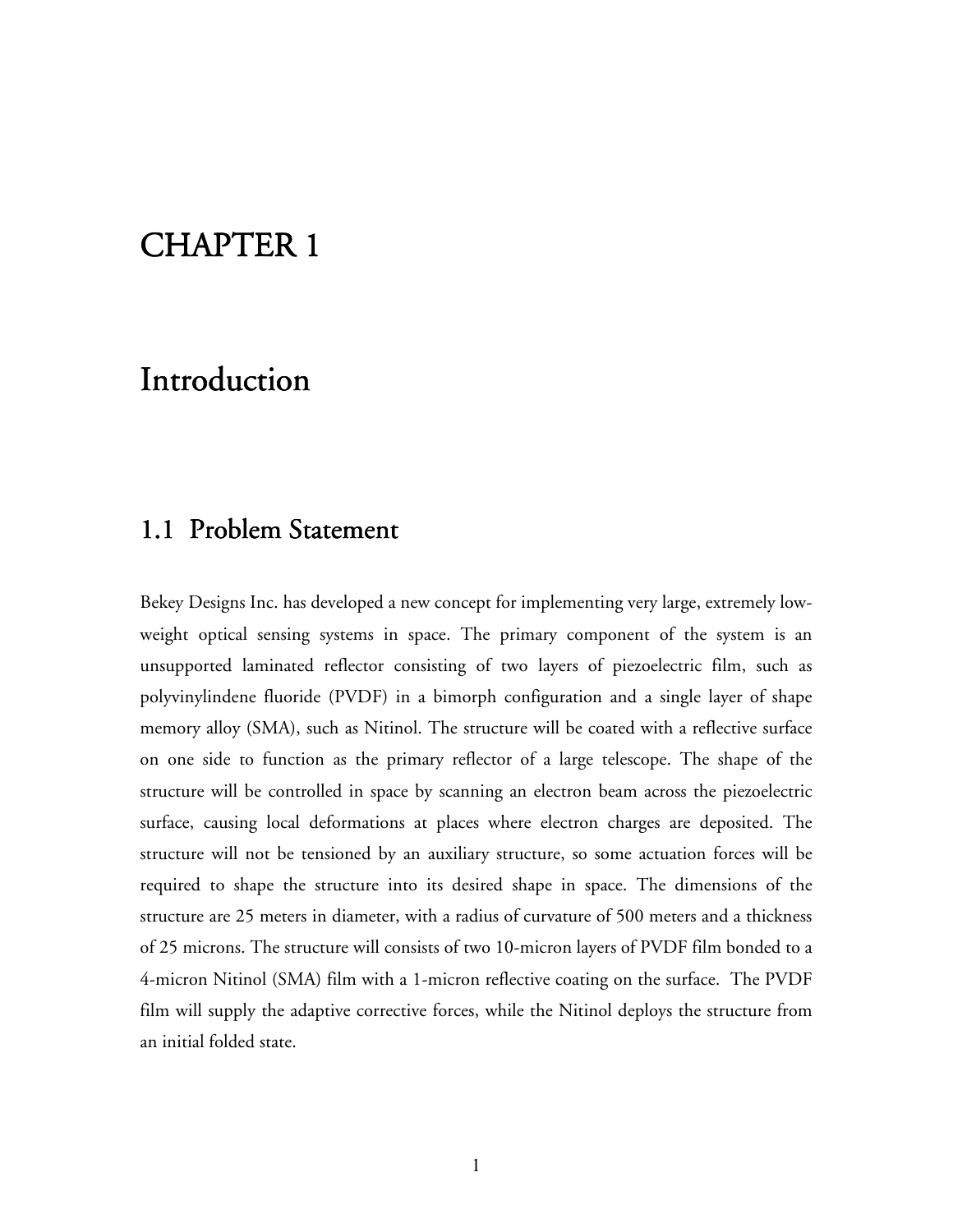# CHAPTER 1

# Introduction

## 1.1 Problem Statement

Bekey Designs Inc. has developed a new concept for implementing very large, extremely low-weight optical sensing systems in space. The primary component of the system is an unsupported laminated reflector consisting of two layers of piezoelectric film, such as polyvinylindene fluoride (PVDF) in a bimorph configuration and a single layer of shape memory alloy (SMA), such as Nitinol. The structure will be coated with a reflective surface on one side to function as the primary reflector of a large telescope. The shape of the structure will be controlled in space by scanning an electron beam across the piezoelectric surface, causing local deformations at places where electron charges are deposited. The structure will not be tensioned by an auxiliary structure, so some actuation forces will be required to shape the structure into its desired shape in space. The dimensions of the structure are 25 meters in diameter, with a radius of curvature of 500 meters and a thickness of 25 microns. The structure will consists of two 10-micron layers of PVDF film bonded to a 4-micron Nitinol (SMA) film with a 1-micron reflective coating on the surface. The PVDF film will supply the adaptive corrective forces, while the Nitinol deploys the structure from an initial folded state.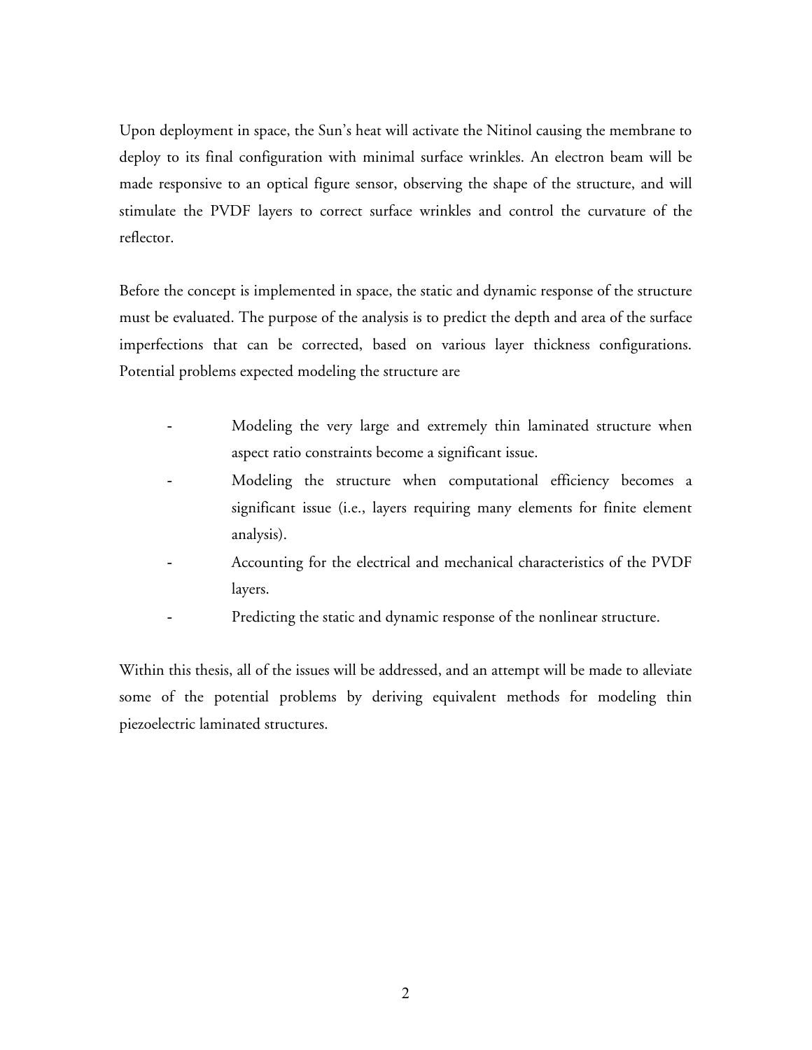Upon deployment in space, the Sun's heat will activate the Nitinol causing the membrane to deploy to its final configuration with minimal surface wrinkles. An electron beam will be made responsive to an optical figure sensor, observing the shape of the structure, and will stimulate the PVDF layers to correct surface wrinkles and control the curvature of the reflector.

Before the concept is implemented in space, the static and dynamic response of the structure must be evaluated. The purpose of the analysis is to predict the depth and area of the surface imperfections that can be corrected, based on various layer thickness configurations. Potential problems expected modeling the structure are

- Modeling the very large and extremely thin laminated structure when aspect ratio constraints become a significant issue.
- Modeling the structure when computational efficiency becomes a significant issue (i.e., layers requiring many elements for finite element analysis).
- Accounting for the electrical and mechanical characteristics of the PVDF layers.
- Predicting the static and dynamic response of the nonlinear structure.

Within this thesis, all of the issues will be addressed, and an attempt will be made to alleviate some of the potential problems by deriving equivalent methods for modeling thin piezoelectric laminated structures.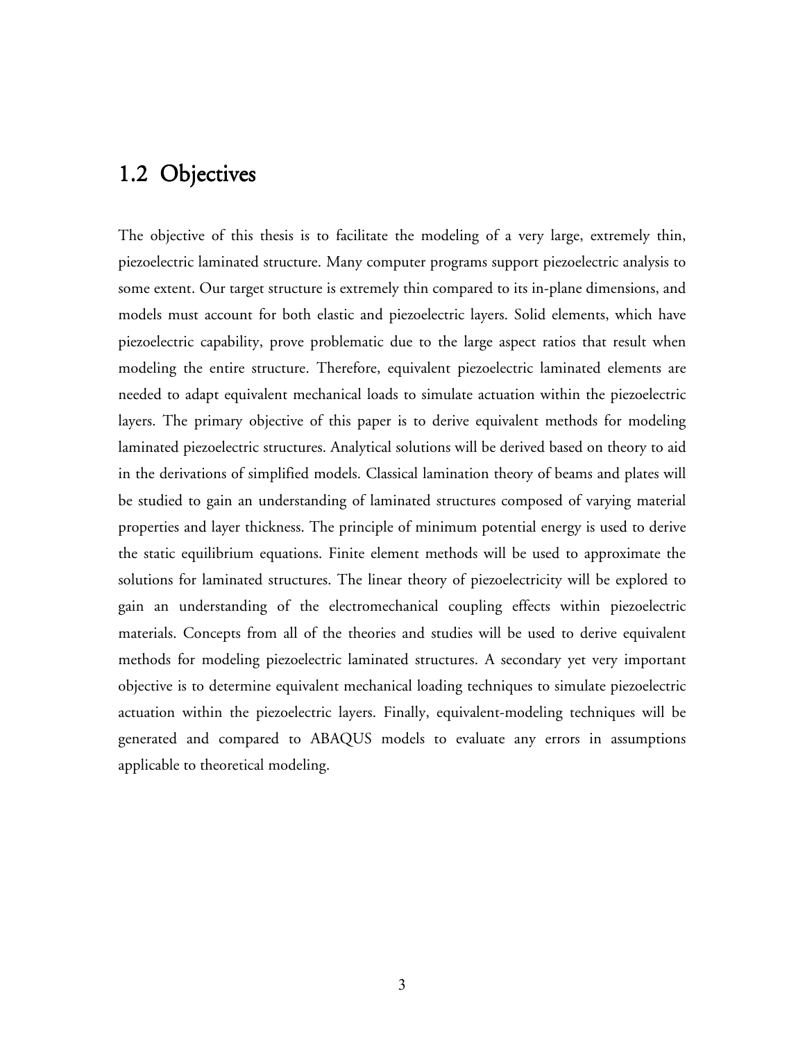## 1.2 Objectives

The objective of this thesis is to facilitate the modeling of a very large, extremely thin, piezoelectric laminated structure. Many computer programs support piezoelectric analysis to some extent. Our target structure is extremely thin compared to its in-plane dimensions, and models must account for both elastic and piezoelectric layers. Solid elements, which have piezoelectric capability, prove problematic due to the large aspect ratios that result when modeling the entire structure. Therefore, equivalent piezoelectric laminated elements are needed to adapt equivalent mechanical loads to simulate actuation within the piezoelectric layers. The primary objective of this paper is to derive equivalent methods for modeling laminated piezoelectric structures. Analytical solutions will be derived based on theory to aid in the derivations of simplified models. Classical lamination theory of beams and plates will be studied to gain an understanding of laminated structures composed of varying material properties and layer thickness. The principle of minimum potential energy is used to derive the static equilibrium equations. Finite element methods will be used to approximate the solutions for laminated structures. The linear theory of piezoelectricity will be explored to gain an understanding of the electromechanical coupling effects within piezoelectric materials. Concepts from all of the theories and studies will be used to derive equivalent methods for modeling piezoelectric laminated structures. A secondary yet very important objective is to determine equivalent mechanical loading techniques to simulate piezoelectric actuation within the piezoelectric layers. Finally, equivalent-modeling techniques will be generated and compared to ABAQUS models to evaluate any errors in assumptions applicable to theoretical modeling.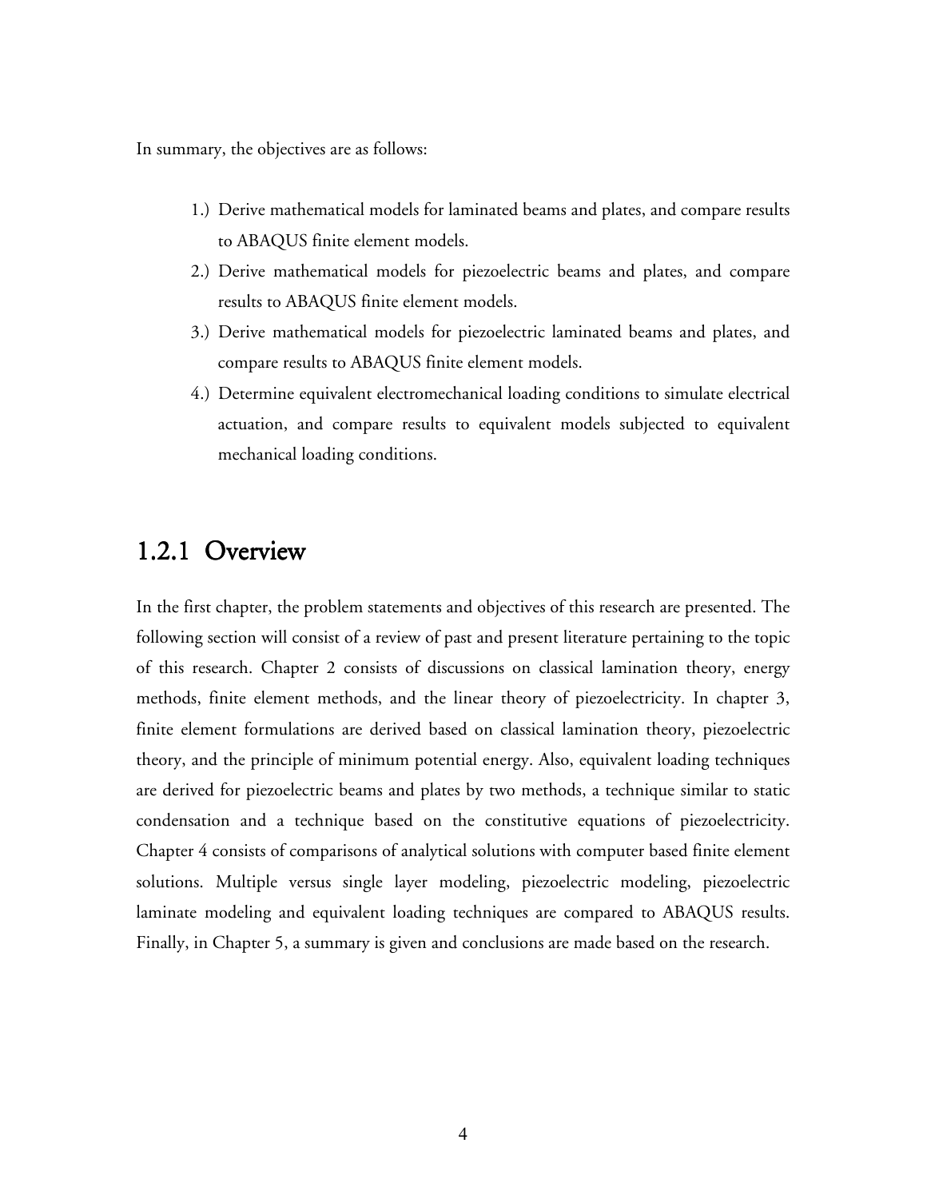In summary, the objectives are as follows:

1.) Derive mathematical models for laminated beams and plates, and compare results to ABAQUS finite element models.
2.) Derive mathematical models for piezoelectric beams and plates, and compare results to ABAQUS finite element models.
3.) Derive mathematical models for piezoelectric laminated beams and plates, and compare results to ABAQUS finite element models.
4.) Determine equivalent electromechanical loading conditions to simulate electrical actuation, and compare results to equivalent models subjected to equivalent mechanical loading conditions.

### 1.2.1 Overview

In the first chapter, the problem statements and objectives of this research are presented. The following section will consist of a review of past and present literature pertaining to the topic of this research. Chapter 2 consists of discussions on classical lamination theory, energy methods, finite element methods, and the linear theory of piezoelectricity. In chapter 3, finite element formulations are derived based on classical lamination theory, piezoelectric theory, and the principle of minimum potential energy. Also, equivalent loading techniques are derived for piezoelectric beams and plates by two methods, a technique similar to static condensation and a technique based on the constitutive equations of piezoelectricity. Chapter 4 consists of comparisons of analytical solutions with computer based finite element solutions. Multiple versus single layer modeling, piezoelectric modeling, piezoelectric laminate modeling and equivalent loading techniques are compared to ABAQUS results. Finally, in Chapter 5, a summary is given and conclusions are made based on the research.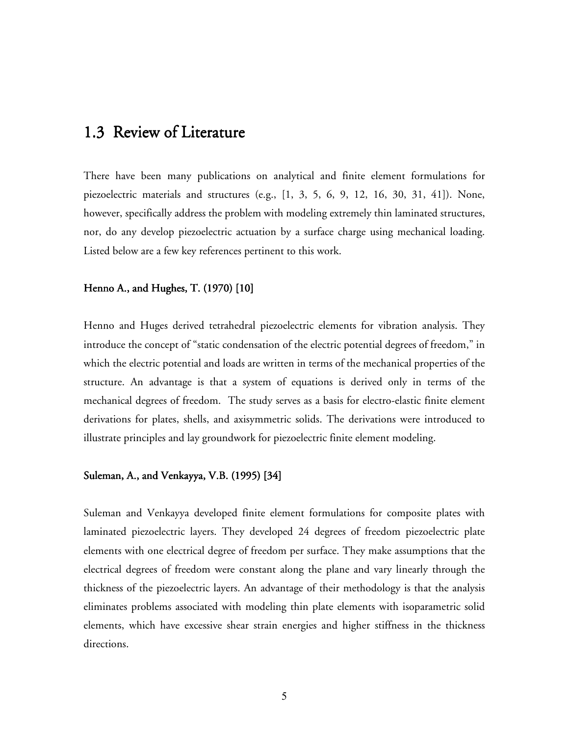## 1.3 Review of Literature

There have been many publications on analytical and finite element formulations for piezoelectric materials and structures (e.g., [1, 3, 5, 6, 9, 12, 16, 30, 31, 41]). None, however, specifically address the problem with modeling extremely thin laminated structures, nor, do any develop piezoelectric actuation by a surface charge using mechanical loading. Listed below are a few key references pertinent to this work.

#### Henno A., and Hughes, T. (1970) [10]

Henno and Huges derived tetrahedral piezoelectric elements for vibration analysis. They introduce the concept of "static condensation of the electric potential degrees of freedom," in which the electric potential and loads are written in terms of the mechanical properties of the structure. An advantage is that a system of equations is derived only in terms of the mechanical degrees of freedom. The study serves as a basis for electro-elastic finite element derivations for plates, shells, and axisymmetric solids. The derivations were introduced to illustrate principles and lay groundwork for piezoelectric finite element modeling.

#### Suleman, A., and Venkayya, V.B. (1995) [34]

Suleman and Venkayya developed finite element formulations for composite plates with laminated piezoelectric layers. They developed 24 degrees of freedom piezoelectric plate elements with one electrical degree of freedom per surface. They make assumptions that the electrical degrees of freedom were constant along the plane and vary linearly through the thickness of the piezoelectric layers. An advantage of their methodology is that the analysis eliminates problems associated with modeling thin plate elements with isoparametric solid elements, which have excessive shear strain energies and higher stiffness in the thickness directions.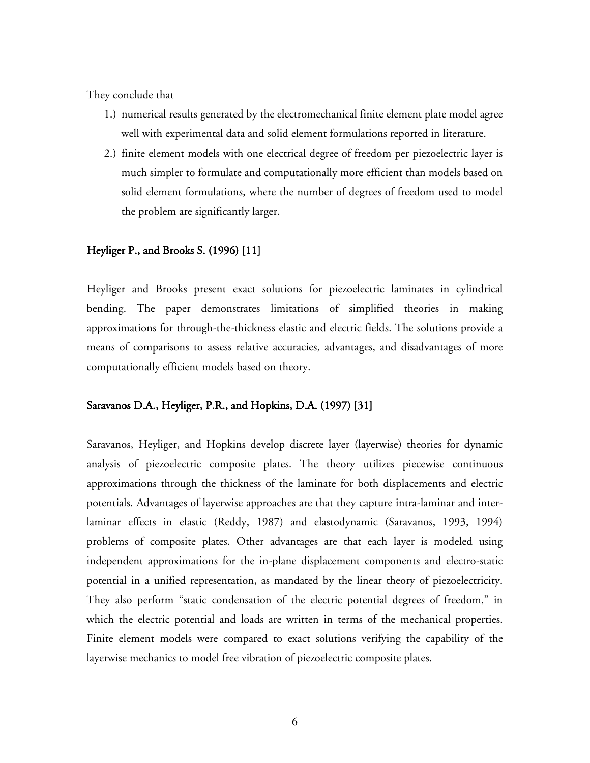They conclude that

1.) numerical results generated by the electromechanical finite element plate model agree well with experimental data and solid element formulations reported in literature.
2.) finite element models with one electrical degree of freedom per piezoelectric layer is much simpler to formulate and computationally more efficient than models based on solid element formulations, where the number of degrees of freedom used to model the problem are significantly larger.

### Heyliger P., and Brooks S. (1996) [11]

Heyliger and Brooks present exact solutions for piezoelectric laminates in cylindrical bending. The paper demonstrates limitations of simplified theories in making approximations for through-the-thickness elastic and electric fields. The solutions provide a means of comparisons to assess relative accuracies, advantages, and disadvantages of more computationally efficient models based on theory.

### Saravanos D.A., Heyliger, P.R., and Hopkins, D.A. (1997) [31]

Saravanos, Heyliger, and Hopkins develop discrete layer (layerwise) theories for dynamic analysis of piezoelectric composite plates. The theory utilizes piecewise continuous approximations through the thickness of the laminate for both displacements and electric potentials. Advantages of layerwise approaches are that they capture intra-laminar and inter-laminar effects in elastic (Reddy, 1987) and elastodynamic (Saravanos, 1993, 1994) problems of composite plates. Other advantages are that each layer is modeled using independent approximations for the in-plane displacement components and electro-static potential in a unified representation, as mandated by the linear theory of piezoelectricity. They also perform "static condensation of the electric potential degrees of freedom," in which the electric potential and loads are written in terms of the mechanical properties. Finite element models were compared to exact solutions verifying the capability of the layerwise mechanics to model free vibration of piezoelectric composite plates.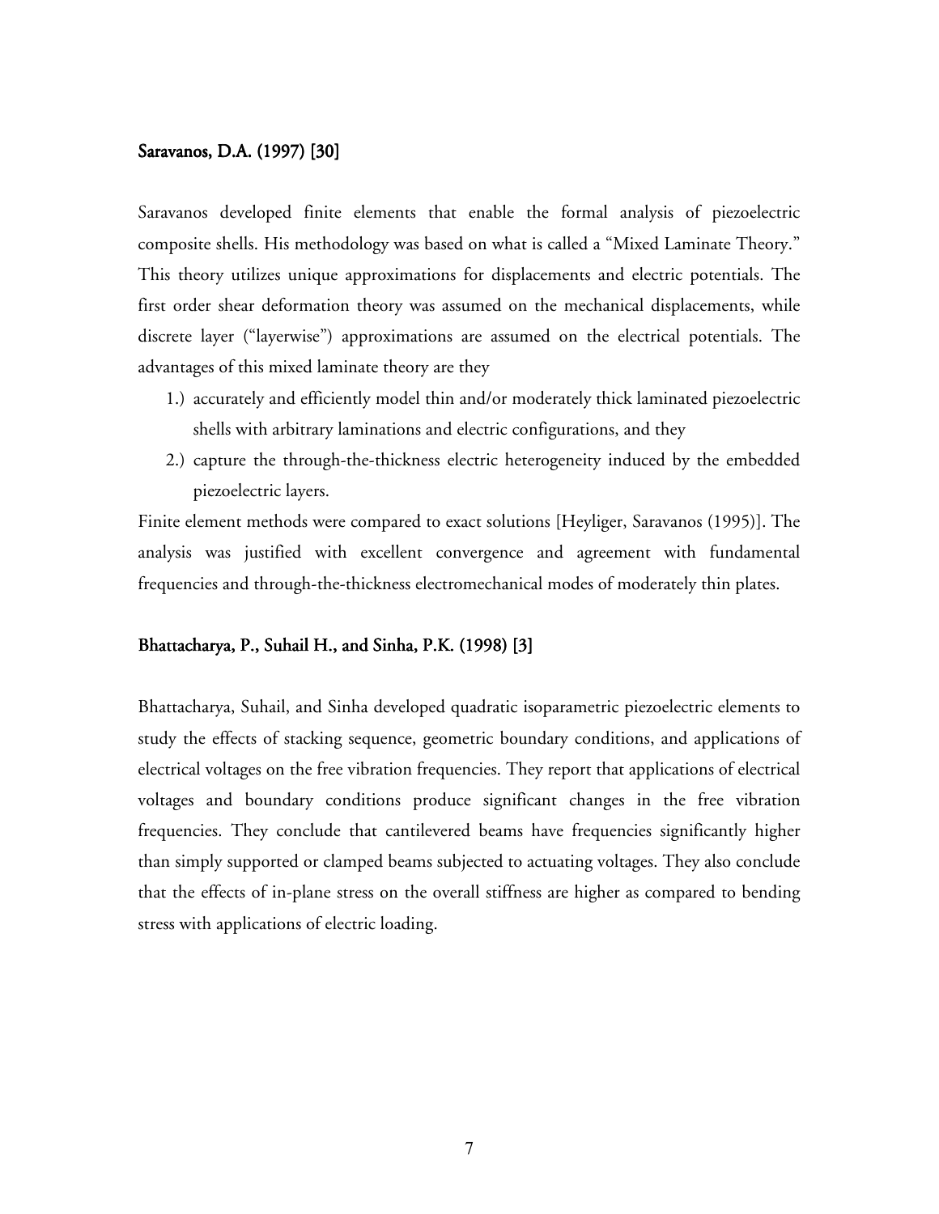### Saravanos, D.A. (1997) [30]

Saravanos developed finite elements that enable the formal analysis of piezoelectric composite shells. His methodology was based on what is called a "Mixed Laminate Theory." This theory utilizes unique approximations for displacements and electric potentials. The first order shear deformation theory was assumed on the mechanical displacements, while discrete layer ("layerwise") approximations are assumed on the electrical potentials. The advantages of this mixed laminate theory are they

1.) accurately and efficiently model thin and/or moderately thick laminated piezoelectric shells with arbitrary laminations and electric configurations, and they
2.) capture the through-the-thickness electric heterogeneity induced by the embedded piezoelectric layers.

Finite element methods were compared to exact solutions [Heyliger, Saravanos (1995)]. The analysis was justified with excellent convergence and agreement with fundamental frequencies and through-the-thickness electromechanical modes of moderately thin plates.

### Bhattacharya, P., Suhail H., and Sinha, P.K. (1998) [3]

Bhattacharya, Suhail, and Sinha developed quadratic isoparametric piezoelectric elements to study the effects of stacking sequence, geometric boundary conditions, and applications of electrical voltages on the free vibration frequencies. They report that applications of electrical voltages and boundary conditions produce significant changes in the free vibration frequencies. They conclude that cantilevered beams have frequencies significantly higher than simply supported or clamped beams subjected to actuating voltages. They also conclude that the effects of in-plane stress on the overall stiffness are higher as compared to bending stress with applications of electric loading.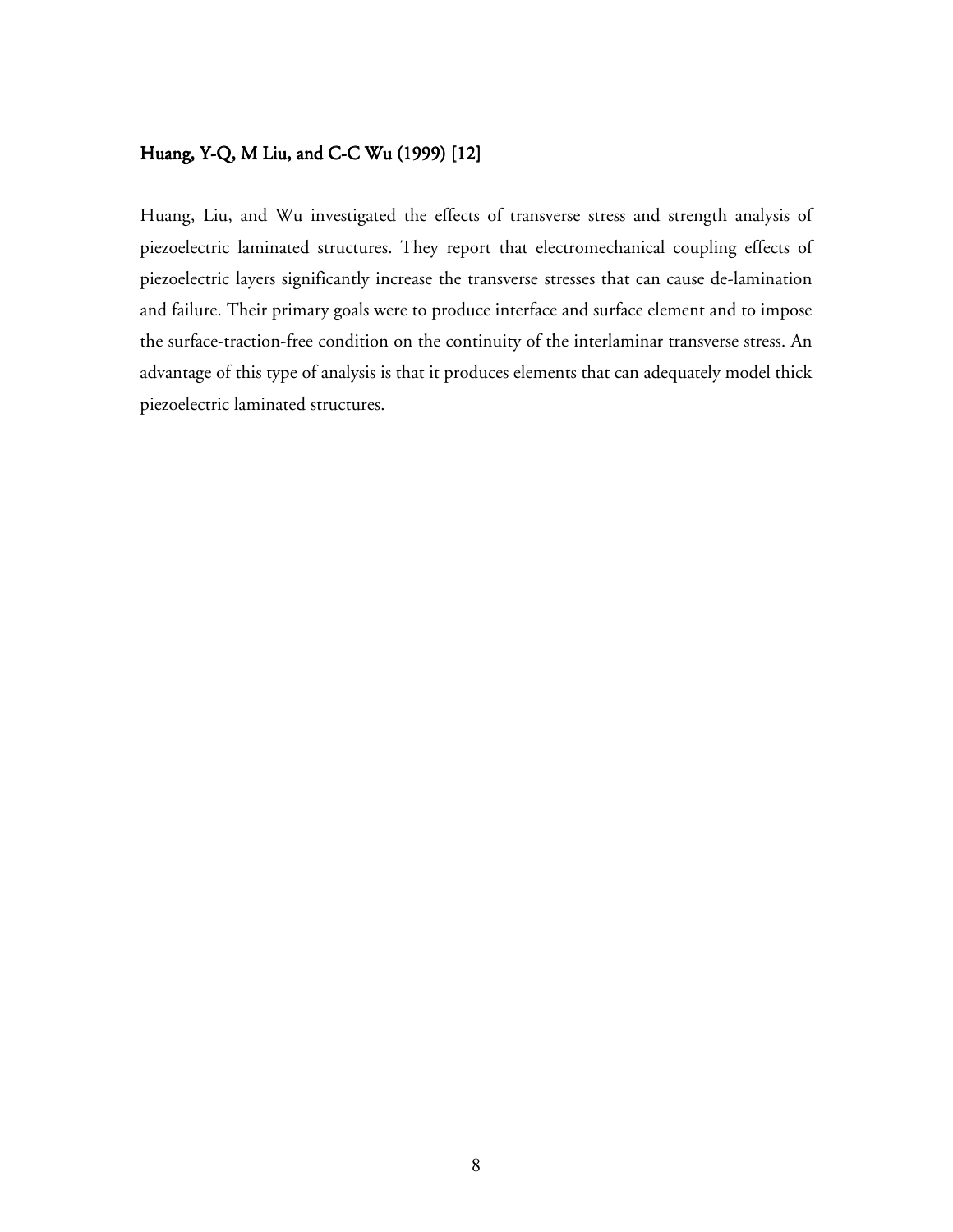### Huang, Y-Q, M Liu, and C-C Wu (1999) [12]

Huang, Liu, and Wu investigated the effects of transverse stress and strength analysis of piezoelectric laminated structures. They report that electromechanical coupling effects of piezoelectric layers significantly increase the transverse stresses that can cause de-lamination and failure. Their primary goals were to produce interface and surface element and to impose the surface-traction-free condition on the continuity of the interlaminar transverse stress. An advantage of this type of analysis is that it produces elements that can adequately model thick piezoelectric laminated structures.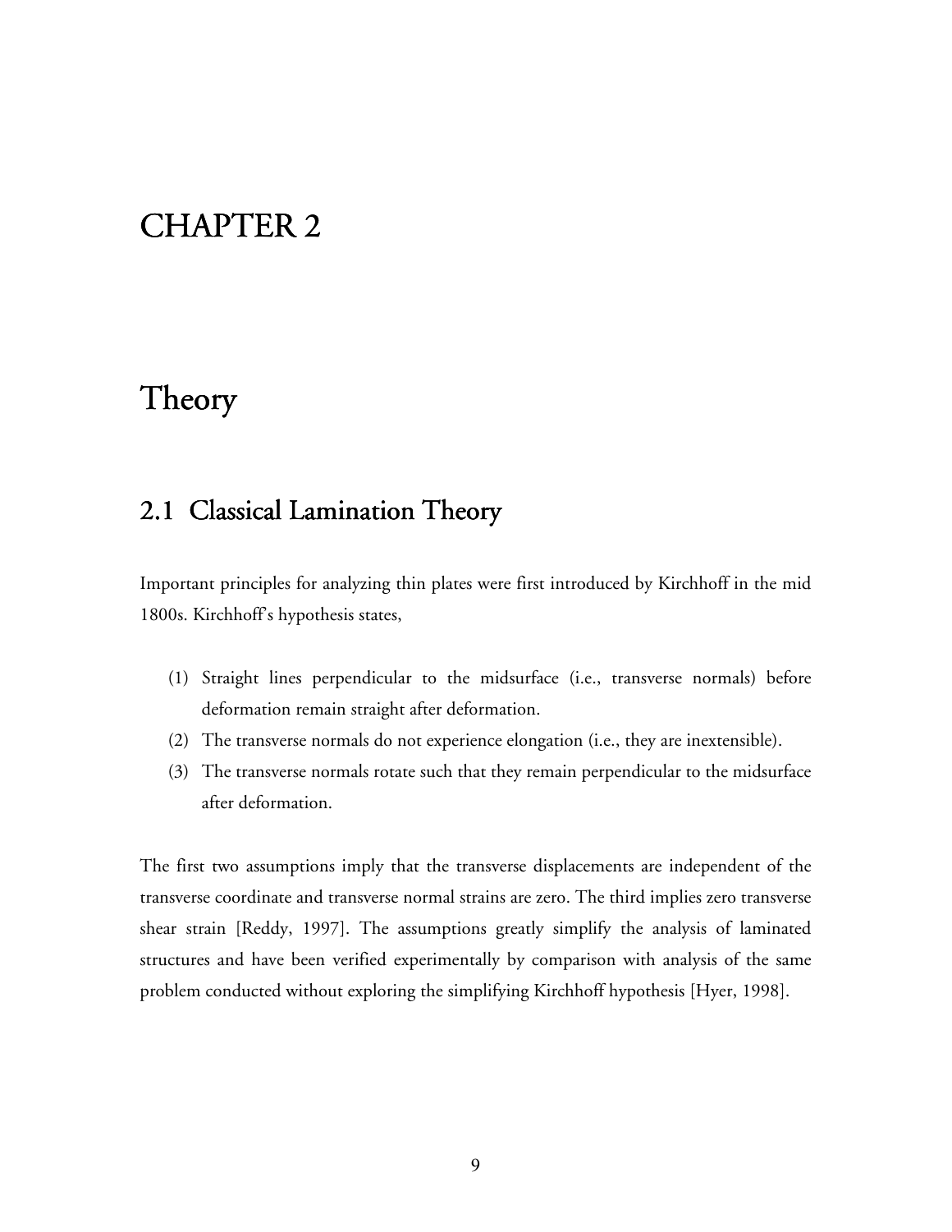# CHAPTER 2

# Theory

## 2.1 Classical Lamination Theory

Important principles for analyzing thin plates were first introduced by Kirchhoff in the mid 1800s. Kirchhoff's hypothesis states,

(1) Straight lines perpendicular to the midsurface (i.e., transverse normals) before deformation remain straight after deformation.
(2) The transverse normals do not experience elongation (i.e., they are inextensible).
(3) The transverse normals rotate such that they remain perpendicular to the midsurface after deformation.

The first two assumptions imply that the transverse displacements are independent of the transverse coordinate and transverse normal strains are zero. The third implies zero transverse shear strain [Reddy, 1997]. The assumptions greatly simplify the analysis of laminated structures and have been verified experimentally by comparison with analysis of the same problem conducted without exploring the simplifying Kirchhoff hypothesis [Hyer, 1998].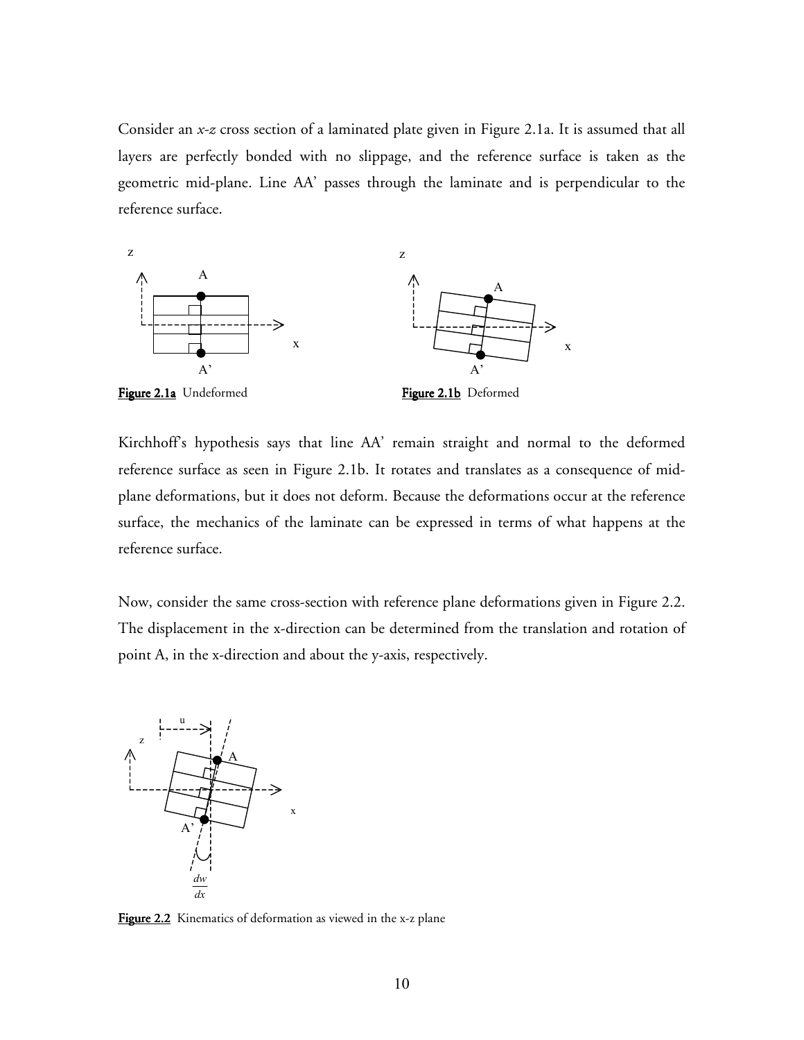Consider an *x-z* cross section of a laminated plate given in Figure 2.1a. It is assumed that all layers are perfectly bonded with no slippage, and the reference surface is taken as the geometric mid-plane. Line AA' passes through the laminate and is perpendicular to the reference surface.

**Figure 2.1a** Undeformed

**Figure 2.1b** Deformed

Kirchhoff's hypothesis says that line AA' remain straight and normal to the deformed reference surface as seen in Figure 2.1b. It rotates and translates as a consequence of mid-plane deformations, but it does not deform. Because the deformations occur at the reference surface, the mechanics of the laminate can be expressed in terms of what happens at the reference surface.

Now, consider the same cross-section with reference plane deformations given in Figure 2.2. The displacement in the x-direction can be determined from the translation and rotation of point A, in the x-direction and about the *y*-axis, respectively.

**Figure 2.2** Kinematics of deformation as viewed in the x-z plane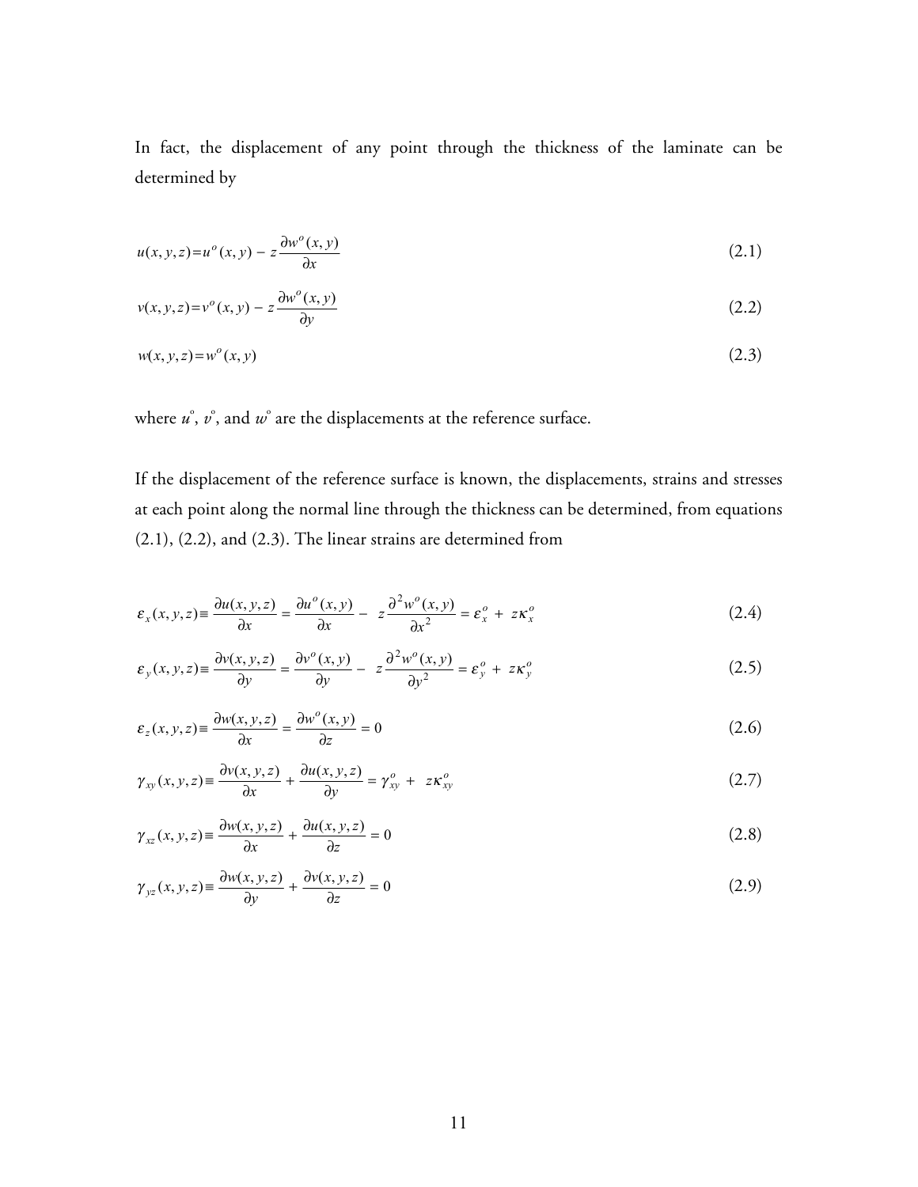In fact, the displacement of any point through the thickness of the laminate can be determined by

$$u(x,y,z) = u^o(x,y) - z\frac{\partial w^o(x,y)}{\partial x} \tag{2.1}$$

$$v(x,y,z) = v^o(x,y) - z\frac{\partial w^o(x,y)}{\partial y} \tag{2.2}$$

$$w(x,y,z) = w^o(x,y) \tag{2.3}$$

where $u^{\circ}$, $v^{\circ}$, and $w^{\circ}$ are the displacements at the reference surface.

If the displacement of the reference surface is known, the displacements, strains and stresses at each point along the normal line through the thickness can be determined, from equations (2.1), (2.2), and (2.3). The linear strains are determined from

$$\varepsilon_x(x,y,z) \equiv \frac{\partial u(x,y,z)}{\partial x} = \frac{\partial u^o(x,y)}{\partial x} - z\frac{\partial^2 w^o(x,y)}{\partial x^2} = \varepsilon_x^o + z\kappa_x^o \tag{2.4}$$

$$\varepsilon_y(x,y,z) \equiv \frac{\partial v(x,y,z)}{\partial y} = \frac{\partial v^o(x,y)}{\partial y} - z\frac{\partial^2 w^o(x,y)}{\partial y^2} = \varepsilon_y^o + z\kappa_y^o \tag{2.5}$$

$$\varepsilon_z(x,y,z) \equiv \frac{\partial w(x,y,z)}{\partial x} = \frac{\partial w^o(x,y)}{\partial z} = 0 \tag{2.6}$$

$$\gamma_{xy}(x,y,z) \equiv \frac{\partial v(x,y,z)}{\partial x} + \frac{\partial u(x,y,z)}{\partial y} = \gamma_{xy}^o + z\kappa_{xy}^o \tag{2.7}$$

$$\gamma_{xz}(x,y,z) \equiv \frac{\partial w(x,y,z)}{\partial x} + \frac{\partial u(x,y,z)}{\partial z} = 0 \tag{2.8}$$

$$\gamma_{yz}(x,y,z) \equiv \frac{\partial w(x,y,z)}{\partial y} + \frac{\partial v(x,y,z)}{\partial z} = 0 \tag{2.9}$$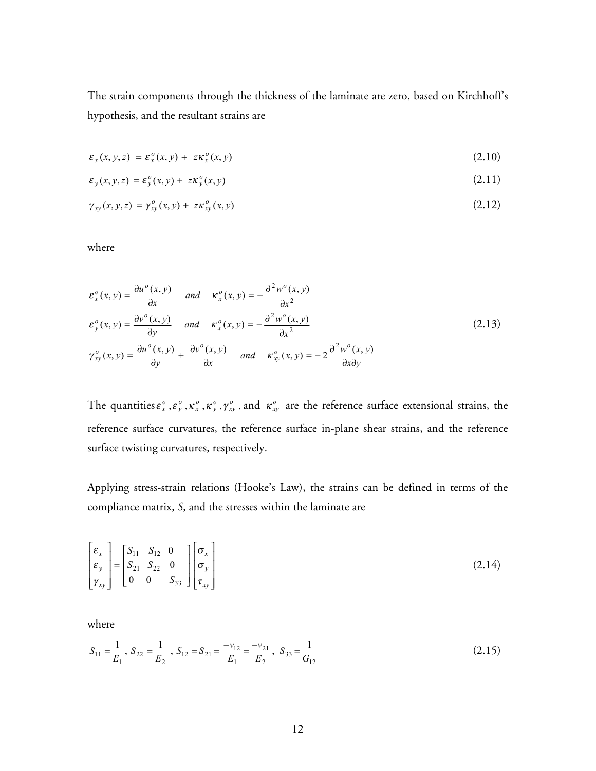The strain components through the thickness of the laminate are zero, based on Kirchhoff's hypothesis, and the resultant strains are

$$\varepsilon_x(x,y,z) = \varepsilon_x^o(x,y) + z\kappa_x^o(x,y) \tag{2.10}$$

$$\varepsilon_y(x,y,z) = \varepsilon_y^o(x,y) + z\kappa_y^o(x,y) \tag{2.11}$$

$$\gamma_{xy}(x,y,z) = \gamma_{xy}^o(x,y) + z\kappa_{xy}^o(x,y) \tag{2.12}$$

where

$$\begin{aligned}
\varepsilon_x^o(x,y) &= \frac{\partial u^o(x,y)}{\partial x} \quad and \quad \kappa_x^o(x,y) = -\frac{\partial^2 w^o(x,y)}{\partial x^2} \\
\varepsilon_y^o(x,y) &= \frac{\partial v^o(x,y)}{\partial y} \quad and \quad \kappa_x^o(x,y) = -\frac{\partial^2 w^o(x,y)}{\partial x^2} \\
\gamma_{xy}^o(x,y) &= \frac{\partial u^o(x,y)}{\partial y} + \frac{\partial v^o(x,y)}{\partial x} \quad and \quad \kappa_{xy}^o(x,y) = -2\frac{\partial^2 w^o(x,y)}{\partial x \partial y}
\end{aligned} \tag{2.13}$$

The quantities $\varepsilon_x^o, \varepsilon_y^o, \kappa_x^o, \kappa_y^o, \gamma_{xy}^o$, and $\kappa_{xy}^o$ are the reference surface extensional strains, the reference surface curvatures, the reference surface in-plane shear strains, and the reference surface twisting curvatures, respectively.

Applying stress-strain relations (Hooke's Law), the strains can be defined in terms of the compliance matrix, *S*, and the stresses within the laminate are

$$\begin{bmatrix} \varepsilon_x \\ \varepsilon_y \\ \gamma_{xy} \end{bmatrix} = \begin{bmatrix} S_{11} & S_{12} & 0 \\ S_{21} & S_{22} & 0 \\ 0 & 0 & S_{33} \end{bmatrix} \begin{bmatrix} \sigma_x \\ \sigma_y \\ \tau_{xy} \end{bmatrix} \tag{2.14}$$

where

$$S_{11} = \frac{1}{E_1},\ S_{22} = \frac{1}{E_2},\ S_{12} = S_{21} = \frac{-\nu_{12}}{E_1} = \frac{-\nu_{21}}{E_2},\ S_{33} = \frac{1}{G_{12}} \tag{2.15}$$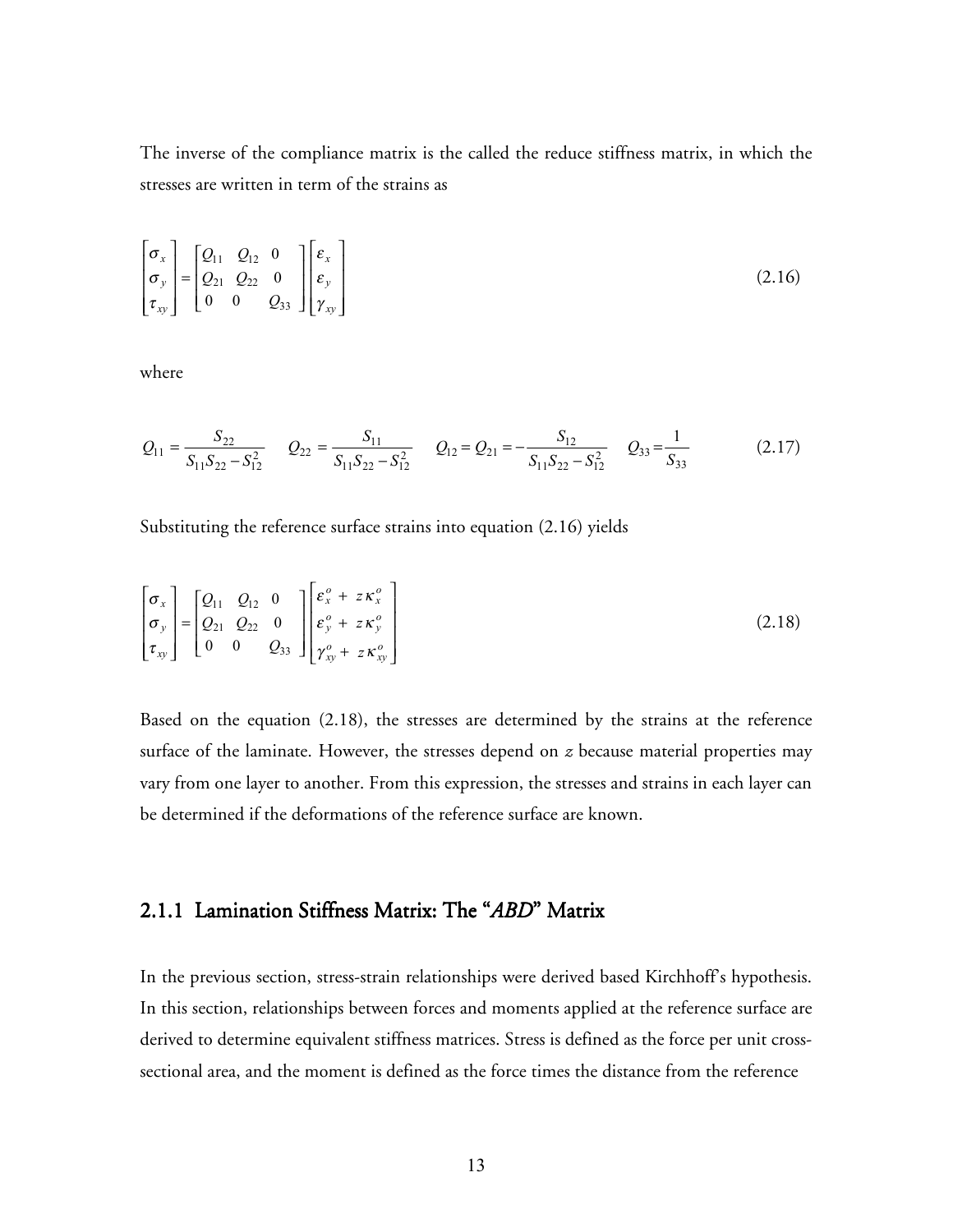The inverse of the compliance matrix is the called the reduce stiffness matrix, in which the stresses are written in term of the strains as

$$\begin{bmatrix} \sigma_x \\ \sigma_y \\ \tau_{xy} \end{bmatrix} = \begin{bmatrix} Q_{11} & Q_{12} & 0 \\ Q_{21} & Q_{22} & 0 \\ 0 & 0 & Q_{33} \end{bmatrix} \begin{bmatrix} \varepsilon_x \\ \varepsilon_y \\ \gamma_{xy} \end{bmatrix} \tag{2.16}$$

where

$$Q_{11} = \frac{S_{22}}{S_{11}S_{22} - S_{12}^2} \quad Q_{22} = \frac{S_{11}}{S_{11}S_{22} - S_{12}^2} \quad Q_{12} = Q_{21} = -\frac{S_{12}}{S_{11}S_{22} - S_{12}^2} \quad Q_{33} = \frac{1}{S_{33}} \tag{2.17}$$

Substituting the reference surface strains into equation (2.16) yields

$$\begin{bmatrix} \sigma_x \\ \sigma_y \\ \tau_{xy} \end{bmatrix} = \begin{bmatrix} Q_{11} & Q_{12} & 0 \\ Q_{21} & Q_{22} & 0 \\ 0 & 0 & Q_{33} \end{bmatrix} \begin{bmatrix} \varepsilon_x^o + z\kappa_x^o \\ \varepsilon_y^o + z\kappa_y^o \\ \gamma_{xy}^o + z\kappa_{xy}^o \end{bmatrix} \tag{2.18}$$

Based on the equation (2.18), the stresses are determined by the strains at the reference surface of the laminate. However, the stresses depend on $z$ because material properties may vary from one layer to another. From this expression, the stresses and strains in each layer can be determined if the deformations of the reference surface are known.

### 2.1.1 Lamination Stiffness Matrix: The "*ABD*" Matrix

In the previous section, stress-strain relationships were derived based Kirchhoff's hypothesis. In this section, relationships between forces and moments applied at the reference surface are derived to determine equivalent stiffness matrices. Stress is defined as the force per unit cross-sectional area, and the moment is defined as the force times the distance from the reference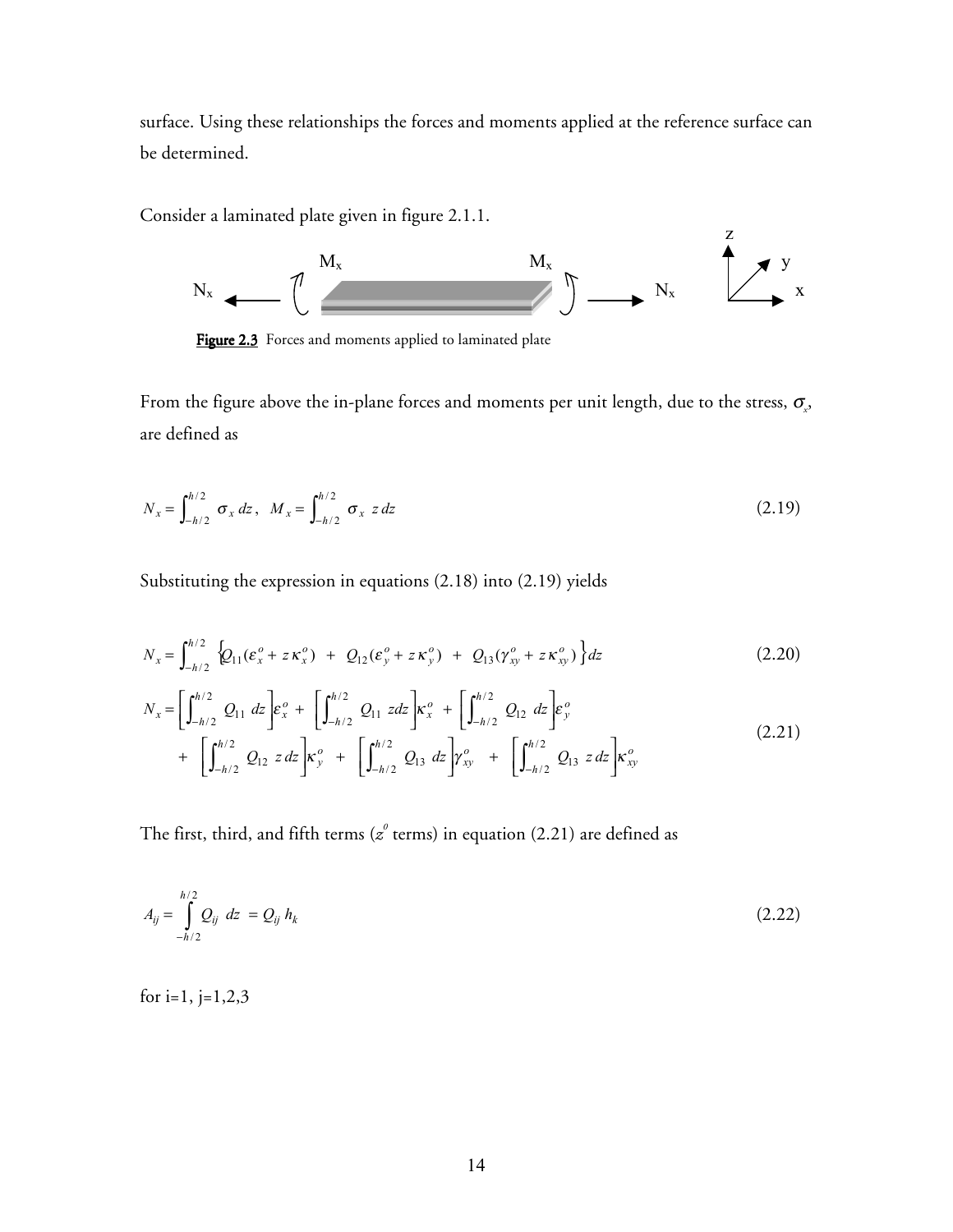surface. Using these relationships the forces and moments applied at the reference surface can be determined.

Consider a laminated plate given in figure 2.1.1.

**Figure 2.3** Forces and moments applied to laminated plate

From the figure above the in-plane forces and moments per unit length, due to the stress, $\sigma_x$, are defined as

$$N_x = \int_{-h/2}^{h/2} \sigma_x \, dz, \quad M_x = \int_{-h/2}^{h/2} \sigma_x \, z \, dz \tag{2.19}$$

Substituting the expression in equations (2.18) into (2.19) yields

$$N_x = \int_{-h/2}^{h/2} \left\{ Q_{11}(\varepsilon_x^o + z\,\kappa_x^o) \; + \; Q_{12}(\varepsilon_y^o + z\,\kappa_y^o) \; + \; Q_{13}(\gamma_{xy}^o + z\,\kappa_{xy}^o) \right\} dz \tag{2.20}$$

$$\begin{aligned} N_x = &\left[\int_{-h/2}^{h/2} Q_{11} \; dz\right]\varepsilon_x^o + \left[\int_{-h/2}^{h/2} Q_{11} \; zdz\right]\kappa_x^o + \left[\int_{-h/2}^{h/2} Q_{12} \; dz\right]\varepsilon_y^o \\ &+ \left[\int_{-h/2}^{h/2} Q_{12} \; z\,dz\right]\kappa_y^o + \left[\int_{-h/2}^{h/2} Q_{13} \; dz\right]\gamma_{xy}^o + \left[\int_{-h/2}^{h/2} Q_{13} \; z\,dz\right]\kappa_{xy}^o \end{aligned} \tag{2.21}$$

The first, third, and fifth terms ($z^0$ terms) in equation (2.21) are defined as

$$A_{ij} = \int_{-h/2}^{h/2} Q_{ij} \; dz \; = Q_{ij} \, h_k \tag{2.22}$$

for i=1, j=1,2,3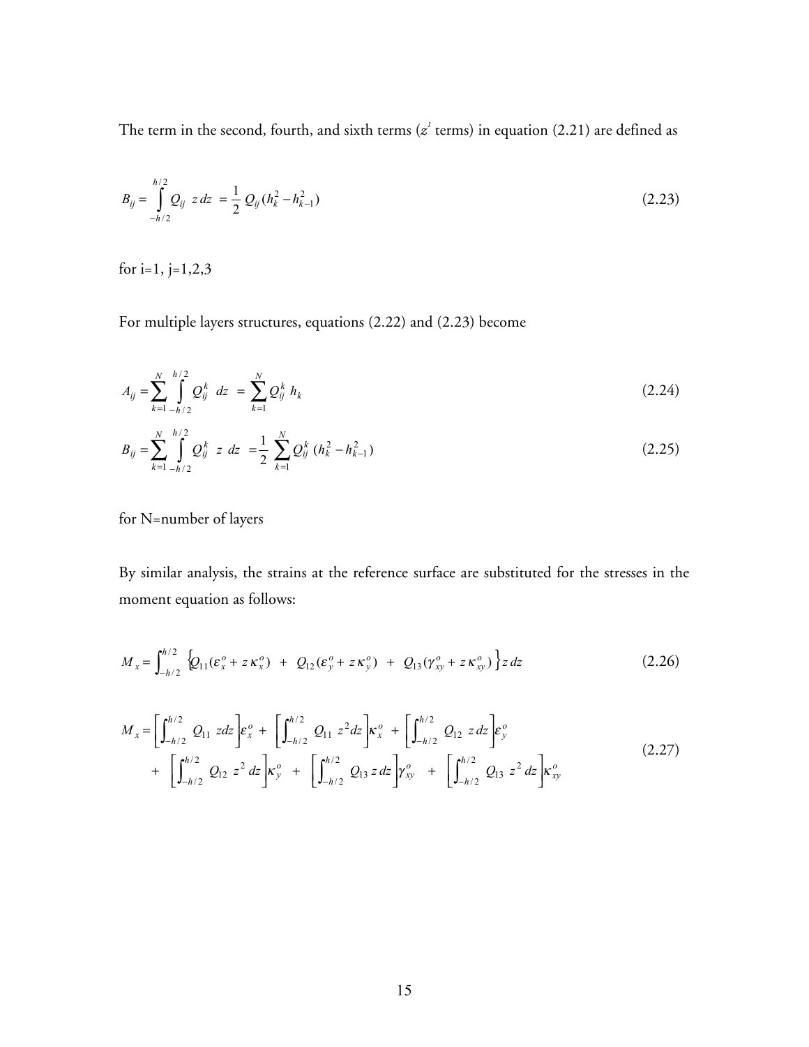The term in the second, fourth, and sixth terms ($z^1$ terms) in equation (2.21) are defined as

$$B_{ij} = \int_{-h/2}^{h/2} Q_{ij} \; z \, dz \; = \frac{1}{2} \, Q_{ij} (h_k^2 - h_{k-1}^2) \tag{2.23}$$

for i=1, j=1,2,3

For multiple layers structures, equations (2.22) and (2.23) become

$$A_{ij} = \sum_{k=1}^{N} \int_{-h/2}^{h/2} Q_{ij}^k \; dz \; = \sum_{k=1}^{N} Q_{ij}^k \; h_k \tag{2.24}$$

$$B_{ij} = \sum_{k=1}^{N} \int_{-h/2}^{h/2} Q_{ij}^k \; z \; dz \; = \frac{1}{2} \sum_{k=1}^{N} Q_{ij}^k \; (h_k^2 - h_{k-1}^2) \tag{2.25}$$

for N=number of layers

By similar analysis, the strains at the reference surface are substituted for the stresses in the moment equation as follows:

$$M_x = \int_{-h/2}^{h/2} \left\{ Q_{11}(\varepsilon_x^o + z\,\kappa_x^o) \; + \; Q_{12}(\varepsilon_y^o + z\,\kappa_y^o) \; + \; Q_{13}(\gamma_{xy}^o + z\,\kappa_{xy}^o) \right\} z \, dz \tag{2.26}$$

$$\begin{aligned} M_x = & \left[ \int_{-h/2}^{h/2} Q_{11} \; z dz \right] \varepsilon_x^o + \left[ \int_{-h/2}^{h/2} Q_{11} \; z^2 dz \right] \kappa_x^o + \left[ \int_{-h/2}^{h/2} Q_{12} \; z \, dz \right] \varepsilon_y^o \\ & + \left[ \int_{-h/2}^{h/2} Q_{12} \; z^2 \, dz \right] \kappa_y^o + \left[ \int_{-h/2}^{h/2} Q_{13} \, z \, dz \right] \gamma_{xy}^o + \left[ \int_{-h/2}^{h/2} Q_{13} \; z^2 \, dz \right] \kappa_{xy}^o \end{aligned} \tag{2.27}$$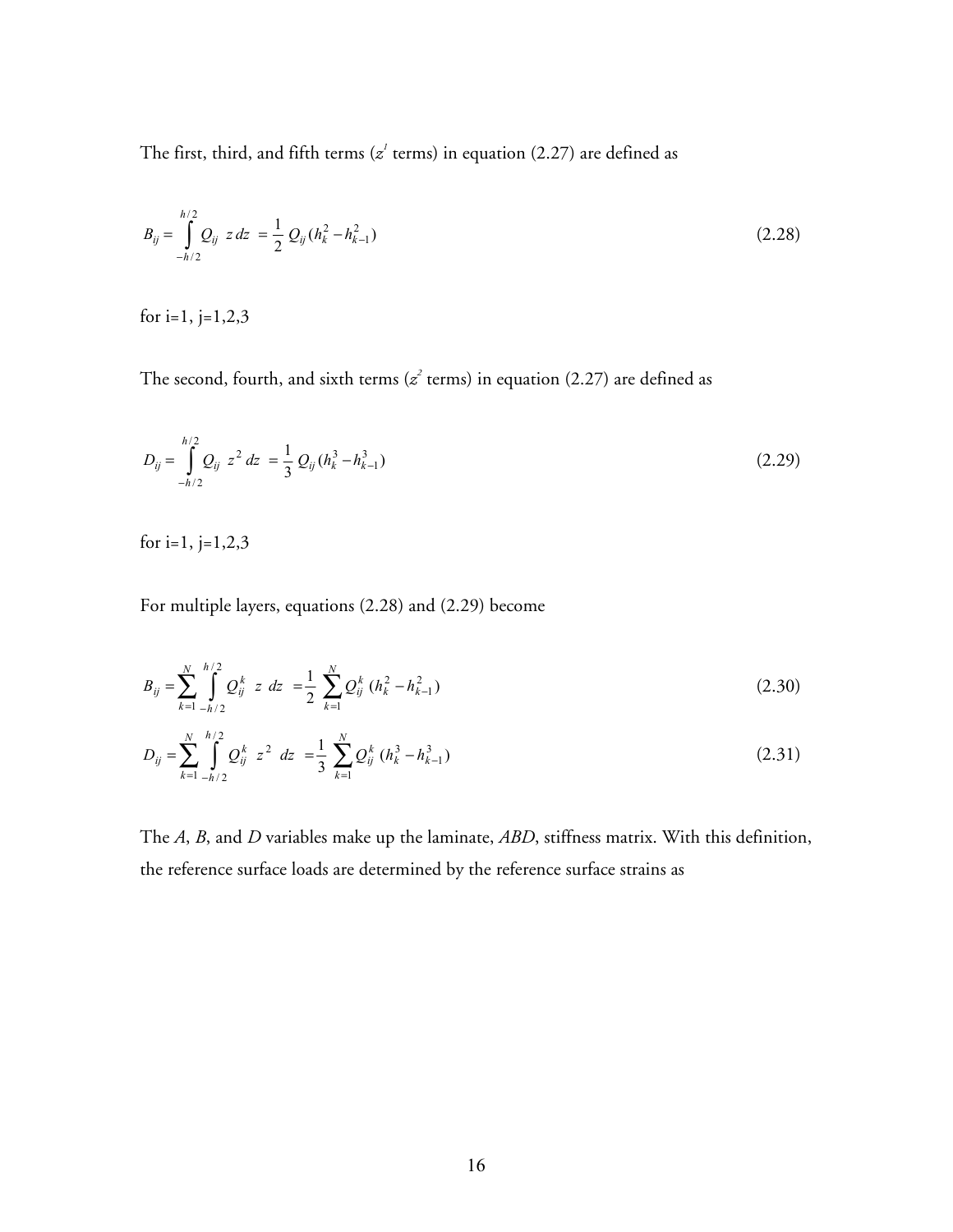The first, third, and fifth terms ($z^1$ terms) in equation (2.27) are defined as

$$B_{ij} = \int_{-h/2}^{h/2} Q_{ij} \; z \, dz \; = \frac{1}{2} \, Q_{ij} (h_k^2 - h_{k-1}^2) \tag{2.28}$$

for i=1, j=1,2,3

The second, fourth, and sixth terms ($z^2$ terms) in equation (2.27) are defined as

$$D_{ij} = \int_{-h/2}^{h/2} Q_{ij} \; z^2 \, dz \; = \frac{1}{3} \, Q_{ij} (h_k^3 - h_{k-1}^3) \tag{2.29}$$

for i=1, j=1,2,3

For multiple layers, equations (2.28) and (2.29) become

$$B_{ij} = \sum_{k=1}^{N} \int_{-h/2}^{h/2} Q_{ij}^k \; z \; dz \; = \frac{1}{2} \sum_{k=1}^{N} Q_{ij}^k \; (h_k^2 - h_{k-1}^2) \tag{2.30}$$

$$D_{ij} = \sum_{k=1}^{N} \int_{-h/2}^{h/2} Q_{ij}^k \; z^2 \; dz \; = \frac{1}{3} \sum_{k=1}^{N} Q_{ij}^k \; (h_k^3 - h_{k-1}^3) \tag{2.31}$$

The *A*, *B*, and *D* variables make up the laminate, *ABD*, stiffness matrix. With this definition, the reference surface loads are determined by the reference surface strains as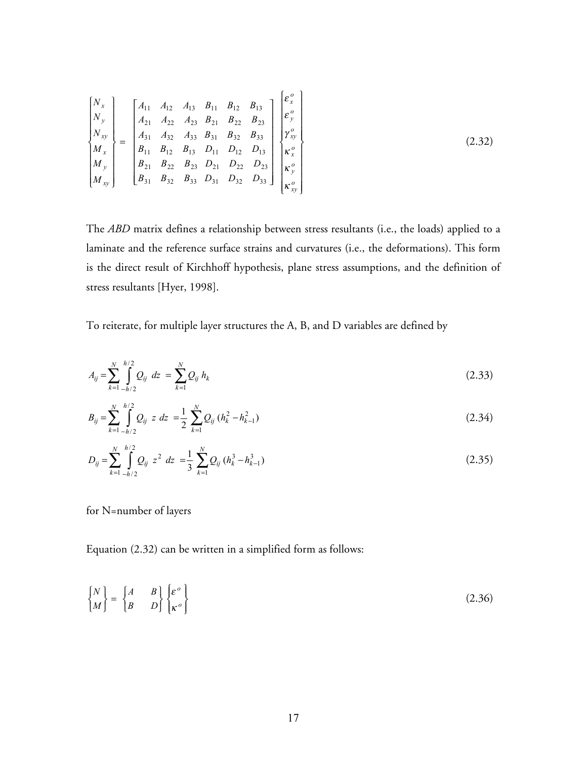$$
\begin{Bmatrix} N_x \\ N_y \\ N_{xy} \\ M_x \\ M_y \\ M_{xy} \end{Bmatrix} = \begin{bmatrix} A_{11} & A_{12} & A_{13} & B_{11} & B_{12} & B_{13} \\ A_{21} & A_{22} & A_{23} & B_{21} & B_{22} & B_{23} \\ A_{31} & A_{32} & A_{33} & B_{31} & B_{32} & B_{33} \\ B_{11} & B_{12} & B_{13} & D_{11} & D_{12} & D_{13} \\ B_{21} & B_{22} & B_{23} & D_{21} & D_{22} & D_{23} \\ B_{31} & B_{32} & B_{33} & D_{31} & D_{32} & D_{33} \end{bmatrix} \begin{Bmatrix} \varepsilon_x^o \\ \varepsilon_y^o \\ \gamma_{xy}^o \\ \kappa_x^o \\ \kappa_y^o \\ \kappa_{xy}^o \end{Bmatrix} \tag{2.32}
$$

The *ABD* matrix defines a relationship between stress resultants (i.e., the loads) applied to a laminate and the reference surface strains and curvatures (i.e., the deformations). This form is the direct result of Kirchhoff hypothesis, plane stress assumptions, and the definition of stress resultants [Hyer, 1998].

To reiterate, for multiple layer structures the A, B, and D variables are defined by

$$
A_{ij} = \sum_{k=1}^{N} \int_{-h/2}^{h/2} Q_{ij} \; dz \; = \sum_{k=1}^{N} Q_{ij} \, h_k \tag{2.33}
$$

$$
B_{ij} = \sum_{k=1}^{N} \int_{-h/2}^{h/2} Q_{ij} \; z \; dz \; = \frac{1}{2} \sum_{k=1}^{N} Q_{ij} \, (h_k^2 - h_{k-1}^2) \tag{2.34}
$$

$$
D_{ij} = \sum_{k=1}^{N} \int_{-h/2}^{h/2} Q_{ij} \; z^2 \; dz \; = \frac{1}{3} \sum_{k=1}^{N} Q_{ij} \, (h_k^3 - h_{k-1}^3) \tag{2.35}
$$

for N=number of layers

Equation (2.32) can be written in a simplified form as follows:

$$
\begin{Bmatrix} N \\ M \end{Bmatrix} = \begin{Bmatrix} A & B \\ B & D \end{Bmatrix} \begin{Bmatrix} \varepsilon^o \\ \kappa^o \end{Bmatrix} \tag{2.36}
$$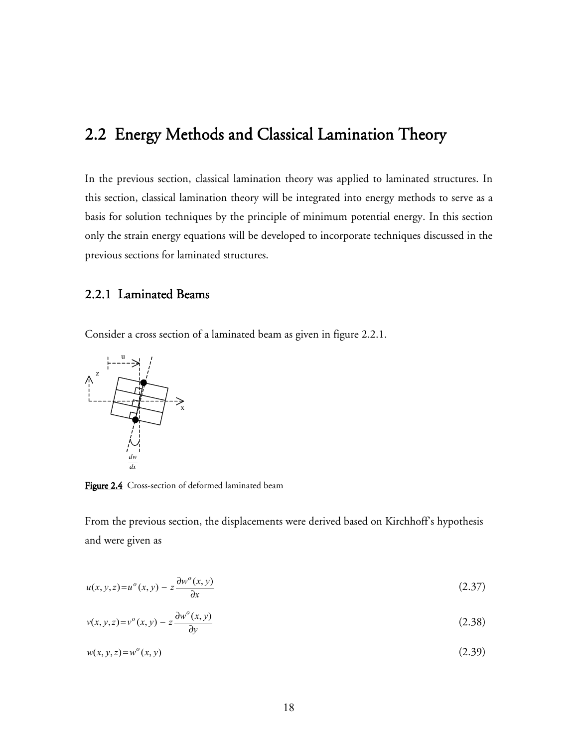## 2.2 Energy Methods and Classical Lamination Theory

In the previous section, classical lamination theory was applied to laminated structures. In this section, classical lamination theory will be integrated into energy methods to serve as a basis for solution techniques by the principle of minimum potential energy. In this section only the strain energy equations will be developed to incorporate techniques discussed in the previous sections for laminated structures.

### 2.2.1 Laminated Beams

Consider a cross section of a laminated beam as given in figure 2.2.1.

**Figure 2.4** Cross-section of deformed laminated beam

From the previous section, the displacements were derived based on Kirchhoff's hypothesis and were given as

$$u(x, y, z) = u^o(x, y) - z\frac{\partial w^o(x, y)}{\partial x} \tag{2.37}$$

$$v(x, y, z) = v^o(x, y) - z\frac{\partial w^o(x, y)}{\partial y} \tag{2.38}$$

$$w(x, y, z) = w^o(x, y) \tag{2.39}$$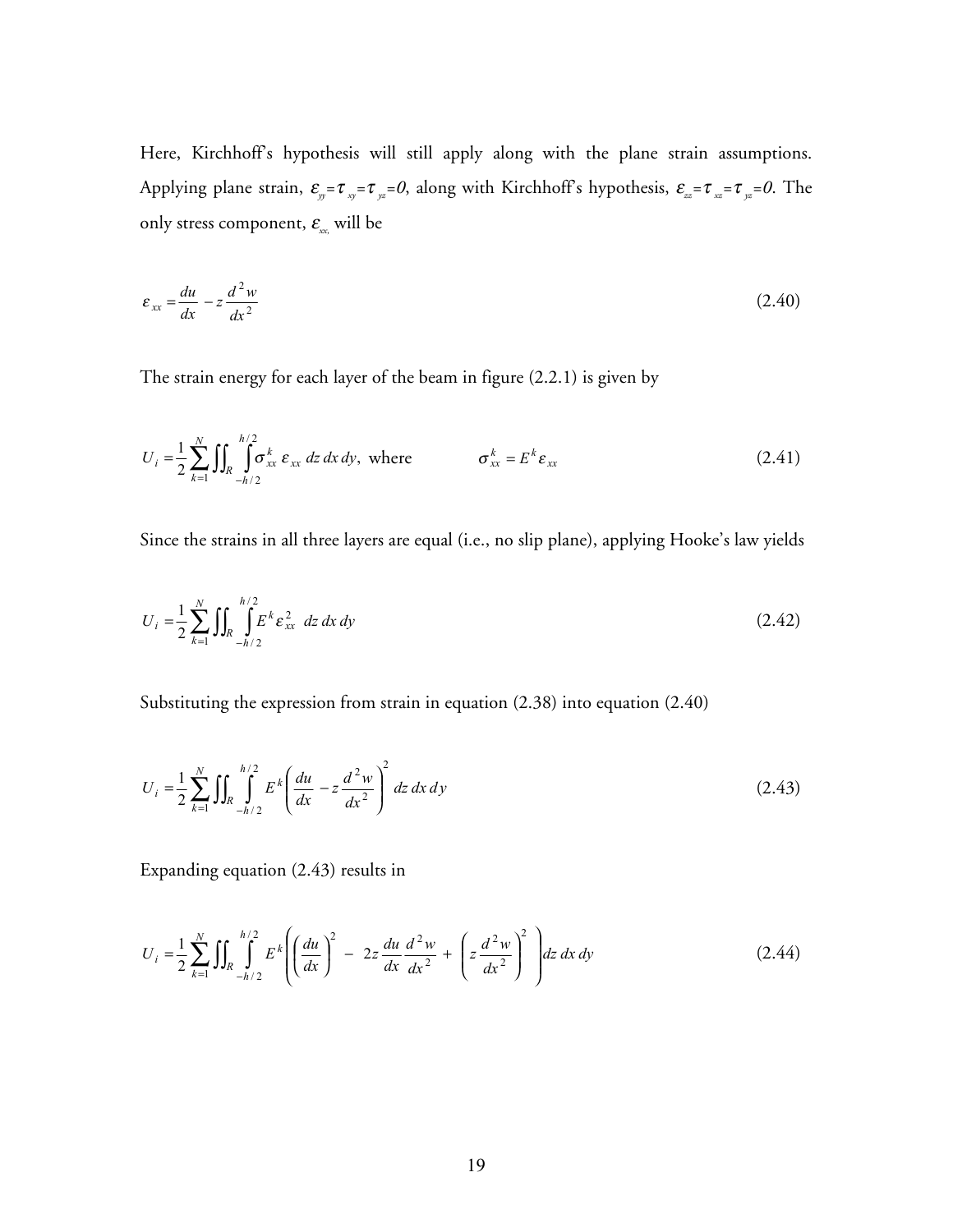Here, Kirchhoff's hypothesis will still apply along with the plane strain assumptions. Applying plane strain, $\varepsilon_{yy}=\tau_{xy}=\tau_{yz}=0$, along with Kirchhoff's hypothesis, $\varepsilon_{zz}=\tau_{xz}=\tau_{yz}=0$. The only stress component, $\varepsilon_{xx}$, will be

$$\varepsilon_{xx} = \frac{du}{dx} - z\frac{d^2w}{dx^2} \tag{2.40}$$

The strain energy for each layer of the beam in figure (2.2.1) is given by

$$U_i = \frac{1}{2}\sum_{k=1}^{N}\iint_R \int_{-h/2}^{h/2} \sigma_{xx}^k \, \varepsilon_{xx} \, dz\, dx\, dy, \text{ where } \qquad \sigma_{xx}^k = E^k \varepsilon_{xx} \tag{2.41}$$

Since the strains in all three layers are equal (i.e., no slip plane), applying Hooke's law yields

$$U_i = \frac{1}{2}\sum_{k=1}^{N}\iint_R \int_{-h/2}^{h/2} E^k \varepsilon_{xx}^2 \; dz\, dx\, dy \tag{2.42}$$

Substituting the expression from strain in equation (2.38) into equation (2.40)

$$U_i = \frac{1}{2}\sum_{k=1}^{N}\iint_R \int_{-h/2}^{h/2} E^k \left(\frac{du}{dx} - z\frac{d^2w}{dx^2}\right)^2 \, dz\, dx\, dy \tag{2.43}$$

Expanding equation (2.43) results in

$$U_i = \frac{1}{2}\sum_{k=1}^{N}\iint_R \int_{-h/2}^{h/2} E^k \left(\left(\frac{du}{dx}\right)^2 - 2z\frac{du}{dx}\frac{d^2w}{dx^2} + \left(z\frac{d^2w}{dx^2}\right)^2\right) dz\, dx\, dy \tag{2.44}$$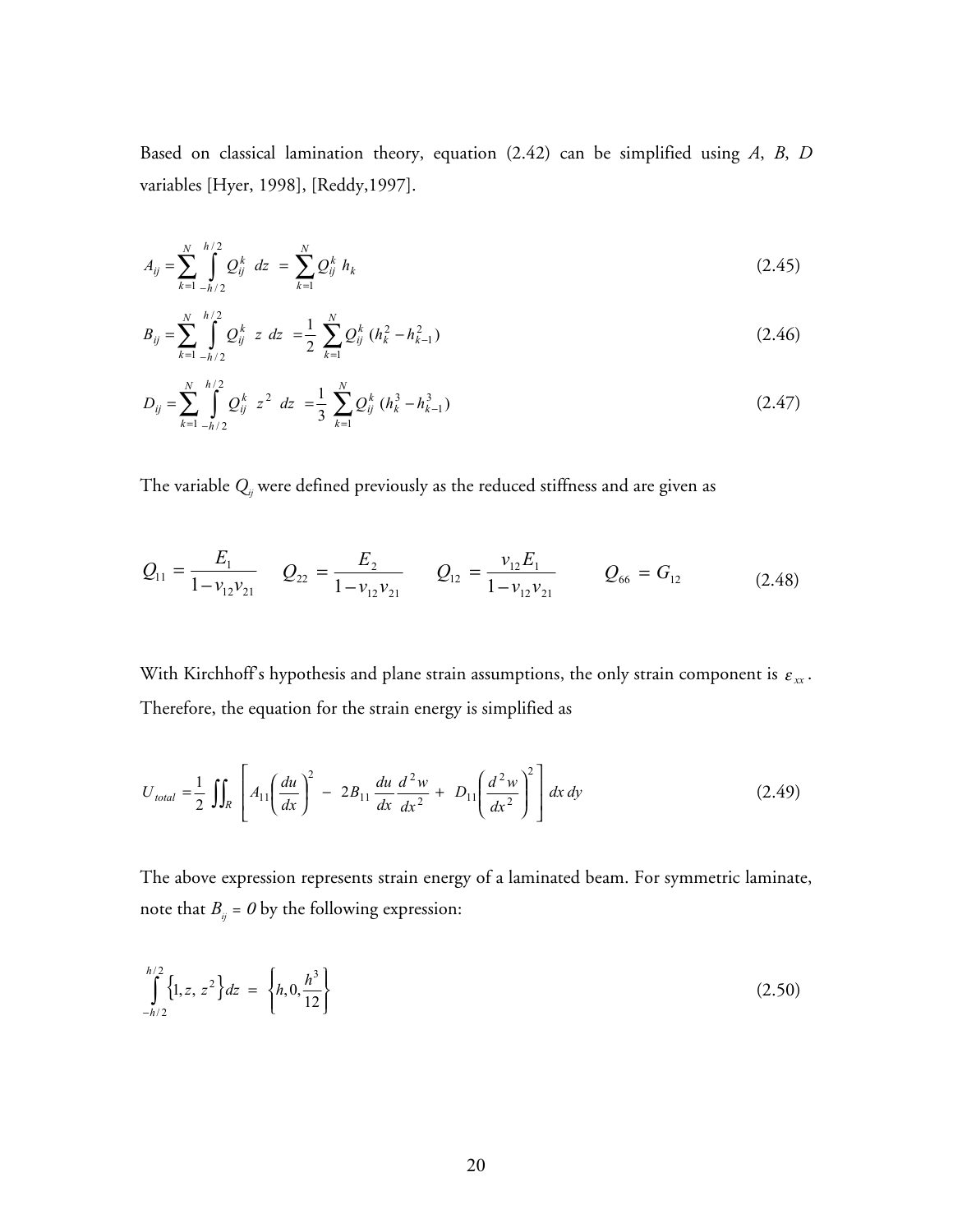Based on classical lamination theory, equation (2.42) can be simplified using *A*, *B*, *D* variables [Hyer, 1998], [Reddy,1997].

$$A_{ij} = \sum_{k=1}^{N} \int_{-h/2}^{h/2} Q_{ij}^{k} \; dz \; = \sum_{k=1}^{N} Q_{ij}^{k} \; h_k \tag{2.45}$$

$$B_{ij} = \sum_{k=1}^{N} \int_{-h/2}^{h/2} Q_{ij}^{k} \; z \; dz \; = \frac{1}{2} \sum_{k=1}^{N} Q_{ij}^{k} \; (h_k^2 - h_{k-1}^2) \tag{2.46}$$

$$D_{ij} = \sum_{k=1}^{N} \int_{-h/2}^{h/2} Q_{ij}^{k} \; z^2 \; dz \; = \frac{1}{3} \sum_{k=1}^{N} Q_{ij}^{k} \; (h_k^3 - h_{k-1}^3) \tag{2.47}$$

The variable $Q_{ij}$ were defined previously as the reduced stiffness and are given as

$$Q_{11} = \frac{E_1}{1-\nu_{12}\nu_{21}} \qquad Q_{22} = \frac{E_2}{1-\nu_{12}\nu_{21}} \qquad Q_{12} = \frac{\nu_{12}E_1}{1-\nu_{12}\nu_{21}} \qquad Q_{66} = G_{12} \tag{2.48}$$

With Kirchhoff's hypothesis and plane strain assumptions, the only strain component is $\varepsilon_{xx}$. Therefore, the equation for the strain energy is simplified as

$$U_{total} = \frac{1}{2} \iint_R \left[ A_{11}\left(\frac{du}{dx}\right)^2 \; - \; 2B_{11}\,\frac{du}{dx}\frac{d^2w}{dx^2} \; + \; D_{11}\left(\frac{d^2w}{dx^2}\right)^2 \right] dx\, dy \tag{2.49}$$

The above expression represents strain energy of a laminated beam. For symmetric laminate, note that $B_{ij} = 0$ by the following expression:

$$\int_{-h/2}^{h/2} \left\{1, z, z^2\right\} dz \; = \; \left\{h, 0, \frac{h^3}{12}\right\} \tag{2.50}$$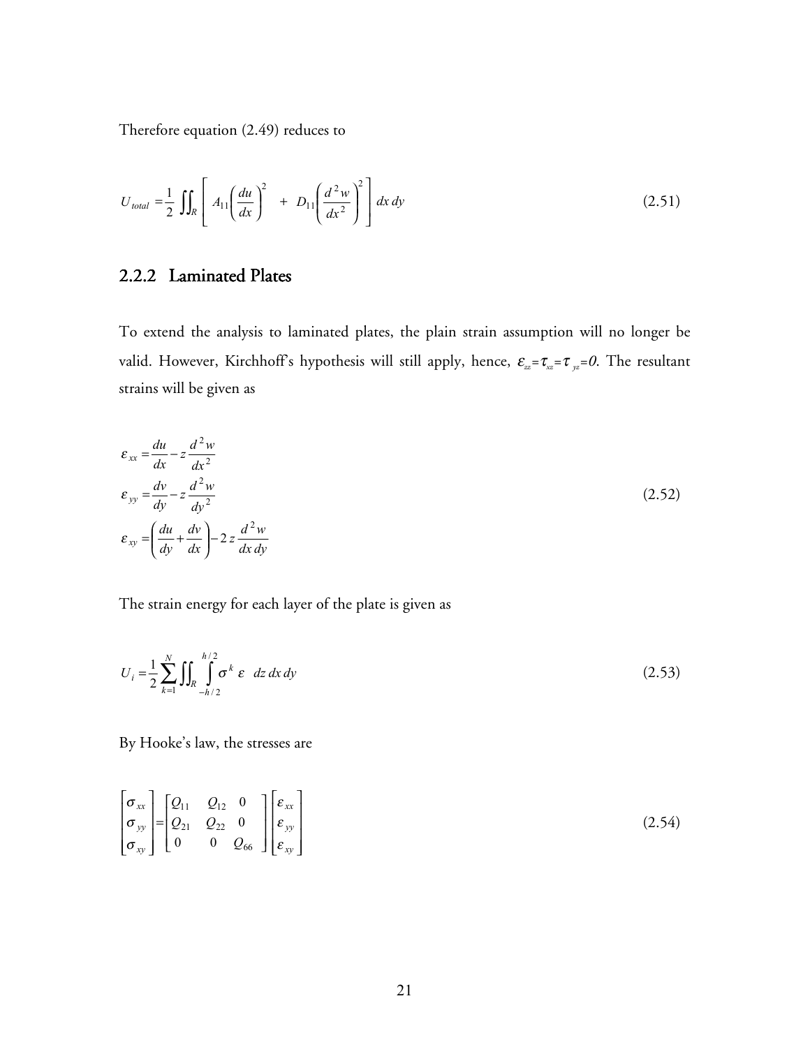Therefore equation (2.49) reduces to

$$U_{total} = \frac{1}{2} \iint_R \left[ A_{11} \left( \frac{du}{dx} \right)^2 + D_{11} \left( \frac{d^2 w}{dx^2} \right)^2 \right] dx\, dy \tag{2.51}$$

### 2.2.2 Laminated Plates

To extend the analysis to laminated plates, the plain strain assumption will no longer be valid. However, Kirchhoff's hypothesis will still apply, hence, $\varepsilon_{zz}=\tau_{xz}=\tau_{yz}=0$. The resultant strains will be given as

$$\begin{aligned}
\varepsilon_{xx} &= \frac{du}{dx} - z\frac{d^2 w}{dx^2} \\
\varepsilon_{yy} &= \frac{dv}{dy} - z\frac{d^2 w}{dy^2} \\
\varepsilon_{xy} &= \left( \frac{du}{dy} + \frac{dv}{dx} \right) - 2z\frac{d^2 w}{dx\, dy}
\end{aligned} \tag{2.52}$$

The strain energy for each layer of the plate is given as

$$U_i = \frac{1}{2} \sum_{k=1}^{N} \iint_R \int_{-h/2}^{h/2} \sigma^k \varepsilon \;\; dz\, dx\, dy \tag{2.53}$$

By Hooke's law, the stresses are

$$\begin{bmatrix} \sigma_{xx} \\ \sigma_{yy} \\ \sigma_{xy} \end{bmatrix} = \begin{bmatrix} Q_{11} & Q_{12} & 0 \\ Q_{21} & Q_{22} & 0 \\ 0 & 0 & Q_{66} \end{bmatrix} \begin{bmatrix} \varepsilon_{xx} \\ \varepsilon_{yy} \\ \varepsilon_{xy} \end{bmatrix} \tag{2.54}$$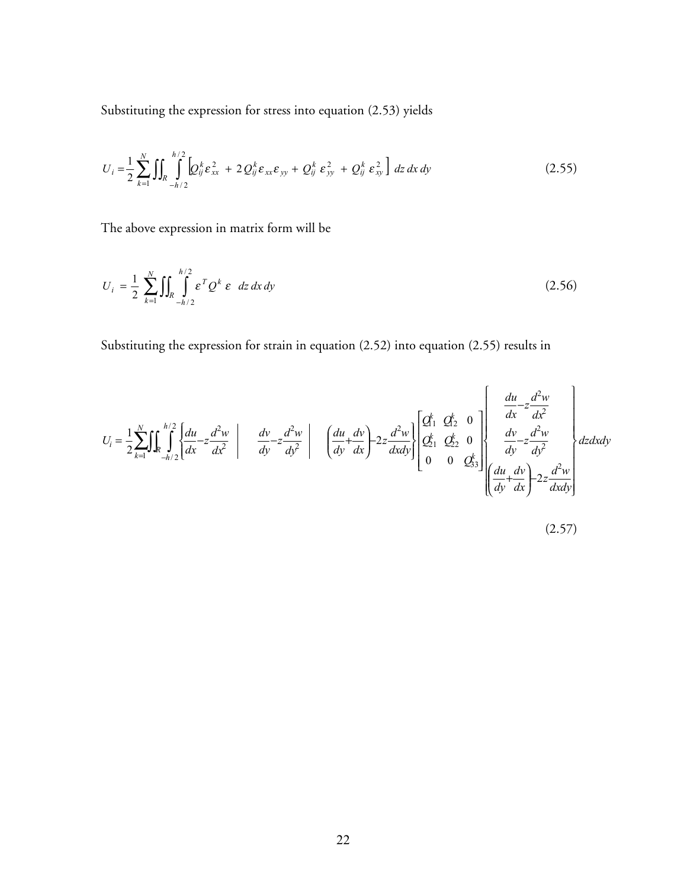Substituting the expression for stress into equation (2.53) yields

$$U_i = \frac{1}{2}\sum_{k=1}^{N}\iint_R \int_{-h/2}^{h/2} \left[ Q_{ij}^k \varepsilon_{xx}^2 + 2\,Q_{ij}^k \varepsilon_{xx}\varepsilon_{yy} + Q_{ij}^k\,\varepsilon_{yy}^2 + Q_{ij}^k\,\varepsilon_{xy}^2 \right]\,dz\,dx\,dy \tag{2.55}$$

The above expression in matrix form will be

$$U_i = \frac{1}{2}\sum_{k=1}^{N}\iint_R \int_{-h/2}^{h/2} \varepsilon^T Q^k\,\varepsilon \;\; dz\,dx\,dy \tag{2.56}$$

Substituting the expression for strain in equation (2.52) into equation (2.55) results in

$$U_i = \frac{1}{2}\sum_{k=1}^{N}\iint_R \int_{-h/2}^{h/2} \left\{ \frac{du}{dx} - z\frac{d^2w}{dx^2} \quad \middle| \quad \frac{dv}{dy} - z\frac{d^2w}{dy^2} \quad \middle| \quad \left(\frac{du}{dy}+\frac{dv}{dx}\right) - 2z\frac{d^2w}{dxdy} \right\} \begin{bmatrix} Q_{11}^k & Q_{12}^k & 0 \\ Q_{21}^k & Q_{22}^k & 0 \\ 0 & 0 & Q_{33}^k \end{bmatrix} \begin{Bmatrix} \dfrac{du}{dx} - z\dfrac{d^2w}{dx^2} \\ \dfrac{dv}{dy} - z\dfrac{d^2w}{dy^2} \\ \left(\dfrac{du}{dy}+\dfrac{dv}{dx}\right) - 2z\dfrac{d^2w}{dxdy} \end{Bmatrix} dzdxdy \tag{2.57}$$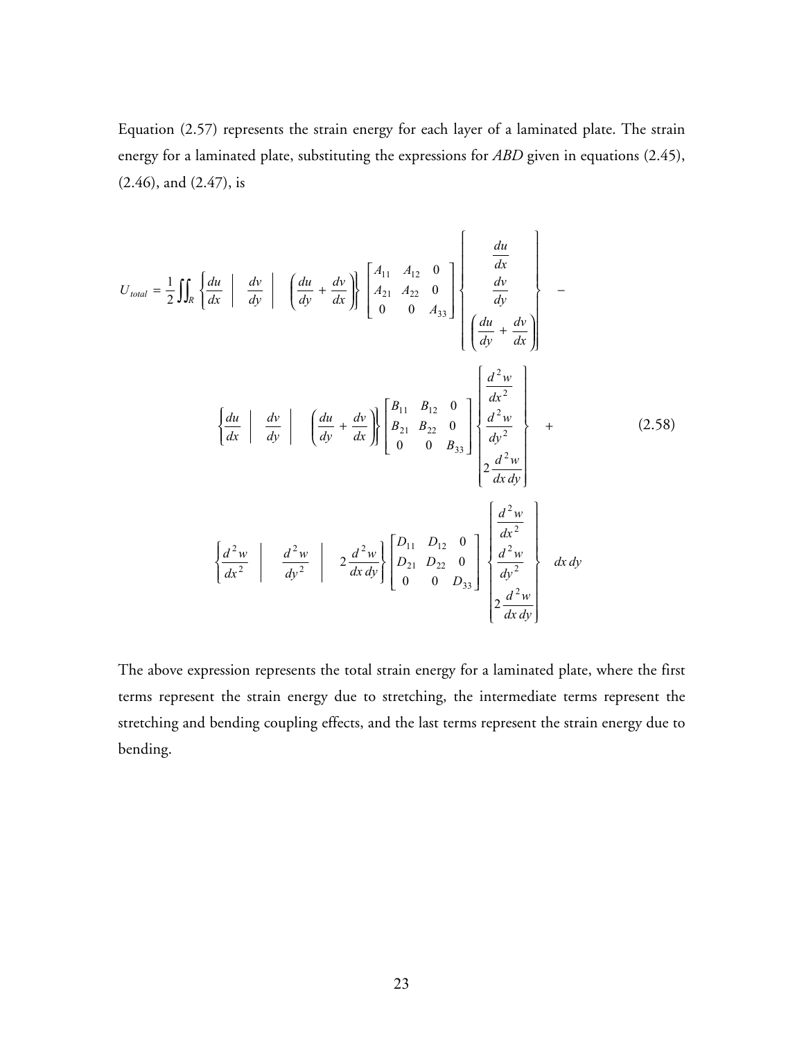Equation (2.57) represents the strain energy for each layer of a laminated plate. The strain energy for a laminated plate, substituting the expressions for *ABD* given in equations (2.45), (2.46), and (2.47), is

$$
\begin{aligned}
U_{total} = \frac{1}{2}\iint_R & \left\{ \frac{du}{dx} \;\middle|\; \frac{dv}{dy} \;\middle|\; \left(\frac{du}{dy} + \frac{dv}{dx}\right) \right\} \begin{bmatrix} A_{11} & A_{12} & 0 \\ A_{21} & A_{22} & 0 \\ 0 & 0 & A_{33} \end{bmatrix} \left\{ \begin{matrix} \dfrac{du}{dx} \\ \dfrac{dv}{dy} \\ \left(\dfrac{du}{dy} + \dfrac{dv}{dx}\right) \end{matrix} \right\} - \\
& \left\{ \frac{du}{dx} \;\middle|\; \frac{dv}{dy} \;\middle|\; \left(\frac{du}{dy} + \frac{dv}{dx}\right) \right\} \begin{bmatrix} B_{11} & B_{12} & 0 \\ B_{21} & B_{22} & 0 \\ 0 & 0 & B_{33} \end{bmatrix} \left\{ \begin{matrix} \dfrac{d^2 w}{dx^2} \\ \dfrac{d^2 w}{dy^2} \\ 2\dfrac{d^2 w}{dx\,dy} \end{matrix} \right\} + \qquad (2.58) \\
& \left\{ \frac{d^2 w}{dx^2} \;\middle|\; \frac{d^2 w}{dy^2} \;\middle|\; 2\frac{d^2 w}{dx\,dy} \right\} \begin{bmatrix} D_{11} & D_{12} & 0 \\ D_{21} & D_{22} & 0 \\ 0 & 0 & D_{33} \end{bmatrix} \left\{ \begin{matrix} \dfrac{d^2 w}{dx^2} \\ \dfrac{d^2 w}{dy^2} \\ 2\dfrac{d^2 w}{dx\,dy} \end{matrix} \right\} \, dx\, dy
\end{aligned}
$$

The above expression represents the total strain energy for a laminated plate, where the first terms represent the strain energy due to stretching, the intermediate terms represent the stretching and bending coupling effects, and the last terms represent the strain energy due to bending.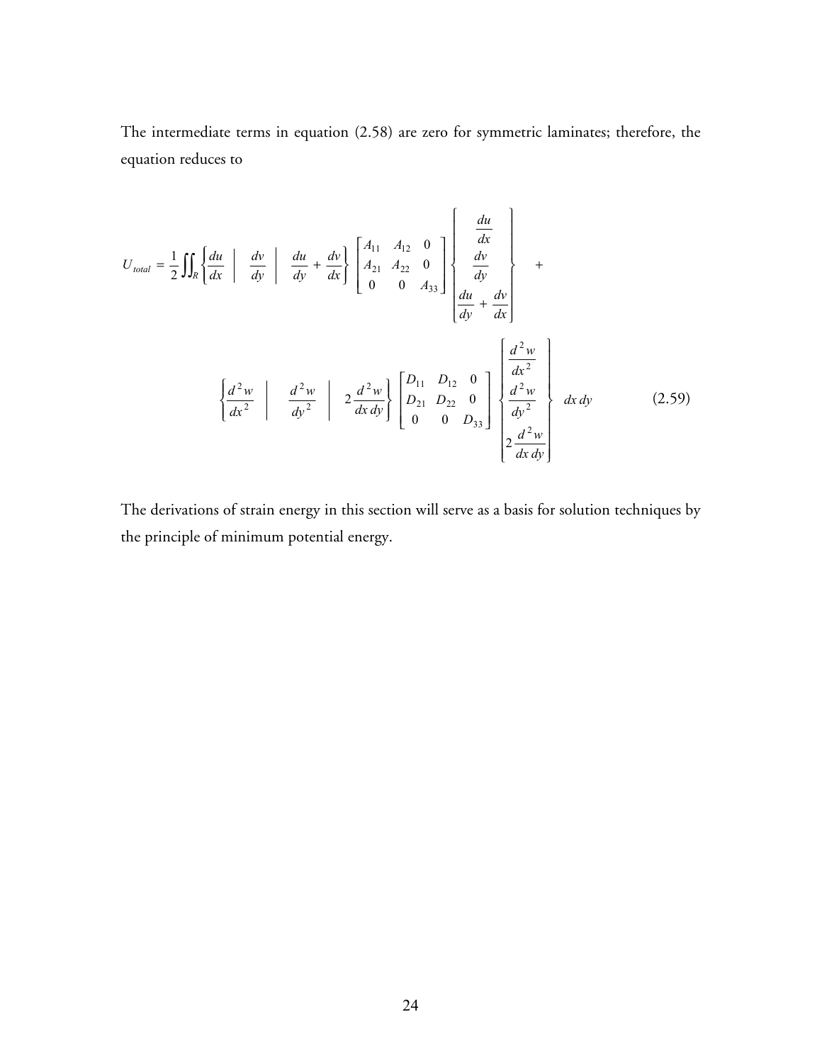The intermediate terms in equation (2.58) are zero for symmetric laminates; therefore, the equation reduces to

$$
U_{total} = \frac{1}{2}\iint_R \left\{ \frac{du}{dx} \quad \middle| \quad \frac{dv}{dy} \quad \middle| \quad \frac{du}{dy} + \frac{dv}{dx} \right\} \begin{bmatrix} A_{11} & A_{12} & 0 \\ A_{21} & A_{22} & 0 \\ 0 & 0 & A_{33} \end{bmatrix} \begin{Bmatrix} \dfrac{du}{dx} \\ \dfrac{dv}{dy} \\ \dfrac{du}{dy} + \dfrac{dv}{dx} \end{Bmatrix} \quad +
$$

$$
\left\{ \frac{d^2 w}{dx^2} \quad \middle| \quad \frac{d^2 w}{dy^2} \quad \middle| \quad 2\frac{d^2 w}{dx\, dy} \right\} \begin{bmatrix} D_{11} & D_{12} & 0 \\ D_{21} & D_{22} & 0 \\ 0 & 0 & D_{33} \end{bmatrix} \begin{Bmatrix} \dfrac{d^2 w}{dx^2} \\ \dfrac{d^2 w}{dy^2} \\ 2\dfrac{d^2 w}{dx\, dy} \end{Bmatrix} \; dx\, dy \qquad (2.59)
$$

The derivations of strain energy in this section will serve as a basis for solution techniques by the principle of minimum potential energy.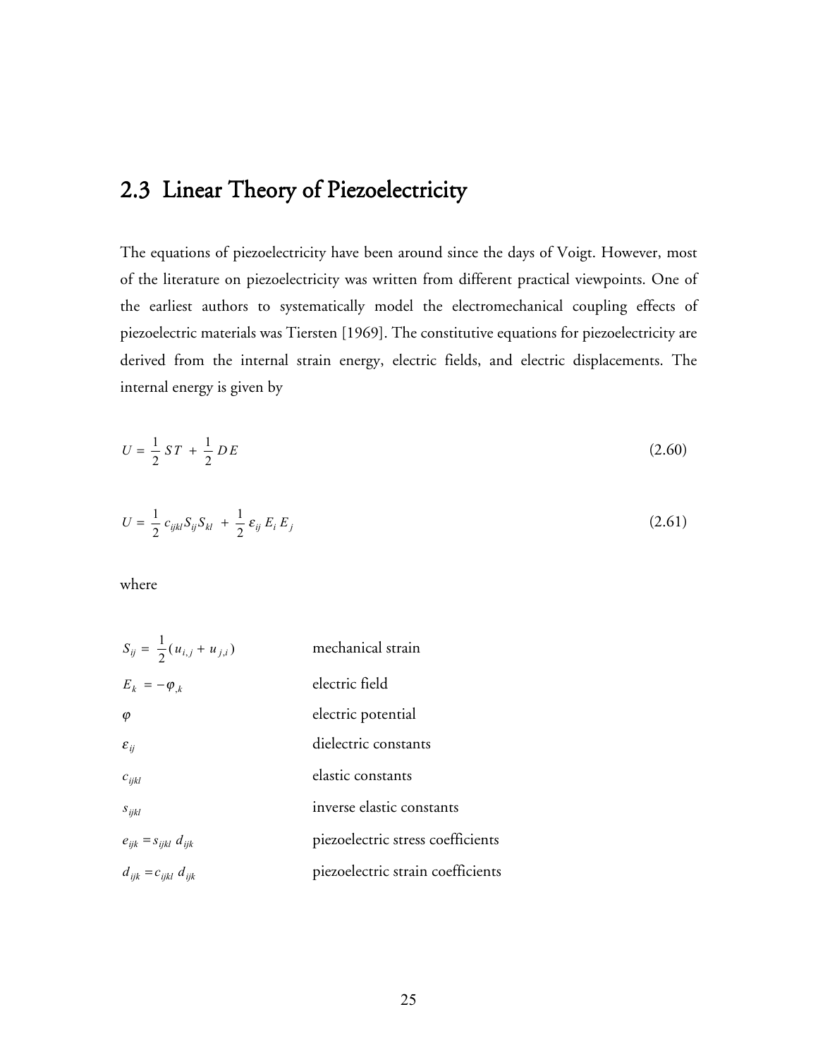## 2.3 Linear Theory of Piezoelectricity

The equations of piezoelectricity have been around since the days of Voigt. However, most of the literature on piezoelectricity was written from different practical viewpoints. One of the earliest authors to systematically model the electromechanical coupling effects of piezoelectric materials was Tiersten [1969]. The constitutive equations for piezoelectricity are derived from the internal strain energy, electric fields, and electric displacements. The internal energy is given by

$$U = \frac{1}{2} S T + \frac{1}{2} D E \tag{2.60}$$

$$U = \frac{1}{2} c_{ijkl} S_{ij} S_{kl} + \frac{1}{2} \varepsilon_{ij} E_i E_j \tag{2.61}$$

where

| | |
|---|---|
| $S_{ij} = \frac{1}{2}(u_{i,j} + u_{j,i})$ | mechanical strain |
| $E_k = -\varphi_{,k}$ | electric field |
| $\varphi$ | electric potential |
| $\varepsilon_{ij}$ | dielectric constants |
| $c_{ijkl}$ | elastic constants |
| $s_{ijkl}$ | inverse elastic constants |
| $e_{ijk} = s_{ijkl}\, d_{ijk}$ | piezoelectric stress coefficients |
| $d_{ijk} = c_{ijkl}\, d_{ijk}$ | piezoelectric strain coefficients |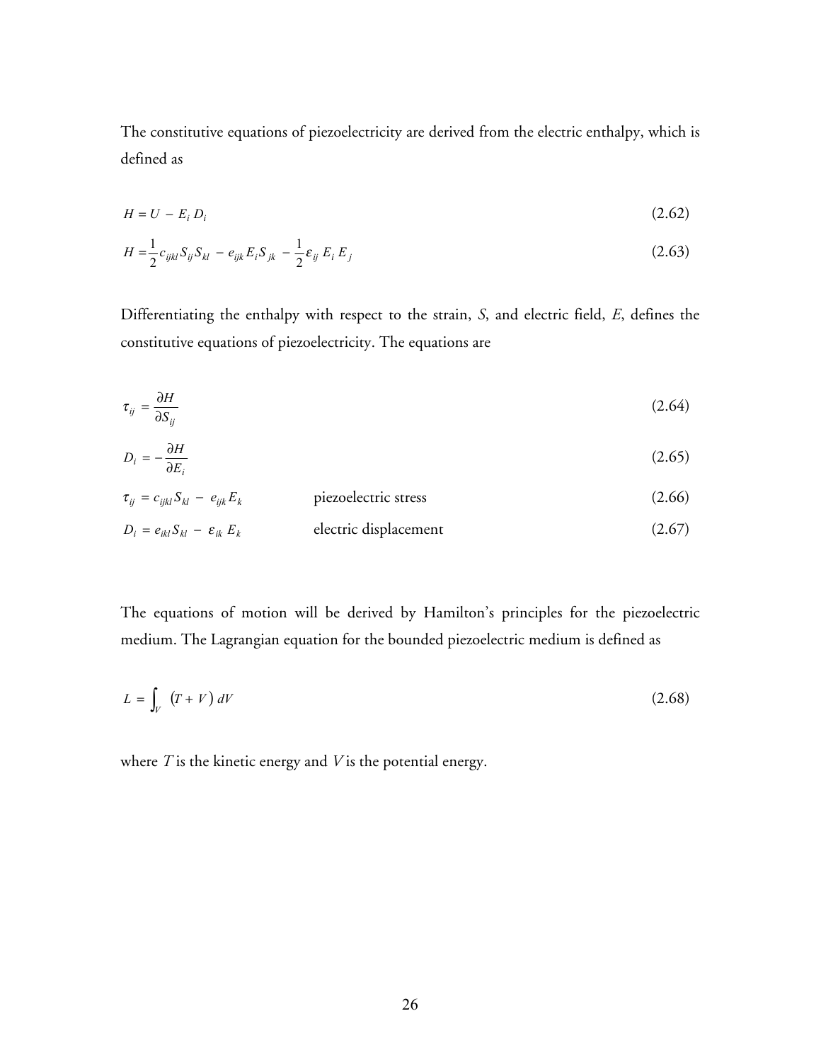The constitutive equations of piezoelectricity are derived from the electric enthalpy, which is defined as

$$H = U - E_i D_i \tag{2.62}$$

$$H = \frac{1}{2} c_{ijkl} S_{ij} S_{kl} - e_{ijk} E_i S_{jk} - \frac{1}{2} \varepsilon_{ij} E_i E_j \tag{2.63}$$

Differentiating the enthalpy with respect to the strain, $S$, and electric field, $E$, defines the constitutive equations of piezoelectricity. The equations are

$$\tau_{ij} = \frac{\partial H}{\partial S_{ij}} \tag{2.64}$$

$$D_i = -\frac{\partial H}{\partial E_i} \tag{2.65}$$

$$\tau_{ij} = c_{ijkl} S_{kl} - e_{ijk} E_k \qquad \text{piezoelectric stress} \tag{2.66}$$

$$D_i = e_{ikl} S_{kl} - \varepsilon_{ik} E_k \qquad \text{electric displacement} \tag{2.67}$$

The equations of motion will be derived by Hamilton's principles for the piezoelectric medium. The Lagrangian equation for the bounded piezoelectric medium is defined as

$$L = \int_V \left( T + V \right) dV \tag{2.68}$$

where $T$ is the kinetic energy and $V$ is the potential energy.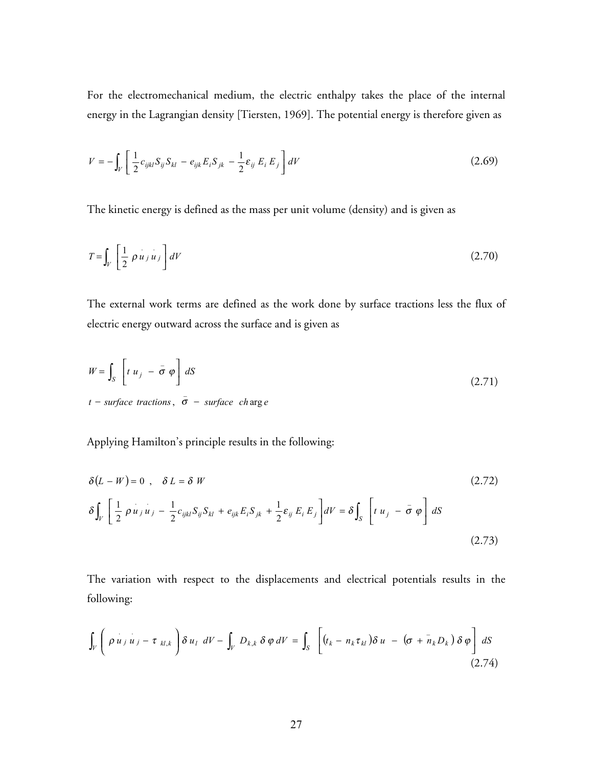For the electromechanical medium, the electric enthalpy takes the place of the internal energy in the Lagrangian density [Tiersten, 1969]. The potential energy is therefore given as

$$V = -\int_V \left[ \frac{1}{2} c_{ijkl} S_{ij} S_{kl} - e_{ijk} E_i S_{jk} - \frac{1}{2} \varepsilon_{ij} E_i E_j \right] dV \tag{2.69}$$

The kinetic energy is defined as the mass per unit volume (density) and is given as

$$T = \int_V \left[ \frac{1}{2} \rho \dot{u}_j \dot{u}_j \right] dV \tag{2.70}$$

The external work terms are defined as the work done by surface tractions less the flux of electric energy outward across the surface and is given as

$$W = \int_S \left[ t\, u_j - \bar{\sigma}\, \varphi \right] dS \tag{2.71}$$

$t$ − *surface tractions*, $\bar{\sigma}$ − *surface charge*

Applying Hamilton's principle results in the following:

$$\delta (L - W) = 0 \ , \quad \delta L = \delta W \tag{2.72}$$

$$\delta \int_V \left[ \frac{1}{2} \rho \dot{u}_j \dot{u}_j - \frac{1}{2} c_{ijkl} S_{ij} S_{kl} + e_{ijk} E_i S_{jk} + \frac{1}{2} \varepsilon_{ij} E_i E_j \right] dV = \delta \int_S \left[ t\, u_j - \bar{\sigma}\, \varphi \right] dS \tag{2.73}$$

The variation with respect to the displacements and electrical potentials results in the following:

$$\int_V \left( \rho \dot{u}_j \dot{u}_j - \tau_{kl,k} \right) \delta u_l \ dV - \int_V D_{k,k}\, \delta \varphi\, dV = \int_S \left[ \left( t_k - n_k \tau_{kl} \right) \delta u - \left( \sigma + \bar{n}_k D_k \right) \delta \varphi \right] dS \tag{2.74}$$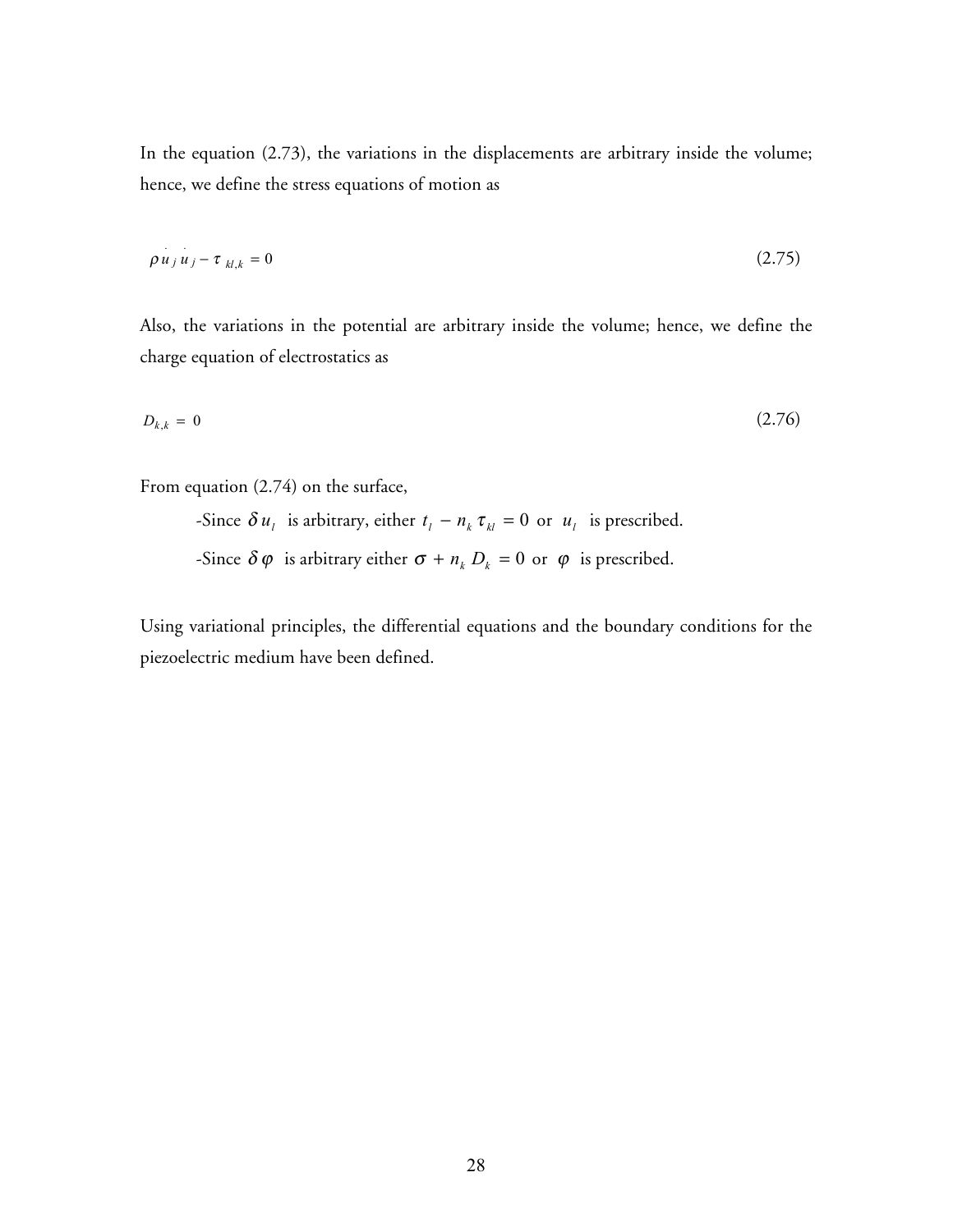In the equation (2.73), the variations in the displacements are arbitrary inside the volume; hence, we define the stress equations of motion as

$$\rho \dot{u}_j \dot{u}_j - \tau_{kl,k} = 0 \tag{2.75}$$

Also, the variations in the potential are arbitrary inside the volume; hence, we define the charge equation of electrostatics as

$$D_{k,k} = 0 \tag{2.76}$$

From equation (2.74) on the surface,

- Since $\delta u_l$ is arbitrary, either $t_l - n_k \tau_{kl} = 0$ or $u_l$ is prescribed.
- Since $\delta \varphi$ is arbitrary either $\sigma + n_k D_k = 0$ or $\varphi$ is prescribed.

Using variational principles, the differential equations and the boundary conditions for the piezoelectric medium have been defined.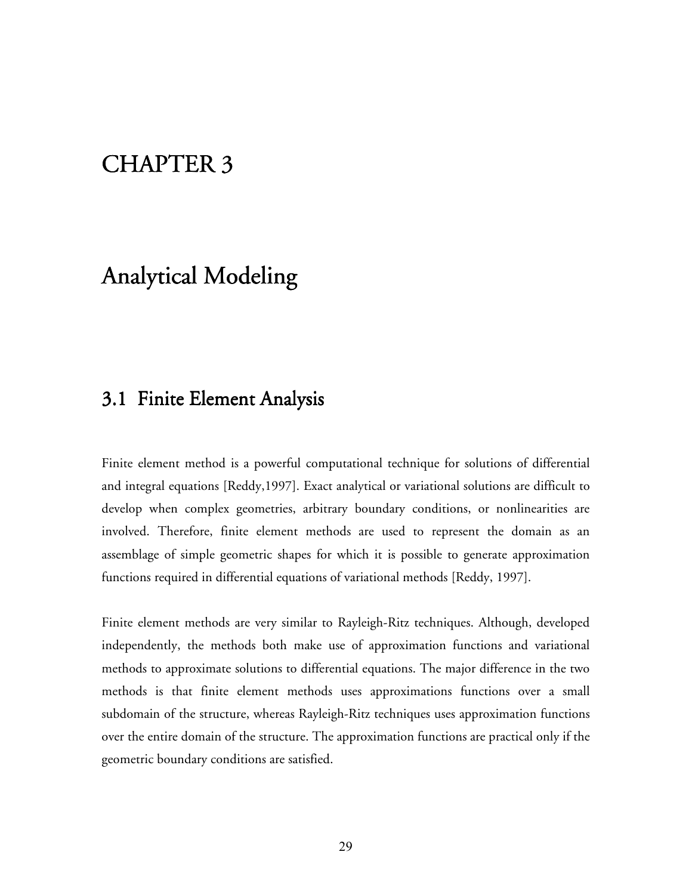# CHAPTER 3

# Analytical Modeling

## 3.1 Finite Element Analysis

Finite element method is a powerful computational technique for solutions of differential and integral equations [Reddy,1997]. Exact analytical or variational solutions are difficult to develop when complex geometries, arbitrary boundary conditions, or nonlinearities are involved. Therefore, finite element methods are used to represent the domain as an assemblage of simple geometric shapes for which it is possible to generate approximation functions required in differential equations of variational methods [Reddy, 1997].

Finite element methods are very similar to Rayleigh-Ritz techniques. Although, developed independently, the methods both make use of approximation functions and variational methods to approximate solutions to differential equations. The major difference in the two methods is that finite element methods uses approximations functions over a small subdomain of the structure, whereas Rayleigh-Ritz techniques uses approximation functions over the entire domain of the structure. The approximation functions are practical only if the geometric boundary conditions are satisfied.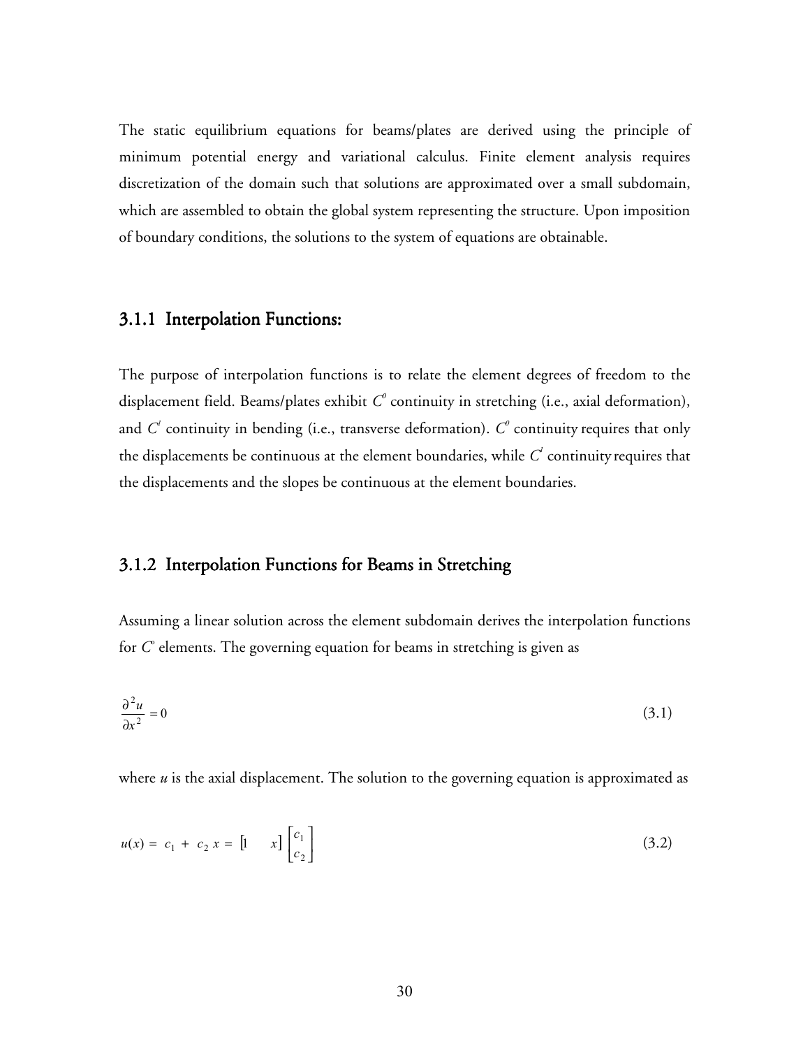The static equilibrium equations for beams/plates are derived using the principle of minimum potential energy and variational calculus. Finite element analysis requires discretization of the domain such that solutions are approximated over a small subdomain, which are assembled to obtain the global system representing the structure. Upon imposition of boundary conditions, the solutions to the system of equations are obtainable.

### 3.1.1 Interpolation Functions:

The purpose of interpolation functions is to relate the element degrees of freedom to the displacement field. Beams/plates exhibit $C^0$ continuity in stretching (i.e., axial deformation), and $C^1$ continuity in bending (i.e., transverse deformation). $C^0$ continuity requires that only the displacements be continuous at the element boundaries, while $C^1$ continuity requires that the displacements and the slopes be continuous at the element boundaries.

### 3.1.2 Interpolation Functions for Beams in Stretching

Assuming a linear solution across the element subdomain derives the interpolation functions for $C^0$ elements. The governing equation for beams in stretching is given as

$$\frac{\partial^2 u}{\partial x^2} = 0 \tag{3.1}$$

where ***u*** is the axial displacement. The solution to the governing equation is approximated as

$$u(x) = c_1 + c_2 x = \begin{bmatrix} 1 & x \end{bmatrix} \begin{bmatrix} c_1 \\ c_2 \end{bmatrix} \tag{3.2}$$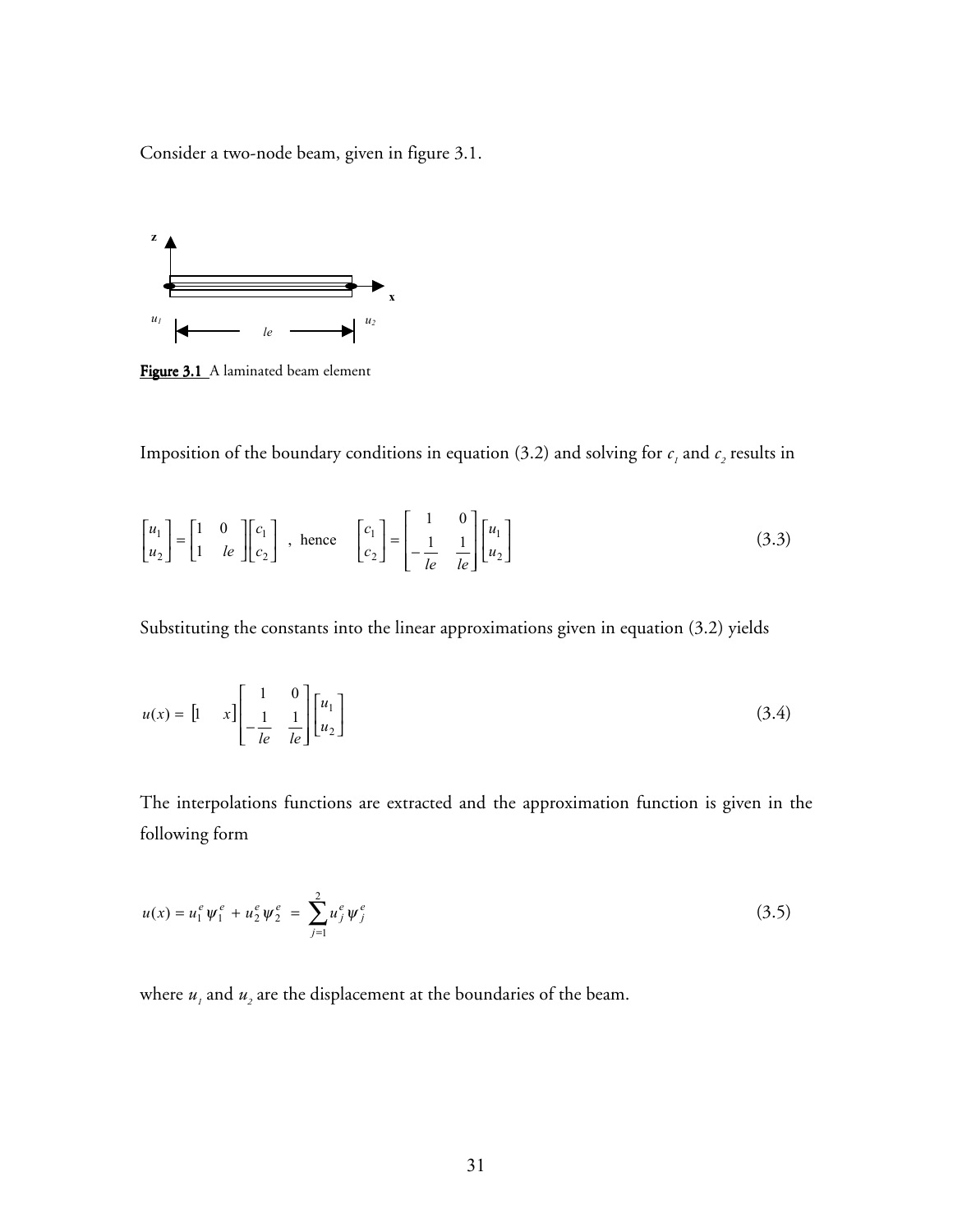Consider a two-node beam, given in figure 3.1.

**Figure 3.1** A laminated beam element

Imposition of the boundary conditions in equation (3.2) and solving for $c_1$ and $c_2$ results in

$$\begin{bmatrix} u_1 \\ u_2 \end{bmatrix} = \begin{bmatrix} 1 & 0 \\ 1 & le \end{bmatrix} \begin{bmatrix} c_1 \\ c_2 \end{bmatrix} \ , \ \text{hence} \quad \begin{bmatrix} c_1 \\ c_2 \end{bmatrix} = \begin{bmatrix} 1 & 0 \\ -\frac{1}{le} & \frac{1}{le} \end{bmatrix} \begin{bmatrix} u_1 \\ u_2 \end{bmatrix} \tag{3.3}$$

Substituting the constants into the linear approximations given in equation (3.2) yields

$$u(x) = \begin{bmatrix} 1 & x \end{bmatrix} \begin{bmatrix} 1 & 0 \\ -\frac{1}{le} & \frac{1}{le} \end{bmatrix} \begin{bmatrix} u_1 \\ u_2 \end{bmatrix} \tag{3.4}$$

The interpolations functions are extracted and the approximation function is given in the following form

$$u(x) = u_1^e \psi_1^e + u_2^e \psi_2^e = \sum_{j=1}^{2} u_j^e \psi_j^e \tag{3.5}$$

where $u_1$ and $u_2$ are the displacement at the boundaries of the beam.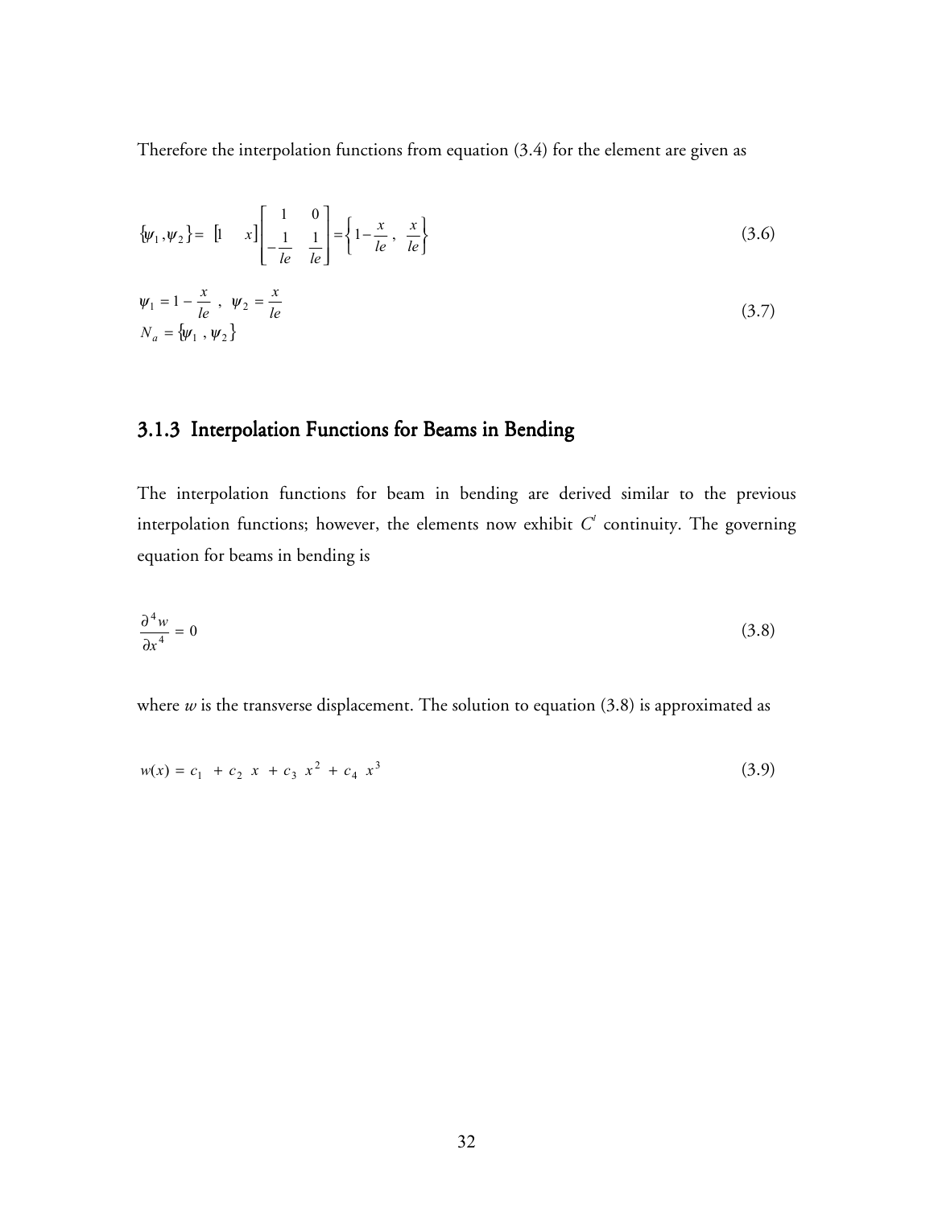Therefore the interpolation functions from equation (3.4) for the element are given as

$$\{\psi_1, \psi_2\} = \begin{bmatrix} 1 & x \end{bmatrix} \begin{bmatrix} 1 & 0 \\ -\frac{1}{le} & \frac{1}{le} \end{bmatrix} = \left\{ 1 - \frac{x}{le} \,,\; \frac{x}{le} \right\} \tag{3.6}$$

$$\psi_1 = 1 - \frac{x}{le} \;,\; \psi_2 = \frac{x}{le} \tag{3.7}$$

$$N_a = \{\psi_1 \,,\, \psi_2\}$$

### 3.1.3 Interpolation Functions for Beams in Bending

The interpolation functions for beam in bending are derived similar to the previous interpolation functions; however, the elements now exhibit $C^1$ continuity. The governing equation for beams in bending is

$$\frac{\partial^4 w}{\partial x^4} = 0 \tag{3.8}$$

where $w$ is the transverse displacement. The solution to equation (3.8) is approximated as

$$w(x) = c_1 + c_2\, x + c_3\, x^2 + c_4\, x^3 \tag{3.9}$$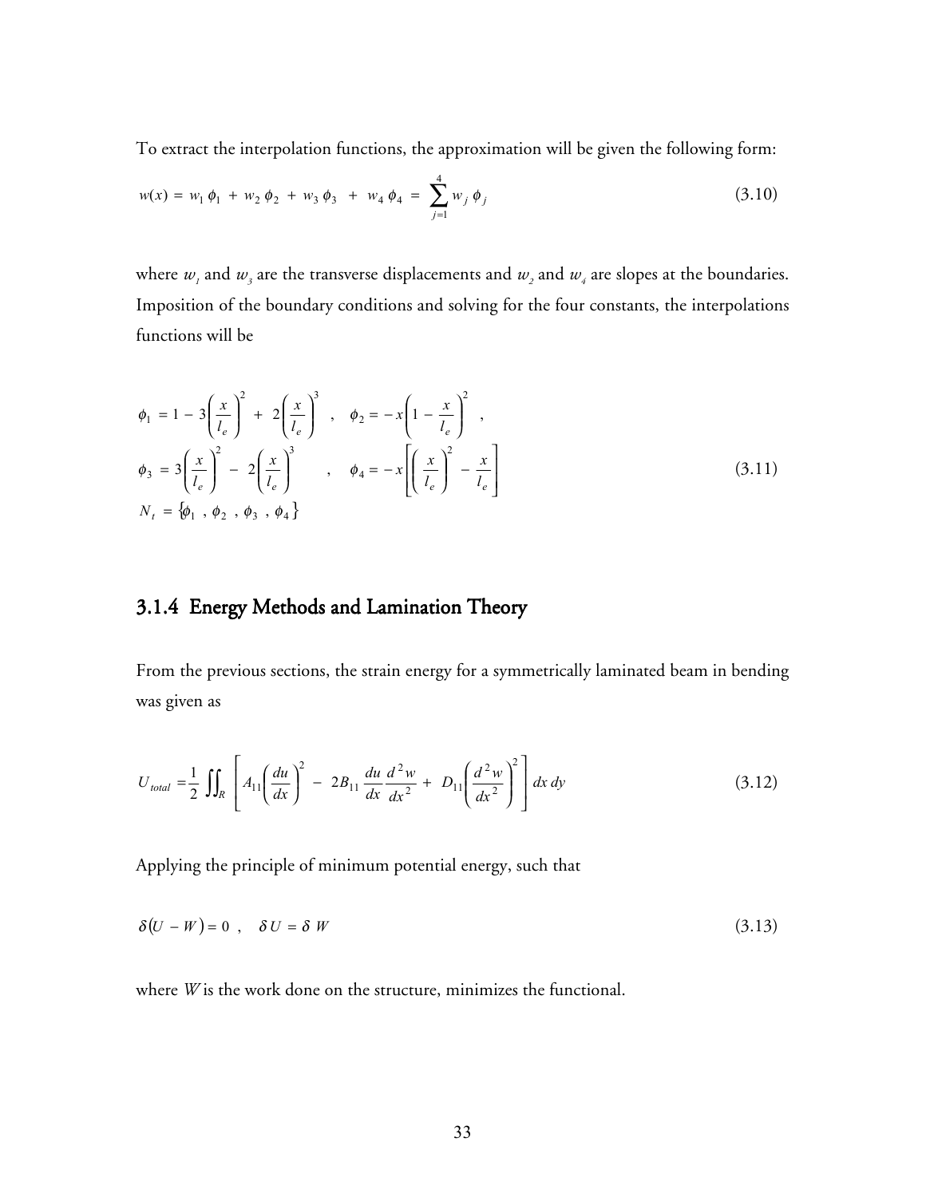To extract the interpolation functions, the approximation will be given the following form:

$$w(x) = w_1 \phi_1 + w_2 \phi_2 + w_3 \phi_3 + w_4 \phi_4 = \sum_{j=1}^{4} w_j \phi_j \tag{3.10}$$

where $w_1$ and $w_3$ are the transverse displacements and $w_2$ and $w_4$ are slopes at the boundaries. Imposition of the boundary conditions and solving for the four constants, the interpolations functions will be

$$\begin{aligned}
\phi_1 &= 1 - 3\left(\frac{x}{l_e}\right)^2 + 2\left(\frac{x}{l_e}\right)^3 \quad , \quad \phi_2 = -x\left(1 - \frac{x}{l_e}\right)^2 \quad , \\
\phi_3 &= 3\left(\frac{x}{l_e}\right)^2 - 2\left(\frac{x}{l_e}\right)^3 \quad , \quad \phi_4 = -x\left[\left(\frac{x}{l_e}\right)^2 - \frac{x}{l_e}\right] \\
N_t &= \{\phi_1 \ , \phi_2 \ , \phi_3 \ , \phi_4\}
\end{aligned} \tag{3.11}$$

### 3.1.4 Energy Methods and Lamination Theory

From the previous sections, the strain energy for a symmetrically laminated beam in bending was given as

$$U_{total} = \frac{1}{2} \iint_R \left[ A_{11}\left(\frac{du}{dx}\right)^2 - 2B_{11}\frac{du}{dx}\frac{d^2w}{dx^2} + D_{11}\left(\frac{d^2w}{dx^2}\right)^2 \right] dx\, dy \tag{3.12}$$

Applying the principle of minimum potential energy, such that

$$\delta(U - W) = 0 \ , \quad \delta U = \delta W \tag{3.13}$$

where $W$ is the work done on the structure, minimizes the functional.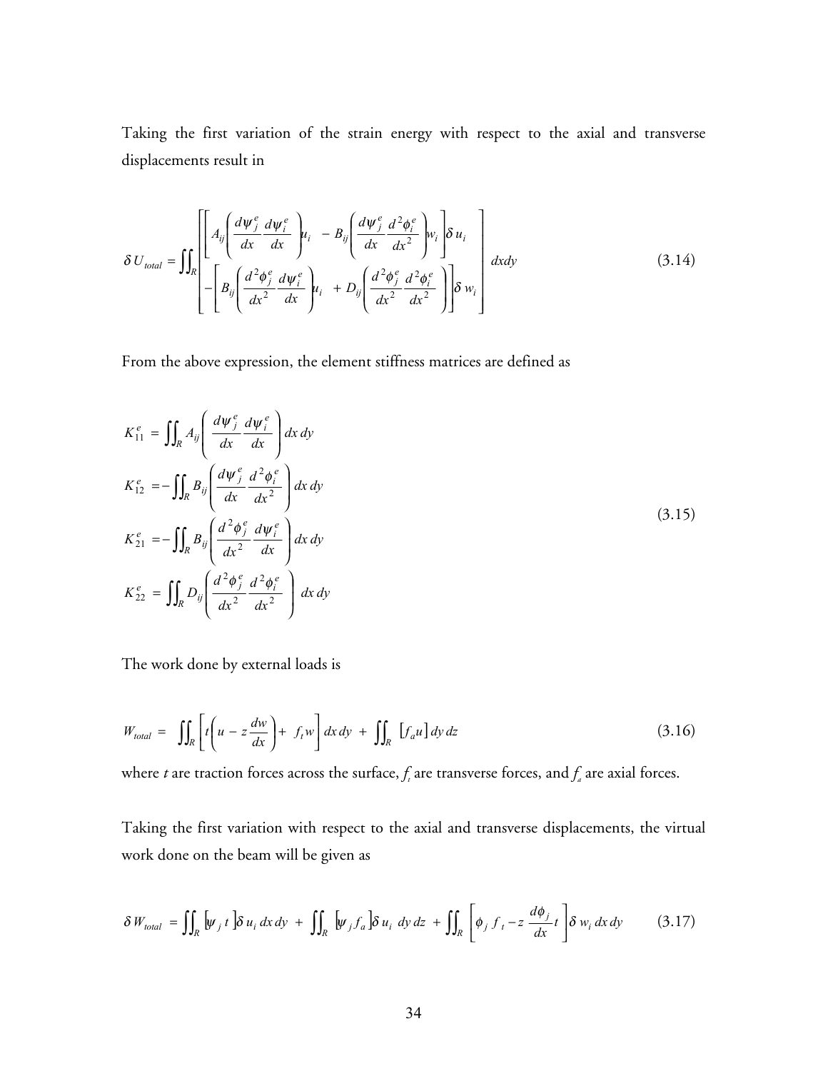Taking the first variation of the strain energy with respect to the axial and transverse displacements result in

$$\delta U_{total} = \iint_R \begin{bmatrix} \left[ A_{ij} \left( \frac{d\psi_j^e}{dx} \frac{d\psi_i^e}{dx} \right) u_i \; - B_{ij} \left( \frac{d\psi_j^e}{dx} \frac{d^2\phi_i^e}{dx^2} \right) w_i \right] \delta u_i \\ - \left[ B_{ij} \left( \frac{d^2\phi_j^e}{dx^2} \frac{d\psi_i^e}{dx} \right) u_i \; + D_{ij} \left( \frac{d^2\phi_j^e}{dx^2} \frac{d^2\phi_i^e}{dx^2} \right) \right] \delta w_i \end{bmatrix} dxdy \tag{3.14}$$

From the above expression, the element stiffness matrices are defined as

$$\begin{aligned} K_{11}^e &= \iint_R A_{ij} \left( \frac{d\psi_j^e}{dx} \frac{d\psi_i^e}{dx} \right) dx\, dy \\ K_{12}^e &= -\iint_R B_{ij} \left( \frac{d\psi_j^e}{dx} \frac{d^2\phi_i^e}{dx^2} \right) dx\, dy \\ K_{21}^e &= -\iint_R B_{ij} \left( \frac{d^2\phi_j^e}{dx^2} \frac{d\psi_i^e}{dx} \right) dx\, dy \\ K_{22}^e &= \iint_R D_{ij} \left( \frac{d^2\phi_j^e}{dx^2} \frac{d^2\phi_i^e}{dx^2} \right) dx\, dy \end{aligned} \tag{3.15}$$

The work done by external loads is

$$W_{total} = \iint_R \left[ t\left( u - z\frac{dw}{dx} \right) + f_t w \right] dx\, dy + \iint_R \left[ f_a u \right] dy\, dz \tag{3.16}$$

where $t$ are traction forces across the surface, $f_t$ are transverse forces, and $f_a$ are axial forces.

Taking the first variation with respect to the axial and transverse displacements, the virtual work done on the beam will be given as

$$\delta W_{total} = \iint_R \left[ \psi_j\, t \right] \delta u_i\, dx\, dy + \iint_R \left[ \psi_j f_a \right] \delta u_i\; dy\, dz + \iint_R \left[ \phi_j\, f_t - z\frac{d\phi_j}{dx} t \right] \delta w_i\, dx\, dy \tag{3.17}$$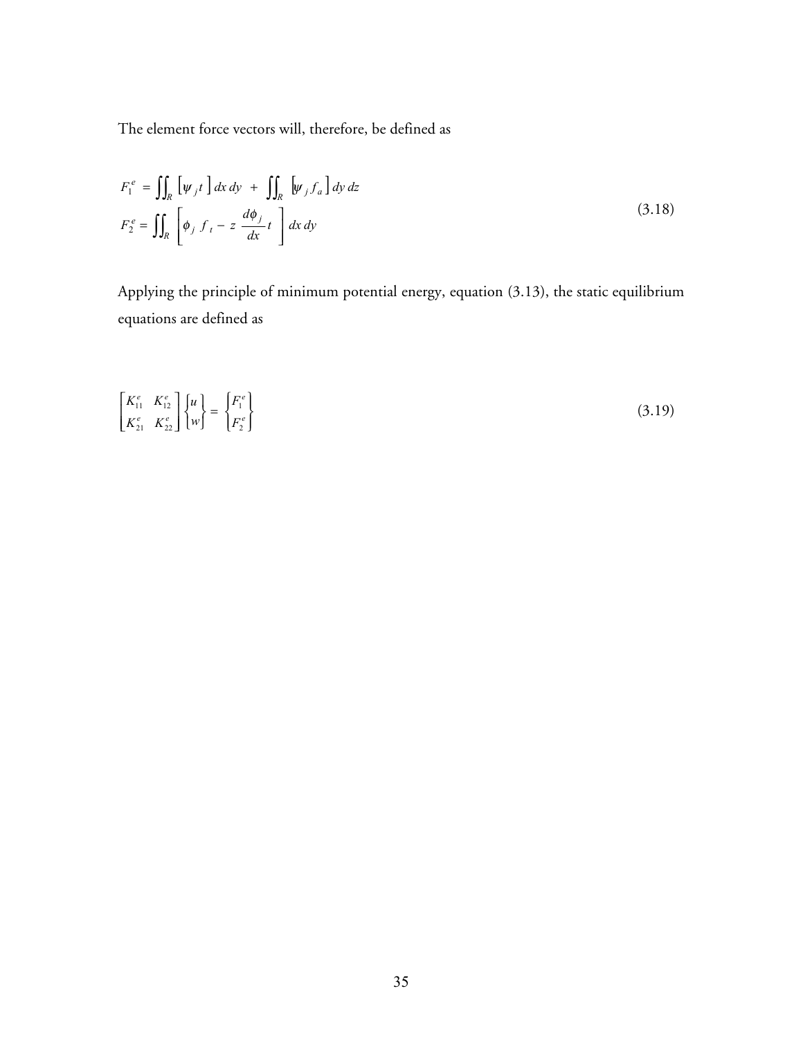The element force vectors will, therefore, be defined as

$$
\begin{aligned}
F_1^e &= \iint_R \left[ \psi_j t \right] dx\, dy \; + \; \iint_R \left[ \psi_j f_a \right] dy\, dz \\
F_2^e &= \iint_R \left[ \phi_j \; f_t - z \; \frac{d\phi_j}{dx} t \right] dx\, dy
\end{aligned}
\tag{3.18}
$$

Applying the principle of minimum potential energy, equation (3.13), the static equilibrium equations are defined as

$$
\begin{bmatrix} K_{11}^e & K_{12}^e \\ K_{21}^e & K_{22}^e \end{bmatrix} \begin{Bmatrix} u \\ w \end{Bmatrix} = \begin{Bmatrix} F_1^e \\ F_2^e \end{Bmatrix}
\tag{3.19}
$$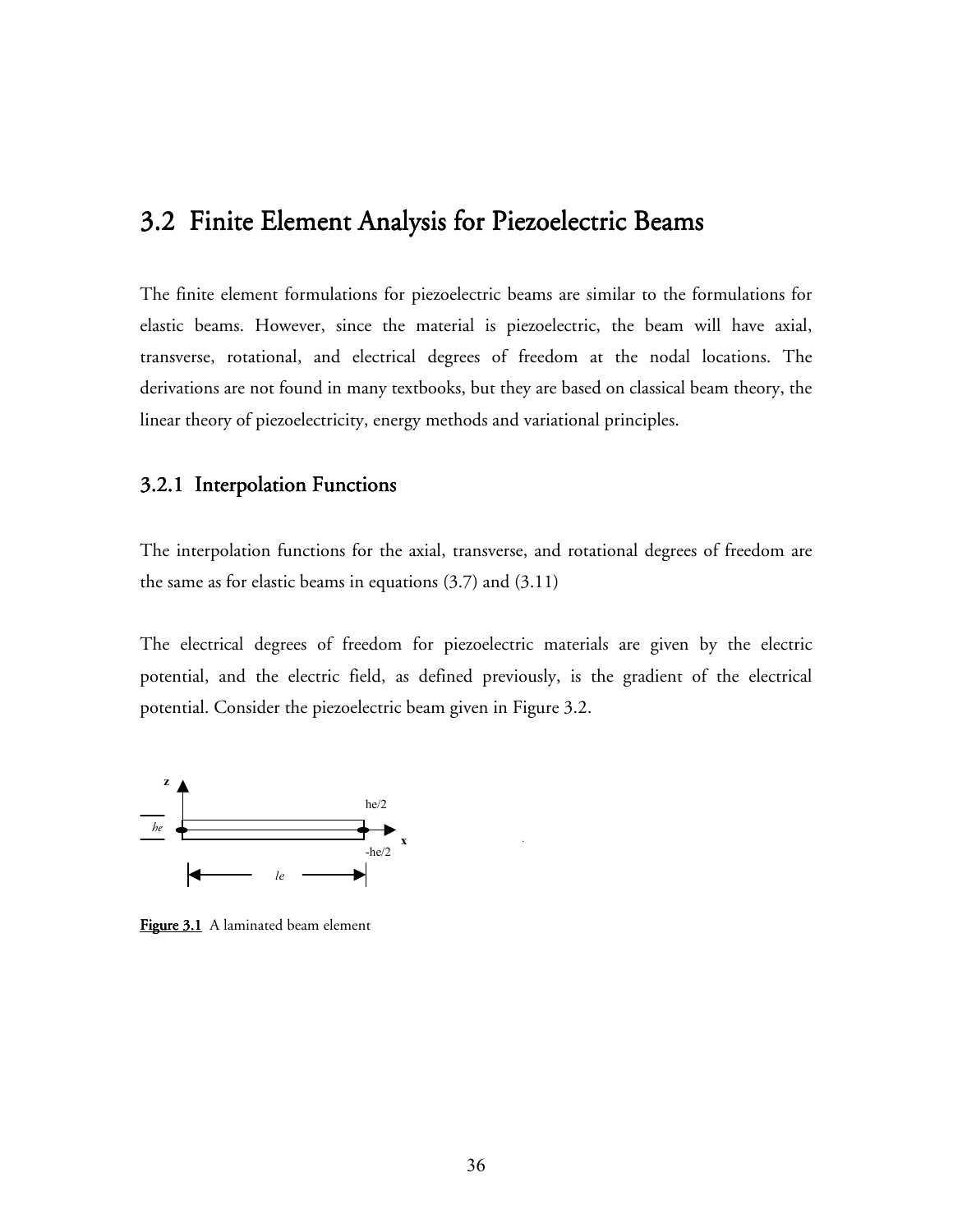## 3.2 Finite Element Analysis for Piezoelectric Beams

The finite element formulations for piezoelectric beams are similar to the formulations for elastic beams. However, since the material is piezoelectric, the beam will have axial, transverse, rotational, and electrical degrees of freedom at the nodal locations. The derivations are not found in many textbooks, but they are based on classical beam theory, the linear theory of piezoelectricity, energy methods and variational principles.

### 3.2.1 Interpolation Functions

The interpolation functions for the axial, transverse, and rotational degrees of freedom are the same as for elastic beams in equations (3.7) and (3.11)

The electrical degrees of freedom for piezoelectric materials are given by the electric potential, and the electric field, as defined previously, is the gradient of the electrical potential. Consider the piezoelectric beam given in Figure 3.2.

z

he/2

he

x

-he/2

le

**Figure 3.1** A laminated beam element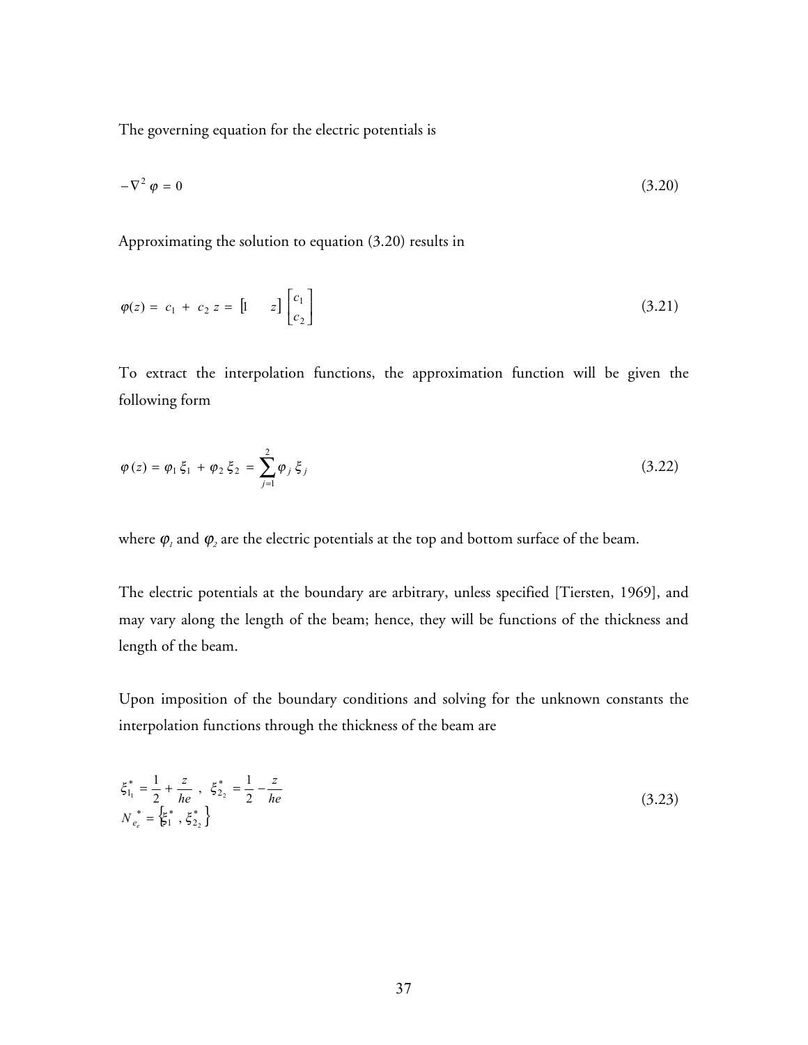The governing equation for the electric potentials is

$$-\nabla^2 \varphi = 0 \tag{3.20}$$

Approximating the solution to equation (3.20) results in

$$\varphi(z) = c_1 + c_2 z = \begin{bmatrix} 1 & z \end{bmatrix} \begin{bmatrix} c_1 \\ c_2 \end{bmatrix} \tag{3.21}$$

To extract the interpolation functions, the approximation function will be given the following form

$$\varphi(z) = \varphi_1 \xi_1 + \varphi_2 \xi_2 = \sum_{j=1}^{2} \varphi_j \xi_j \tag{3.22}$$

where $\varphi_1$ and $\varphi_2$ are the electric potentials at the top and bottom surface of the beam.

The electric potentials at the boundary are arbitrary, unless specified [Tiersten, 1969], and may vary along the length of the beam; hence, they will be functions of the thickness and length of the beam.

Upon imposition of the boundary conditions and solving for the unknown constants the interpolation functions through the thickness of the beam are

$$\xi_{1_1}^* = \frac{1}{2} + \frac{z}{he} \ , \ \ \xi_{2_2}^* = \frac{1}{2} - \frac{z}{he}$$
$$N_{e_e}^* = \left\{ \xi_1^* \ , \xi_{2_2}^* \right\} \tag{3.23}$$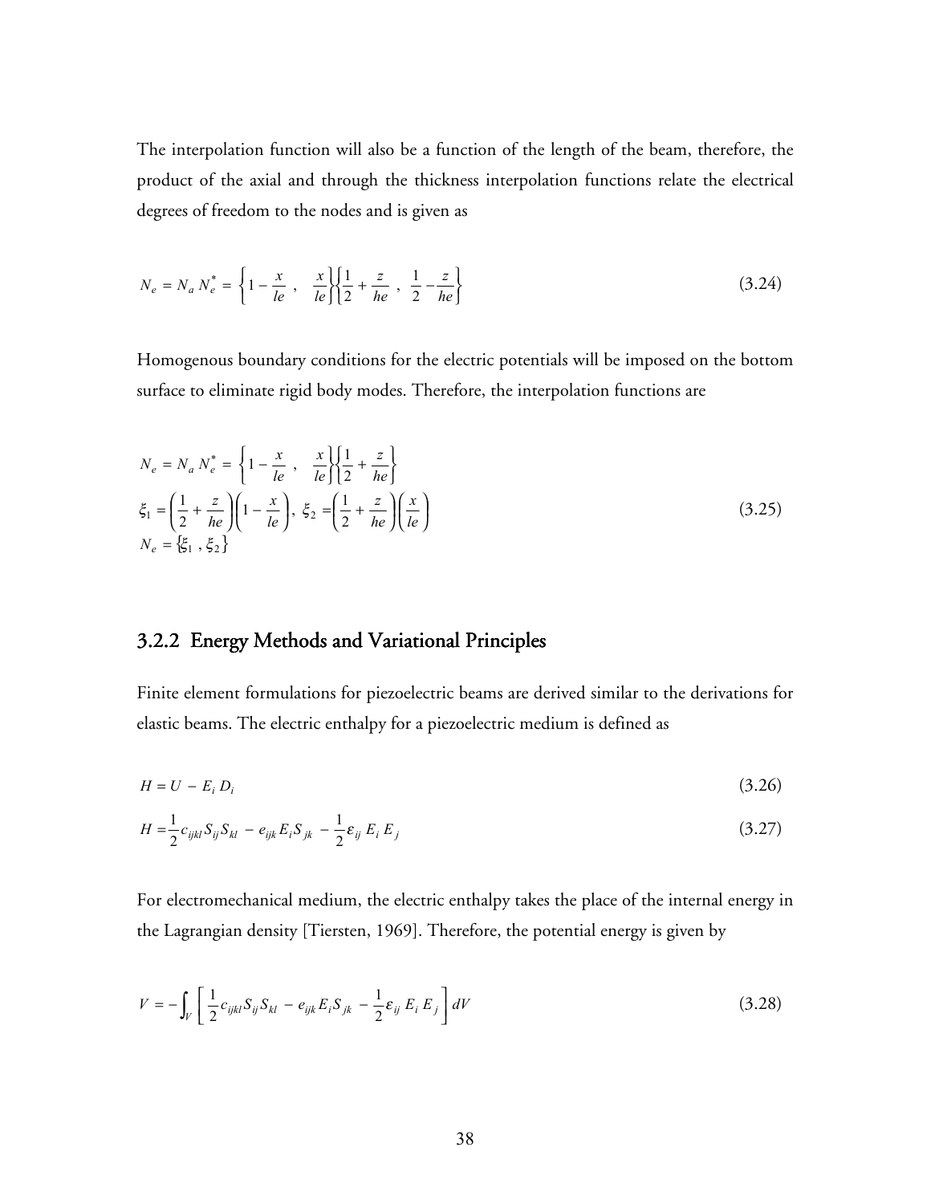The interpolation function will also be a function of the length of the beam, therefore, the product of the axial and through the thickness interpolation functions relate the electrical degrees of freedom to the nodes and is given as

$$N_e = N_a \, N_e^* = \left\{ 1 - \frac{x}{le} \; , \quad \frac{x}{le} \right\} \left\{ \frac{1}{2} + \frac{z}{he} \; , \; \frac{1}{2} - \frac{z}{he} \right\} \tag{3.24}$$

Homogenous boundary conditions for the electric potentials will be imposed on the bottom surface to eliminate rigid body modes. Therefore, the interpolation functions are

$$\begin{aligned}
N_e &= N_a \, N_e^* = \left\{ 1 - \frac{x}{le} \; , \quad \frac{x}{le} \right\} \left\{ \frac{1}{2} + \frac{z}{he} \right\} \\
\xi_1 &= \left( \frac{1}{2} + \frac{z}{he} \right) \left( 1 - \frac{x}{le} \right), \; \xi_2 = \left( \frac{1}{2} + \frac{z}{he} \right) \left( \frac{x}{le} \right) \\
N_e &= \{ \xi_1 \; , \; \xi_2 \}
\end{aligned} \tag{3.25}$$

### 3.2.2 Energy Methods and Variational Principles

Finite element formulations for piezoelectric beams are derived similar to the derivations for elastic beams. The electric enthalpy for a piezoelectric medium is defined as

$$H = U - E_i \, D_i \tag{3.26}$$

$$H = \frac{1}{2} c_{ijkl} S_{ij} S_{kl} - e_{ijk} E_i S_{jk} - \frac{1}{2} \varepsilon_{ij} \, E_i \, E_j \tag{3.27}$$

For electromechanical medium, the electric enthalpy takes the place of the internal energy in the Lagrangian density [Tiersten, 1969]. Therefore, the potential energy is given by

$$V = -\int_V \left[ \frac{1}{2} c_{ijkl} S_{ij} S_{kl} - e_{ijk} E_i S_{jk} - \frac{1}{2} \varepsilon_{ij} \, E_i \, E_j \right] dV \tag{3.28}$$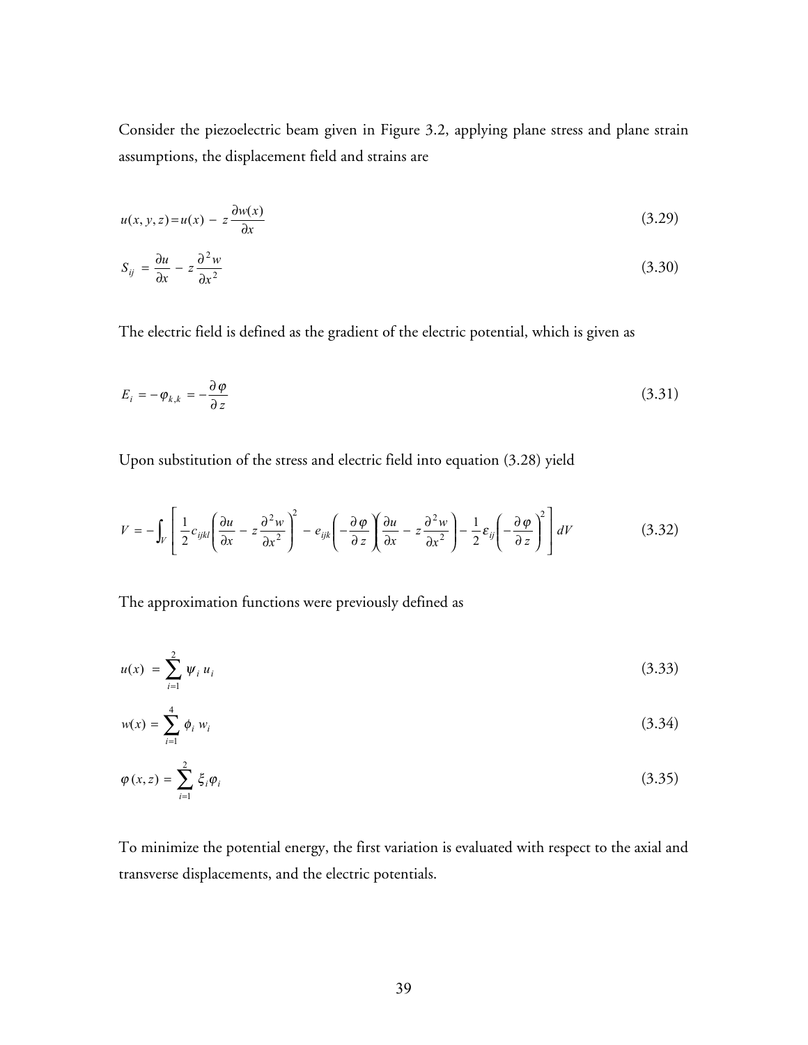Consider the piezoelectric beam given in Figure 3.2, applying plane stress and plane strain assumptions, the displacement field and strains are

$$u(x, y, z) = u(x) - z\frac{\partial w(x)}{\partial x} \tag{3.29}$$

$$S_{ij} = \frac{\partial u}{\partial x} - z\frac{\partial^2 w}{\partial x^2} \tag{3.30}$$

The electric field is defined as the gradient of the electric potential, which is given as

$$E_i = -\varphi_{k,k} = -\frac{\partial \varphi}{\partial z} \tag{3.31}$$

Upon substitution of the stress and electric field into equation (3.28) yield

$$V = -\int_V \left[ \frac{1}{2} c_{ijkl} \left( \frac{\partial u}{\partial x} - z\frac{\partial^2 w}{\partial x^2} \right)^2 - e_{ijk} \left( -\frac{\partial \varphi}{\partial z} \right) \left( \frac{\partial u}{\partial x} - z\frac{\partial^2 w}{\partial x^2} \right) - \frac{1}{2} \varepsilon_{ij} \left( -\frac{\partial \varphi}{\partial z} \right)^2 \right] dV \tag{3.32}$$

The approximation functions were previously defined as

$$u(x) = \sum_{i=1}^{2} \psi_i \, u_i \tag{3.33}$$

$$w(x) = \sum_{i=1}^{4} \phi_i \, w_i \tag{3.34}$$

$$\varphi(x, z) = \sum_{i=1}^{2} \xi_i \varphi_i \tag{3.35}$$

To minimize the potential energy, the first variation is evaluated with respect to the axial and transverse displacements, and the electric potentials.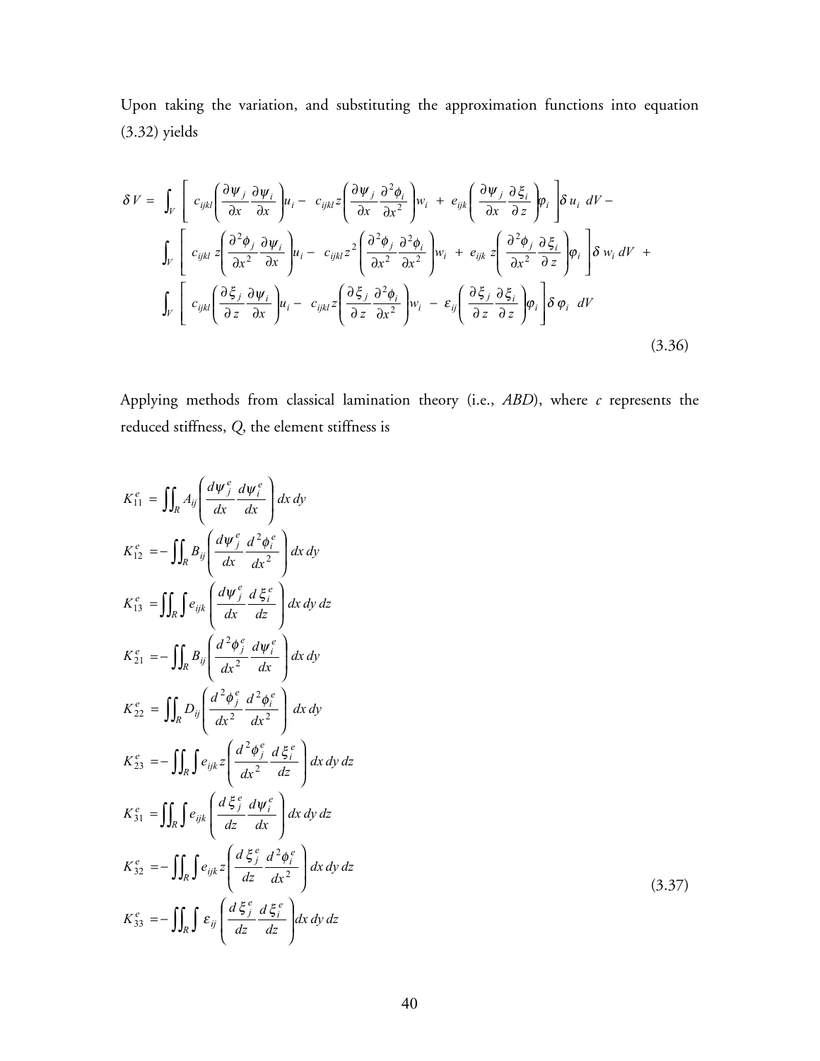Upon taking the variation, and substituting the approximation functions into equation (3.32) yields

$$
\begin{aligned}
\delta V = &\int_V \left[ c_{ijkl}\left(\frac{\partial \psi_j}{\partial x}\frac{\partial \psi_i}{\partial x}\right)u_i - c_{ijkl}\, z\left(\frac{\partial \psi_j}{\partial x}\frac{\partial^2 \phi_i}{\partial x^2}\right)w_i + e_{ijk}\left(\frac{\partial \psi_j}{\partial x}\frac{\partial \xi_i}{\partial z}\right)\varphi_i \right]\delta u_i \; dV - \\
&\int_V \left[ c_{ijkl}\, z\left(\frac{\partial^2 \phi_j}{\partial x^2}\frac{\partial \psi_i}{\partial x}\right)u_i - c_{ijkl}\, z^2\left(\frac{\partial^2 \phi_j}{\partial x^2}\frac{\partial^2 \phi_i}{\partial x^2}\right)w_i + e_{ijk}\, z\left(\frac{\partial^2 \phi_j}{\partial x^2}\frac{\partial \xi_i}{\partial z}\right)\varphi_i \right]\delta w_i \, dV + \\
&\int_V \left[ c_{ijkl}\left(\frac{\partial \xi_j}{\partial z}\frac{\partial \psi_i}{\partial x}\right)u_i - c_{ijkl}\, z\left(\frac{\partial \xi_j}{\partial z}\frac{\partial^2 \phi_i}{\partial x^2}\right)w_i - \varepsilon_{ij}\left(\frac{\partial \xi_j}{\partial z}\frac{\partial \xi_i}{\partial z}\right)\varphi_i \right]\delta \varphi_i \; dV
\end{aligned}
\tag{3.36}
$$

Applying methods from classical lamination theory (i.e., *ABD*), where *c* represents the reduced stiffness, *Q*, the element stiffness is

$$
\begin{aligned}
K_{11}^e &= \iint_R A_{ij}\left(\frac{d\psi_j^e}{dx}\frac{d\psi_i^e}{dx}\right) dx\, dy \\
K_{12}^e &= -\iint_R B_{ij}\left(\frac{d\psi_j^e}{dx}\frac{d^2\phi_i^e}{dx^2}\right) dx\, dy \\
K_{13}^e &= \iint_R \int e_{ijk}\left(\frac{d\psi_j^e}{dx}\frac{d\xi_i^e}{dz}\right) dx\, dy\, dz \\
K_{21}^e &= -\iint_R B_{ij}\left(\frac{d^2\phi_j^e}{dx^2}\frac{d\psi_i^e}{dx}\right) dx\, dy \\
K_{22}^e &= \iint_R D_{ij}\left(\frac{d^2\phi_j^e}{dx^2}\frac{d^2\phi_i^e}{dx^2}\right) dx\, dy \\
K_{23}^e &= -\iint_R \int e_{ijk}\, z\left(\frac{d^2\phi_j^e}{dx^2}\frac{d\xi_i^e}{dz}\right) dx\, dy\, dz \\
K_{31}^e &= \iint_R \int e_{ijk}\left(\frac{d\xi_j^e}{dz}\frac{d\psi_i^e}{dx}\right) dx\, dy\, dz \\
K_{32}^e &= -\iint_R \int e_{ijk}\, z\left(\frac{d\xi_j^e}{dz}\frac{d^2\phi_i^e}{dx^2}\right) dx\, dy\, dz \\
K_{33}^e &= -\iint_R \int \varepsilon_{ij}\left(\frac{d\xi_j^e}{dz}\frac{d\xi_i^e}{dz}\right) dx\, dy\, dz
\end{aligned}
\tag{3.37}
$$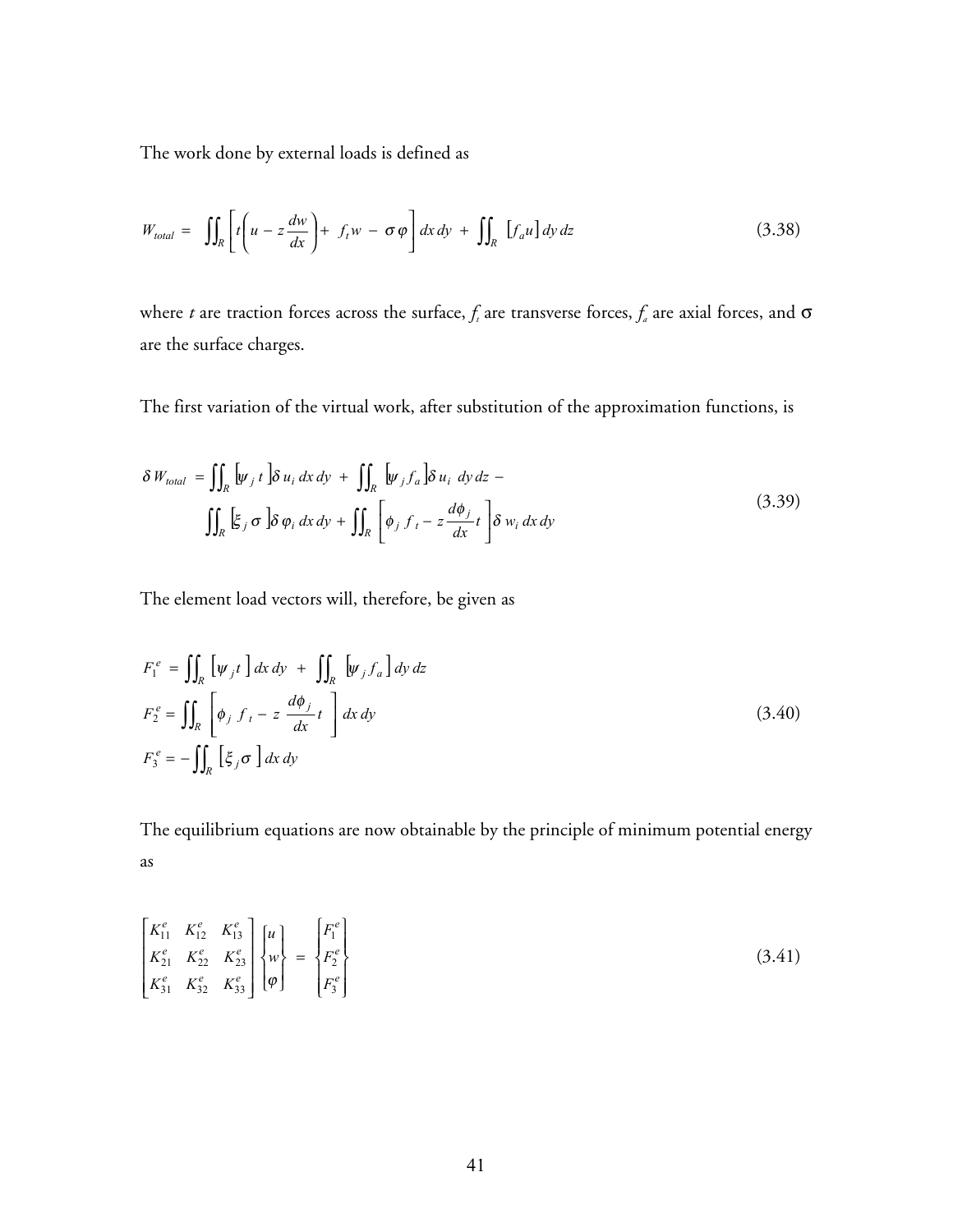The work done by external loads is defined as

$$W_{total} = \iint_R \left[ t\left( u - z\frac{dw}{dx} \right) + f_t w - \sigma \varphi \right] dx\, dy + \iint_R \left[ f_a u \right] dy\, dz \tag{3.38}$$

where $t$ are traction forces across the surface, $f_t$ are transverse forces, $f_a$ are axial forces, and $\sigma$ are the surface charges.

The first variation of the virtual work, after substitution of the approximation functions, is

$$\begin{aligned} \delta W_{total} = & \iint_R \left[ \psi_j\, t \right] \delta u_i\, dx\, dy + \iint_R \left[ \psi_j f_a \right] \delta u_i\, dy\, dz - \\ & \iint_R \left[ \xi_j\, \sigma \right] \delta \varphi_i\, dx\, dy + \iint_R \left[ \phi_j\, f_t - z\frac{d\phi_j}{dx} t \right] \delta\, w_i\, dx\, dy \end{aligned} \tag{3.39}$$

The element load vectors will, therefore, be given as

$$\begin{aligned} F_1^e &= \iint_R \left[ \psi_j t \right] dx\, dy + \iint_R \left[ \psi_j f_a \right] dy\, dz \\ F_2^e &= \iint_R \left[ \phi_j\, f_t - z\, \frac{d\phi_j}{dx} t \right] dx\, dy \\ F_3^e &= -\iint_R \left[ \xi_j \sigma \right] dx\, dy \end{aligned} \tag{3.40}$$

The equilibrium equations are now obtainable by the principle of minimum potential energy as

$$\begin{bmatrix} K_{11}^e & K_{12}^e & K_{13}^e \\ K_{21}^e & K_{22}^e & K_{23}^e \\ K_{31}^e & K_{32}^e & K_{33}^e \end{bmatrix} \begin{Bmatrix} u \\ w \\ \varphi \end{Bmatrix} = \begin{Bmatrix} F_1^e \\ F_2^e \\ F_3^e \end{Bmatrix} \tag{3.41}$$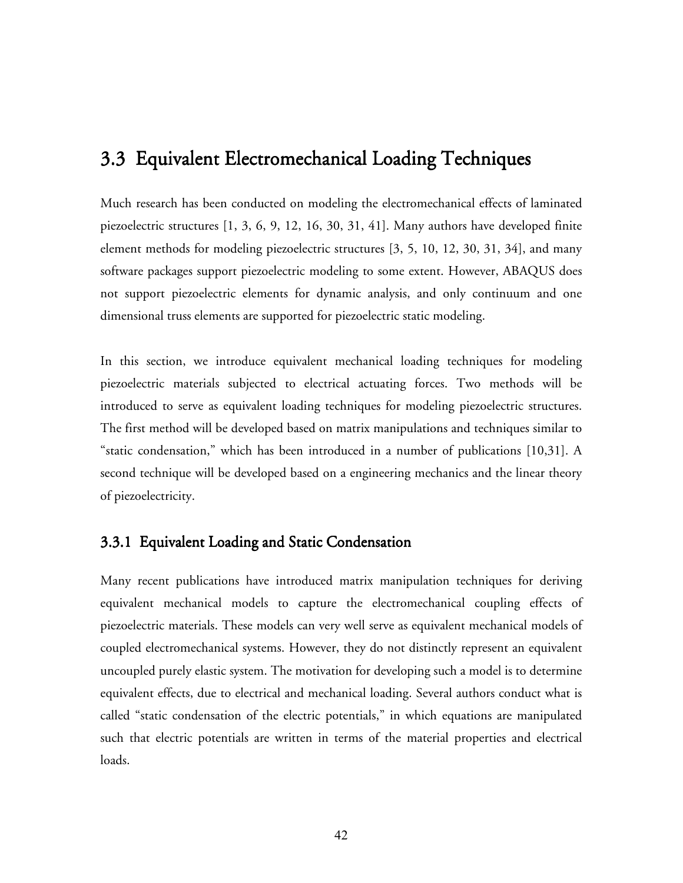## 3.3 Equivalent Electromechanical Loading Techniques

Much research has been conducted on modeling the electromechanical effects of laminated piezoelectric structures [1, 3, 6, 9, 12, 16, 30, 31, 41]. Many authors have developed finite element methods for modeling piezoelectric structures [3, 5, 10, 12, 30, 31, 34], and many software packages support piezoelectric modeling to some extent. However, ABAQUS does not support piezoelectric elements for dynamic analysis, and only continuum and one dimensional truss elements are supported for piezoelectric static modeling.

In this section, we introduce equivalent mechanical loading techniques for modeling piezoelectric materials subjected to electrical actuating forces. Two methods will be introduced to serve as equivalent loading techniques for modeling piezoelectric structures. The first method will be developed based on matrix manipulations and techniques similar to "static condensation," which has been introduced in a number of publications [10,31]. A second technique will be developed based on a engineering mechanics and the linear theory of piezoelectricity.

### 3.3.1 Equivalent Loading and Static Condensation

Many recent publications have introduced matrix manipulation techniques for deriving equivalent mechanical models to capture the electromechanical coupling effects of piezoelectric materials. These models can very well serve as equivalent mechanical models of coupled electromechanical systems. However, they do not distinctly represent an equivalent uncoupled purely elastic system. The motivation for developing such a model is to determine equivalent effects, due to electrical and mechanical loading. Several authors conduct what is called "static condensation of the electric potentials," in which equations are manipulated such that electric potentials are written in terms of the material properties and electrical loads.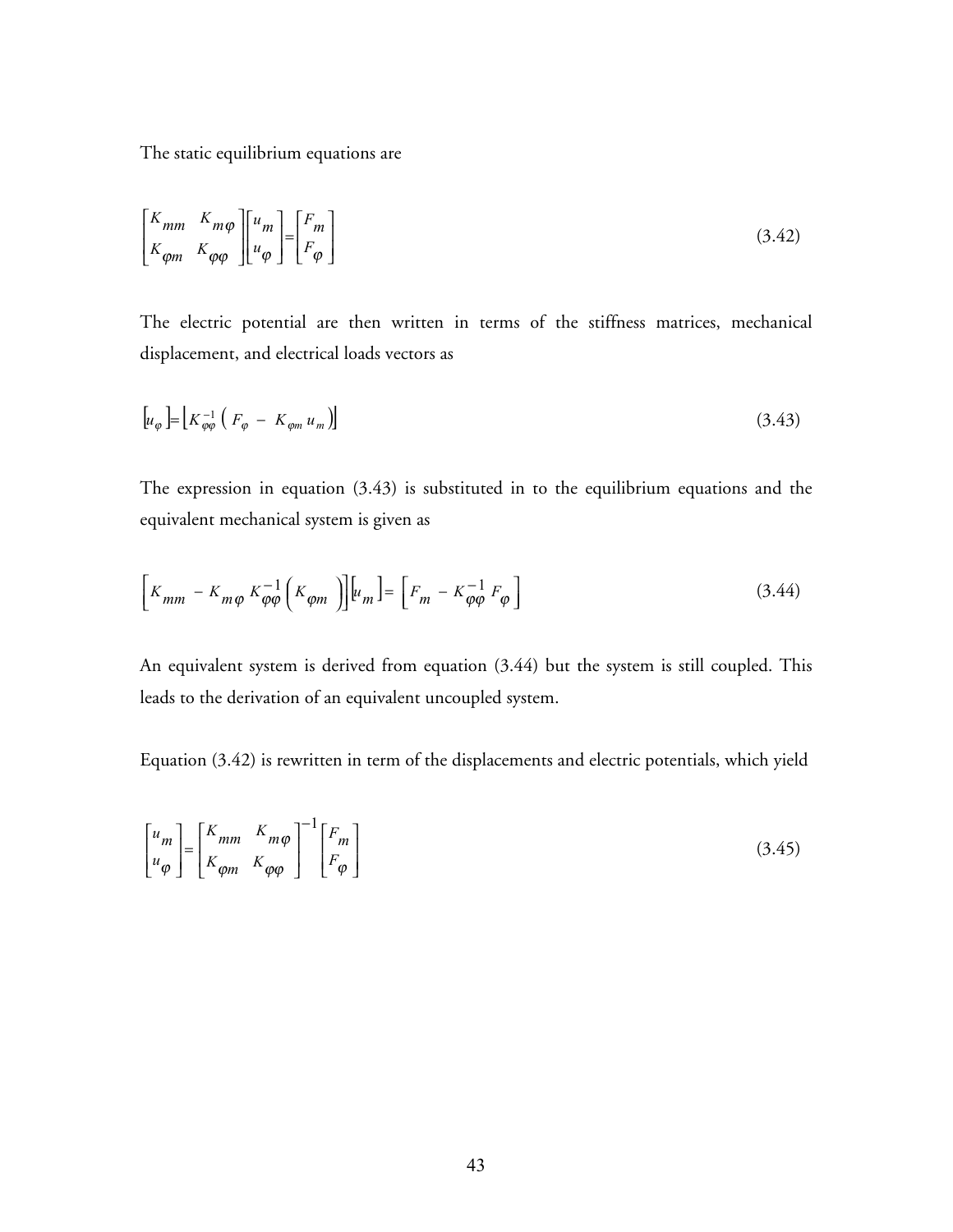The static equilibrium equations are

$$\begin{bmatrix} K_{mm} & K_{m\varphi} \\ K_{\varphi m} & K_{\varphi\varphi} \end{bmatrix} \begin{bmatrix} u_m \\ u_\varphi \end{bmatrix} = \begin{bmatrix} F_m \\ F_\varphi \end{bmatrix} \tag{3.42}$$

The electric potential are then written in terms of the stiffness matrices, mechanical displacement, and electrical loads vectors as

$$\left[ u_\varphi \right] = \left[ K_{\varphi\varphi}^{-1} \left( F_\varphi - K_{\varphi m} u_m \right) \right] \tag{3.43}$$

The expression in equation (3.43) is substituted in to the equilibrium equations and the equivalent mechanical system is given as

$$\left[ K_{mm} - K_{m\varphi} K_{\varphi\varphi}^{-1} \left( K_{\varphi m} \right) \right] \left[ u_m \right] = \left[ F_m - K_{\varphi\varphi}^{-1} F_\varphi \right] \tag{3.44}$$

An equivalent system is derived from equation (3.44) but the system is still coupled. This leads to the derivation of an equivalent uncoupled system.

Equation (3.42) is rewritten in term of the displacements and electric potentials, which yield

$$\begin{bmatrix} u_m \\ u_\varphi \end{bmatrix} = \begin{bmatrix} K_{mm} & K_{m\varphi} \\ K_{\varphi m} & K_{\varphi\varphi} \end{bmatrix}^{-1} \begin{bmatrix} F_m \\ F_\varphi \end{bmatrix} \tag{3.45}$$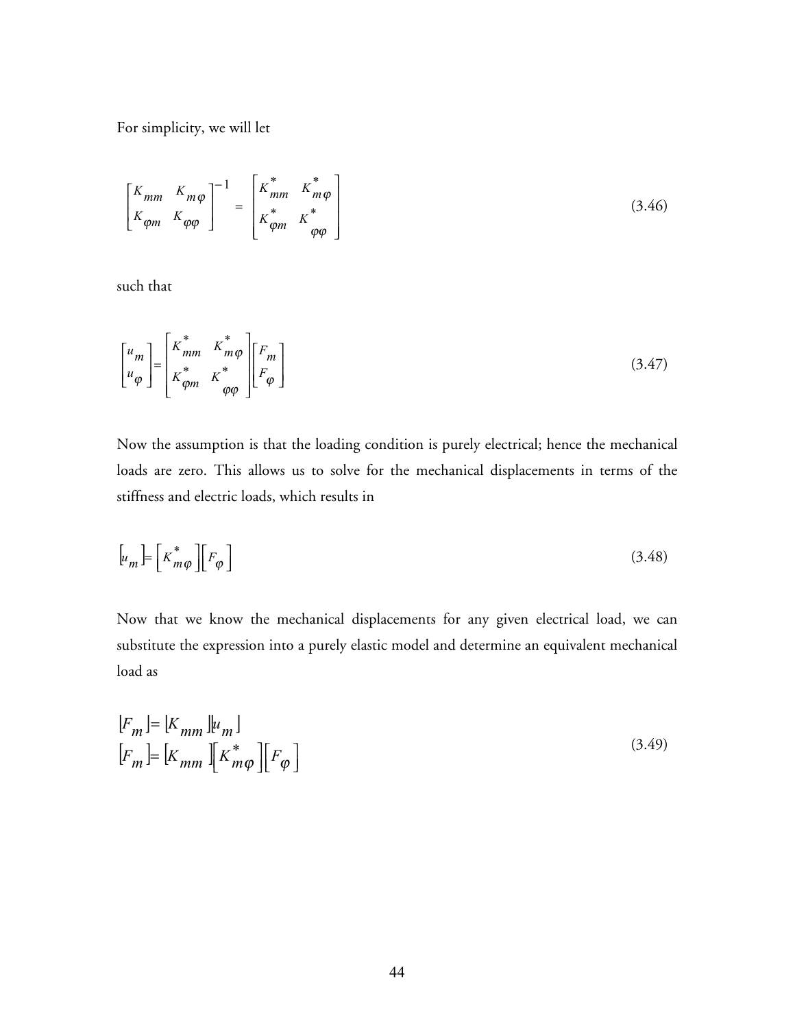For simplicity, we will let

$$
\begin{bmatrix} K_{mm} & K_{m\varphi} \\ K_{\varphi m} & K_{\varphi\varphi} \end{bmatrix}^{-1} = \begin{bmatrix} K^*_{mm} & K^*_{m\varphi} \\ K^*_{\varphi m} & K^*_{\varphi\varphi} \end{bmatrix} \tag{3.46}
$$

such that

$$
\begin{bmatrix} u_m \\ u_\varphi \end{bmatrix} = \begin{bmatrix} K^*_{mm} & K^*_{m\varphi} \\ K^*_{\varphi m} & K^*_{\varphi\varphi} \end{bmatrix} \begin{bmatrix} F_m \\ F_\varphi \end{bmatrix} \tag{3.47}
$$

Now the assumption is that the loading condition is purely electrical; hence the mechanical loads are zero. This allows us to solve for the mechanical displacements in terms of the stiffness and electric loads, which results in

$$
\left[u_m\right] = \left[K^*_{m\varphi}\right]\left[F_\varphi\right] \tag{3.48}
$$

Now that we know the mechanical displacements for any given electrical load, we can substitute the expression into a purely elastic model and determine an equivalent mechanical load as

$$
\begin{aligned}
\left[F_m\right] &= \left[K_{mm}\right]\left[u_m\right] \\
\left[F_m\right] &= \left[K_{mm}\right]\left[K^*_{m\varphi}\right]\left[F_\varphi\right]
\end{aligned} \tag{3.49}
$$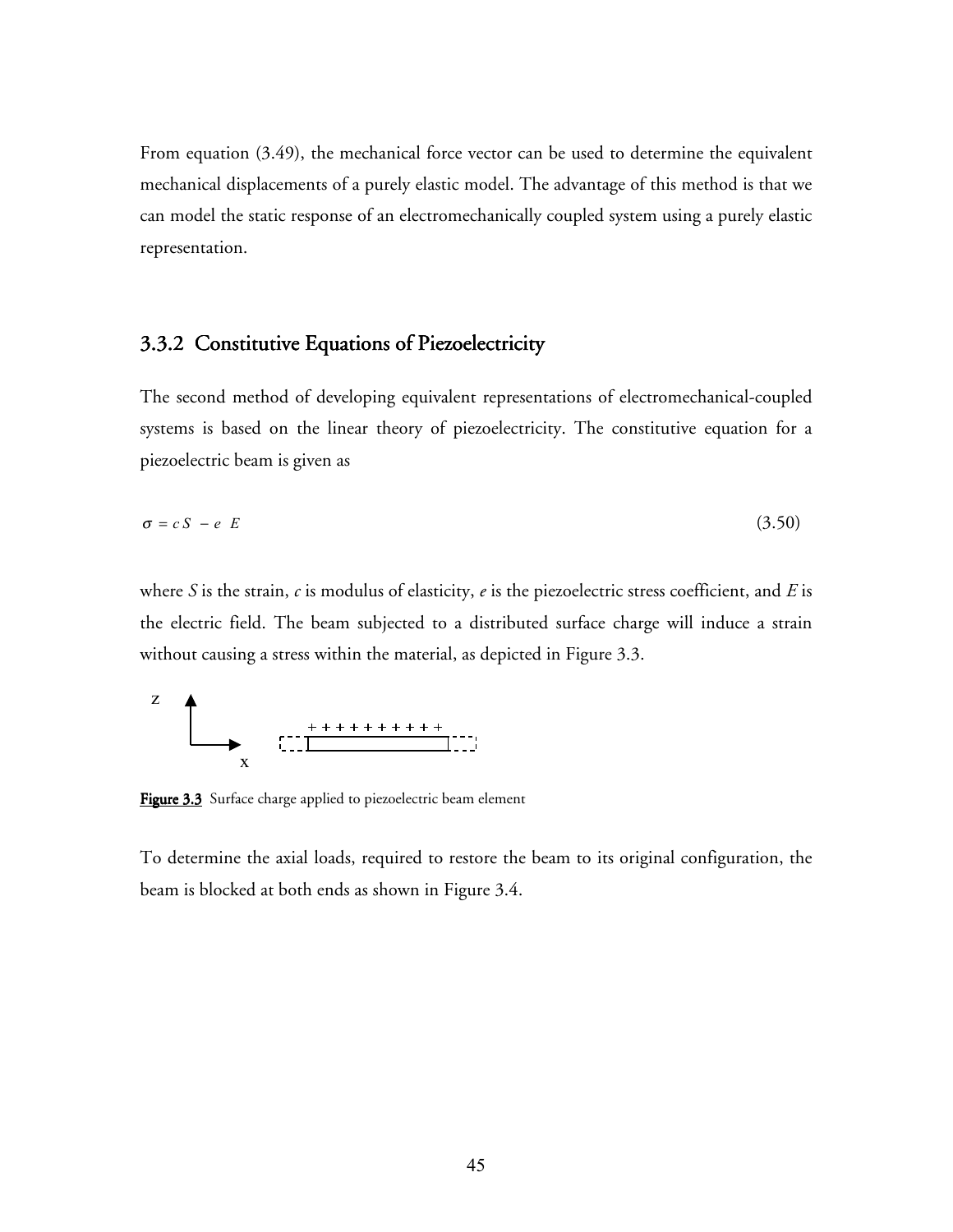From equation (3.49), the mechanical force vector can be used to determine the equivalent mechanical displacements of a purely elastic model. The advantage of this method is that we can model the static response of an electromechanically coupled system using a purely elastic representation.

### 3.3.2 Constitutive Equations of Piezoelectricity

The second method of developing equivalent representations of electromechanical-coupled systems is based on the linear theory of piezoelectricity. The constitutive equation for a piezoelectric beam is given as

$$\sigma = c\,S - e\,E \tag{3.50}$$

where $S$ is the strain, $c$ is modulus of elasticity, $e$ is the piezoelectric stress coefficient, and $E$ is the electric field. The beam subjected to a distributed surface charge will induce a strain without causing a stress within the material, as depicted in Figure 3.3.

**Figure 3.3** Surface charge applied to piezoelectric beam element

To determine the axial loads, required to restore the beam to its original configuration, the beam is blocked at both ends as shown in Figure 3.4.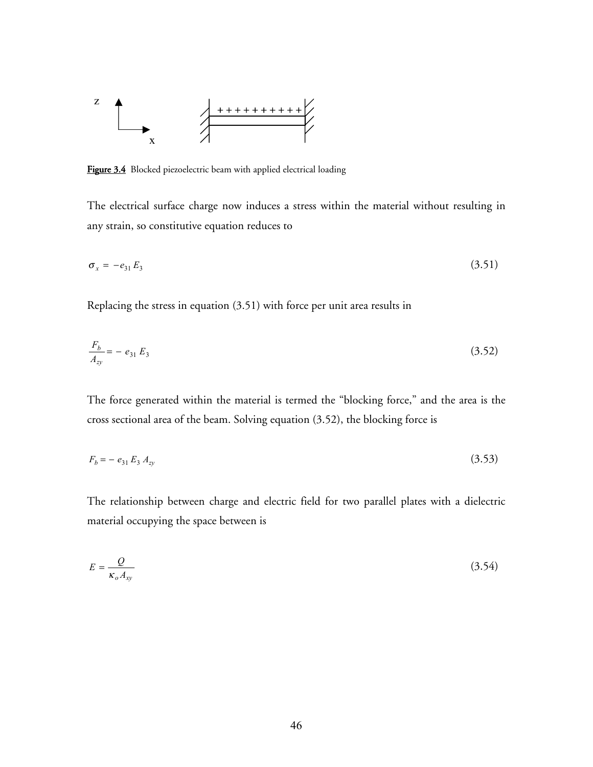**Figure 3.4** Blocked piezoelectric beam with applied electrical loading

The electrical surface charge now induces a stress within the material without resulting in any strain, so constitutive equation reduces to

$$\sigma_x = -e_{31} E_3 \tag{3.51}$$

Replacing the stress in equation (3.51) with force per unit area results in

$$\frac{F_b}{A_{zy}} = - e_{31} E_3 \tag{3.52}$$

The force generated within the material is termed the "blocking force," and the area is the cross sectional area of the beam. Solving equation (3.52), the blocking force is

$$F_b = - e_{31} E_3 A_{zy} \tag{3.53}$$

The relationship between charge and electric field for two parallel plates with a dielectric material occupying the space between is

$$E = \frac{Q}{\kappa_o A_{xy}} \tag{3.54}$$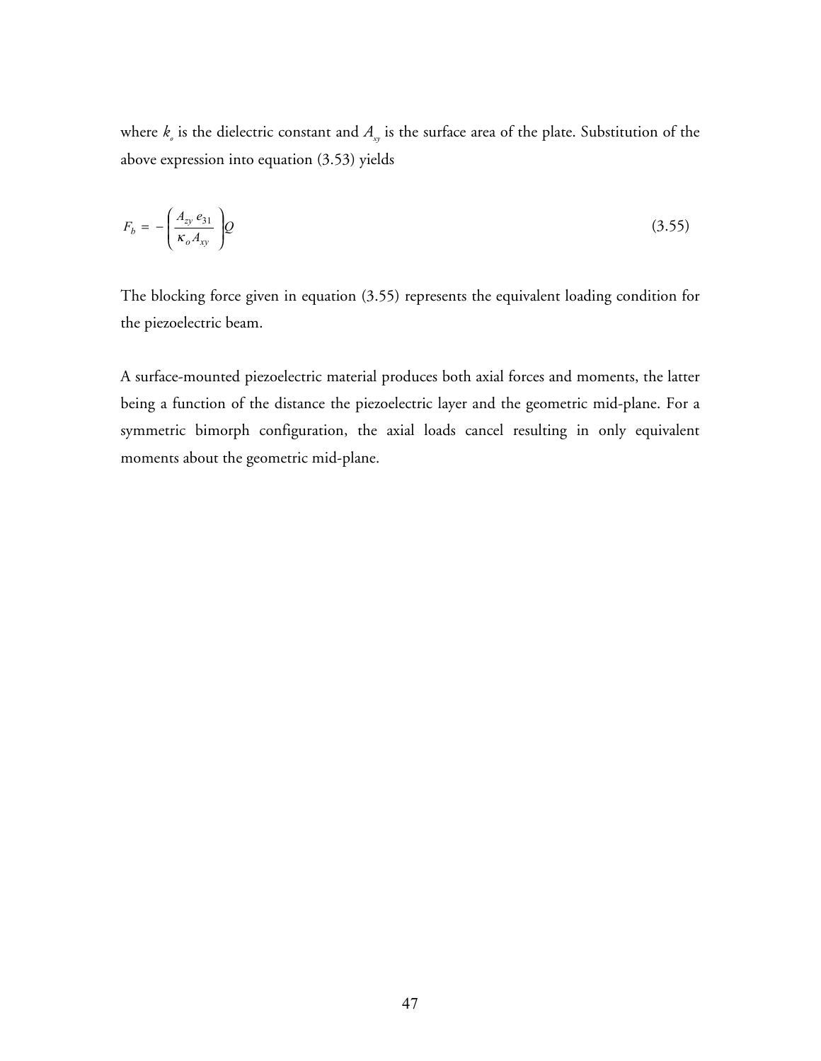where $k_o$ is the dielectric constant and $A_{xy}$ is the surface area of the plate. Substitution of the above expression into equation (3.53) yields

$$F_b = -\left( \frac{A_{zy}\, e_{31}}{\kappa_o A_{xy}} \right) Q \tag{3.55}$$

The blocking force given in equation (3.55) represents the equivalent loading condition for the piezoelectric beam.

A surface-mounted piezoelectric material produces both axial forces and moments, the latter being a function of the distance the piezoelectric layer and the geometric mid-plane. For a symmetric bimorph configuration, the axial loads cancel resulting in only equivalent moments about the geometric mid-plane.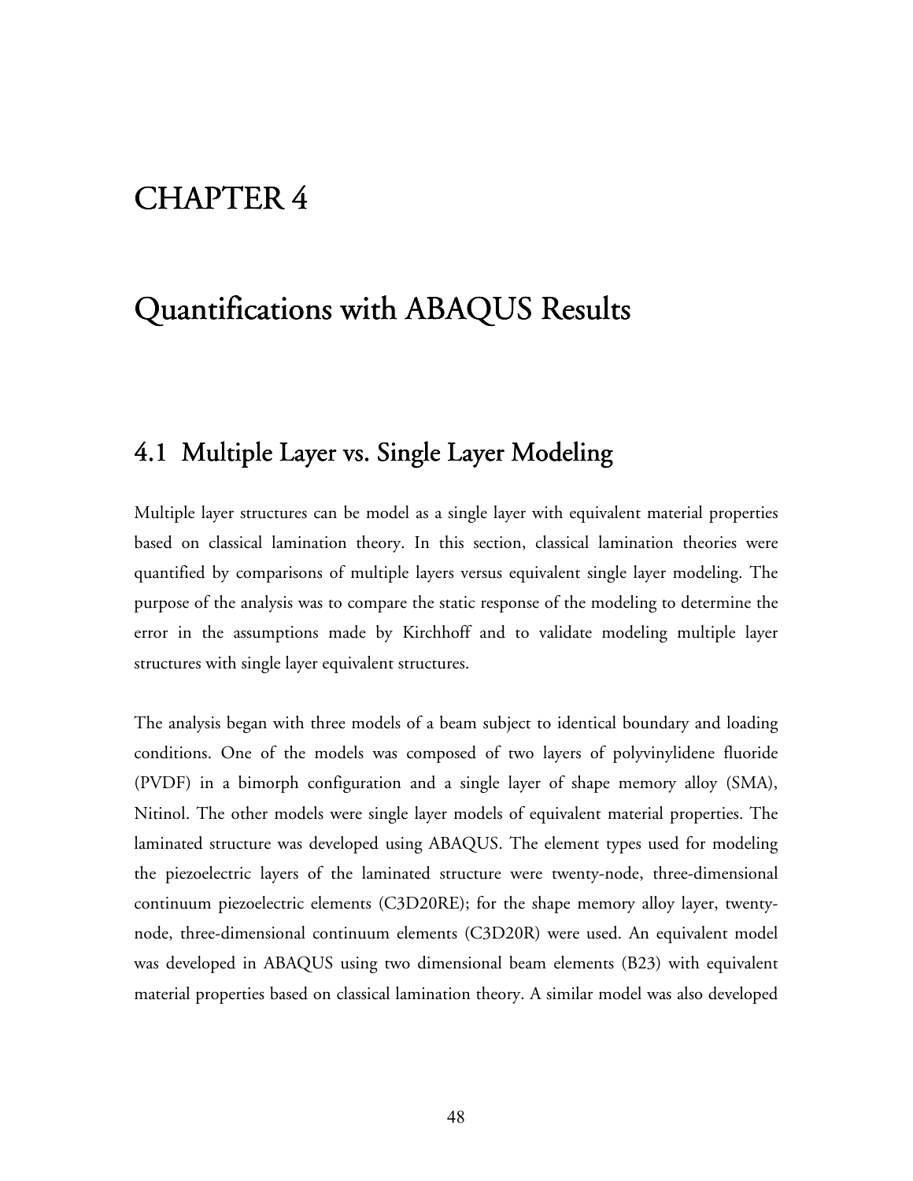# CHAPTER 4

# Quantifications with ABAQUS Results

## 4.1 Multiple Layer vs. Single Layer Modeling

Multiple layer structures can be model as a single layer with equivalent material properties based on classical lamination theory. In this section, classical lamination theories were quantified by comparisons of multiple layers versus equivalent single layer modeling. The purpose of the analysis was to compare the static response of the modeling to determine the error in the assumptions made by Kirchhoff and to validate modeling multiple layer structures with single layer equivalent structures.

The analysis began with three models of a beam subject to identical boundary and loading conditions. One of the models was composed of two layers of polyvinylidene fluoride (PVDF) in a bimorph configuration and a single layer of shape memory alloy (SMA), Nitinol. The other models were single layer models of equivalent material properties. The laminated structure was developed using ABAQUS. The element types used for modeling the piezoelectric layers of the laminated structure were twenty-node, three-dimensional continuum piezoelectric elements (C3D20RE); for the shape memory alloy layer, twenty-node, three-dimensional continuum elements (C3D20R) were used. An equivalent model was developed in ABAQUS using two dimensional beam elements (B23) with equivalent material properties based on classical lamination theory. A similar model was also developed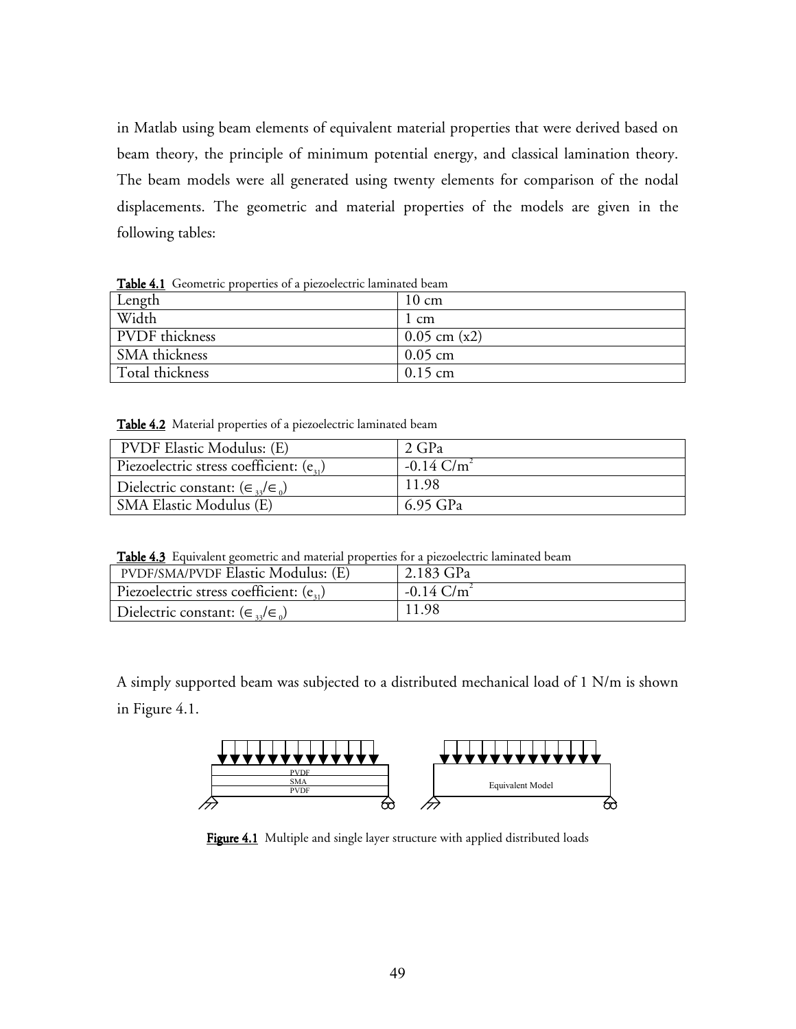in Matlab using beam elements of equivalent material properties that were derived based on beam theory, the principle of minimum potential energy, and classical lamination theory. The beam models were all generated using twenty elements for comparison of the nodal displacements. The geometric and material properties of the models are given in the following tables:

**Table 4.1** Geometric properties of a piezoelectric laminated beam

| Length | 10 cm |
|---|---|
| Width | 1 cm |
| PVDF thickness | 0.05 cm (x2) |
| SMA thickness | 0.05 cm |
| Total thickness | 0.15 cm |

**Table 4.2** Material properties of a piezoelectric laminated beam

| PVDF Elastic Modulus: (E) | 2 GPa |
|---|---|
| Piezoelectric stress coefficient: ($e_{31}$) | -0.14 $C/m^2$ |
| Dielectric constant: ($\in_{33}/\in_0$) | 11.98 |
| SMA Elastic Modulus (E) | 6.95 GPa |

**Table 4.3** Equivalent geometric and material properties for a piezoelectric laminated beam

| PVDF/SMA/PVDF Elastic Modulus: (E) | 2.183 GPa |
|---|---|
| Piezoelectric stress coefficient: ($e_{31}$) | -0.14 $C/m^2$ |
| Dielectric constant: ($\in_{33}/\in_0$) | 11.98 |

A simply supported beam was subjected to a distributed mechanical load of 1 N/m is shown in Figure 4.1.

**Figure 4.1** Multiple and single layer structure with applied distributed loads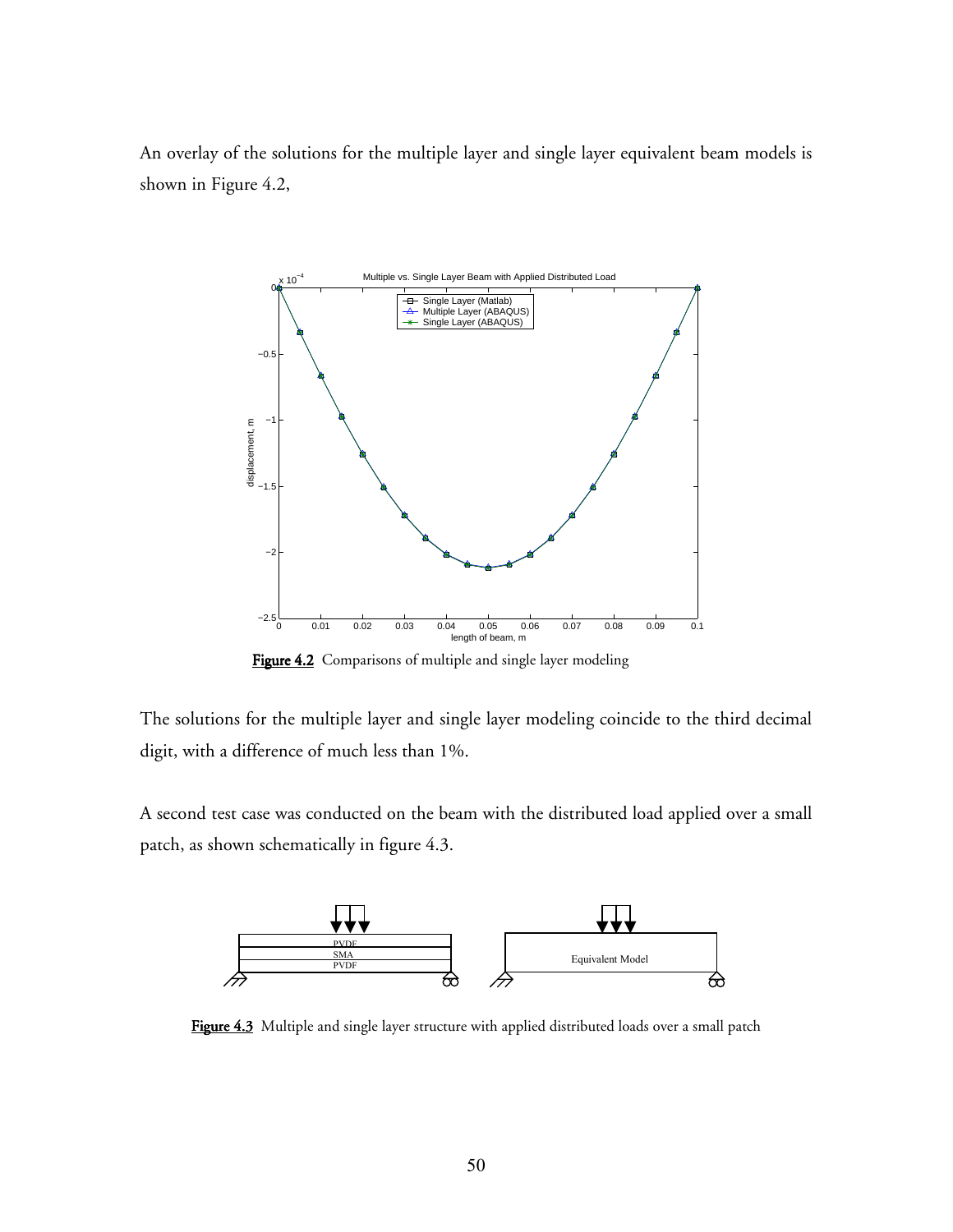An overlay of the solutions for the multiple layer and single layer equivalent beam models is shown in Figure 4.2,

**Figure 4.2** Comparisons of multiple and single layer modeling

The solutions for the multiple layer and single layer modeling coincide to the third decimal digit, with a difference of much less than 1%.

A second test case was conducted on the beam with the distributed load applied over a small patch, as shown schematically in figure 4.3.

**Figure 4.3** Multiple and single layer structure with applied distributed loads over a small patch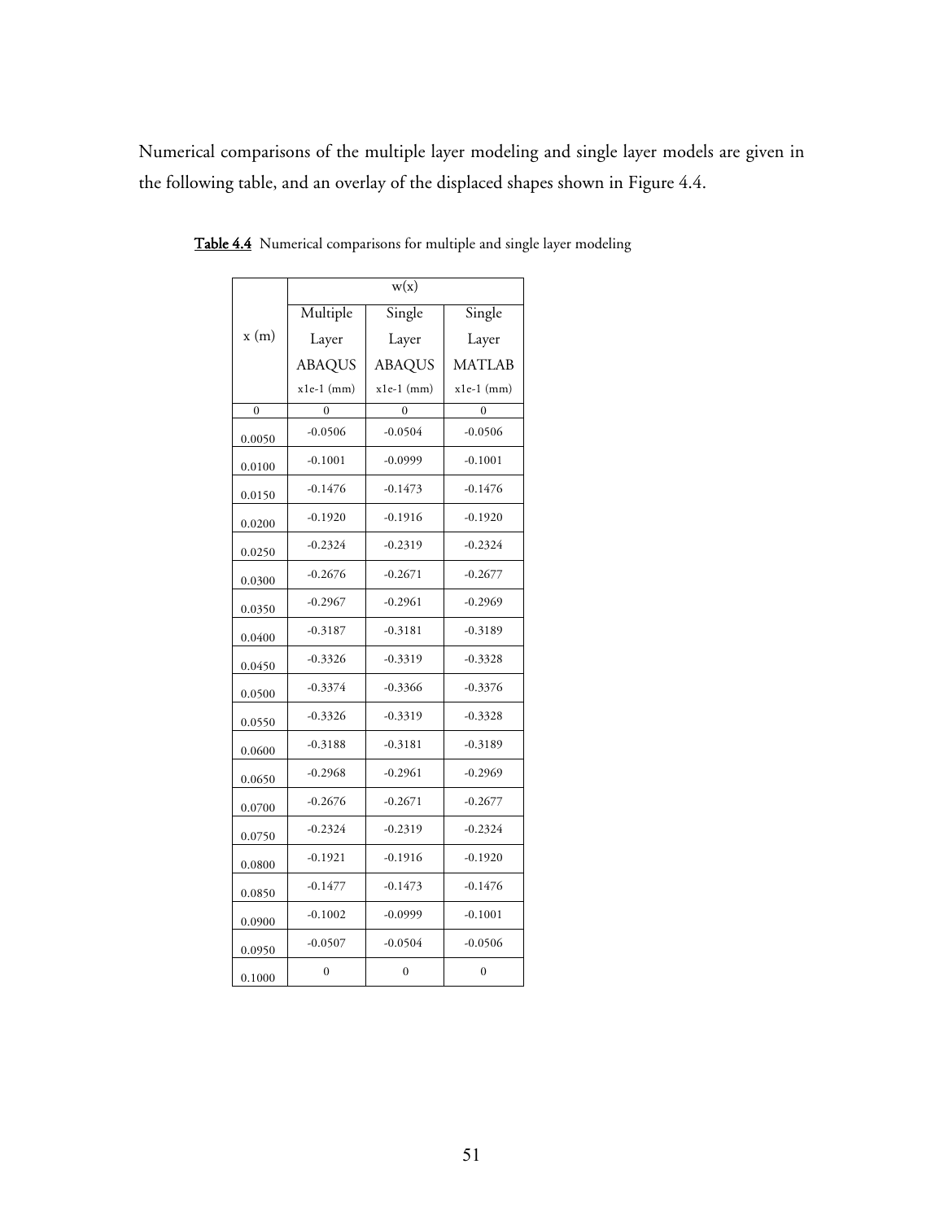Numerical comparisons of the multiple layer modeling and single layer models are given in the following table, and an overlay of the displaced shapes shown in Figure 4.4.

**Table 4.4** Numerical comparisons for multiple and single layer modeling

| x (m) | w(x) | | |
|---|---|---|---|
| | Multiple Layer ABAQUS x1e-1 (mm) | Single Layer ABAQUS x1e-1 (mm) | Single Layer MATLAB x1e-1 (mm) |
| 0 | 0 | 0 | 0 |
| 0.0050 | -0.0506 | -0.0504 | -0.0506 |
| 0.0100 | -0.1001 | -0.0999 | -0.1001 |
| 0.0150 | -0.1476 | -0.1473 | -0.1476 |
| 0.0200 | -0.1920 | -0.1916 | -0.1920 |
| 0.0250 | -0.2324 | -0.2319 | -0.2324 |
| 0.0300 | -0.2676 | -0.2671 | -0.2677 |
| 0.0350 | -0.2967 | -0.2961 | -0.2969 |
| 0.0400 | -0.3187 | -0.3181 | -0.3189 |
| 0.0450 | -0.3326 | -0.3319 | -0.3328 |
| 0.0500 | -0.3374 | -0.3366 | -0.3376 |
| 0.0550 | -0.3326 | -0.3319 | -0.3328 |
| 0.0600 | -0.3188 | -0.3181 | -0.3189 |
| 0.0650 | -0.2968 | -0.2961 | -0.2969 |
| 0.0700 | -0.2676 | -0.2671 | -0.2677 |
| 0.0750 | -0.2324 | -0.2319 | -0.2324 |
| 0.0800 | -0.1921 | -0.1916 | -0.1920 |
| 0.0850 | -0.1477 | -0.1473 | -0.1476 |
| 0.0900 | -0.1002 | -0.0999 | -0.1001 |
| 0.0950 | -0.0507 | -0.0504 | -0.0506 |
| 0.1000 | 0 | 0 | 0 |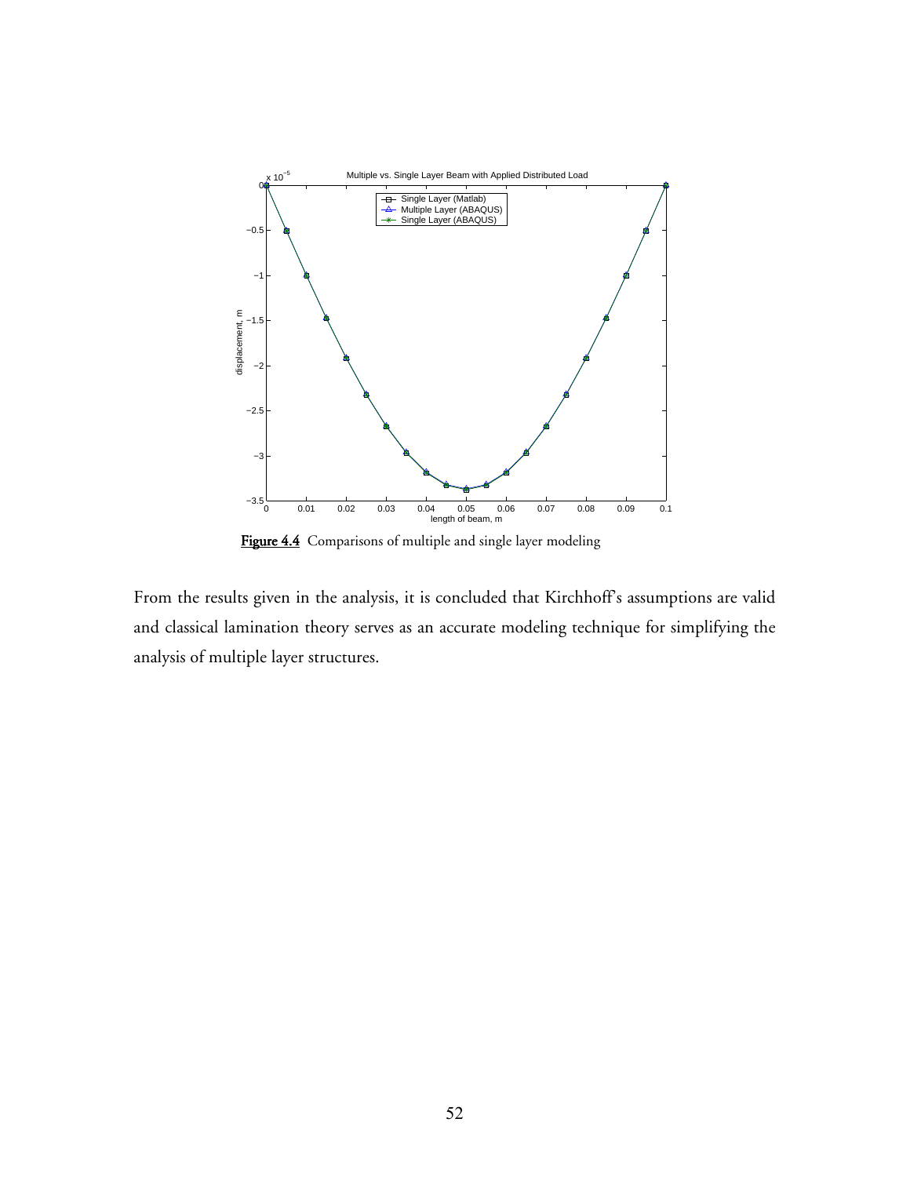**Figure 4.4** Comparisons of multiple and single layer modeling

From the results given in the analysis, it is concluded that Kirchhoff's assumptions are valid and classical lamination theory serves as an accurate modeling technique for simplifying the analysis of multiple layer structures.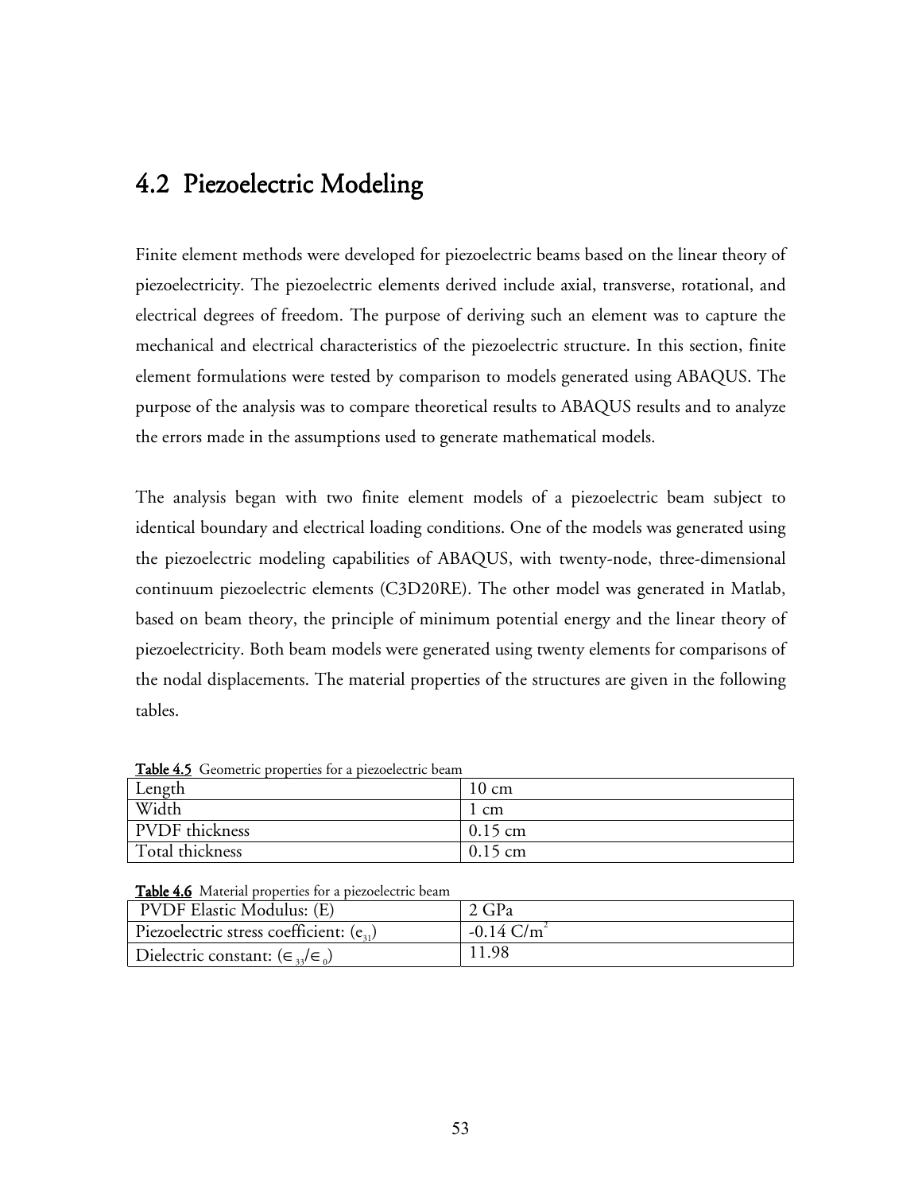## 4.2 Piezoelectric Modeling

Finite element methods were developed for piezoelectric beams based on the linear theory of piezoelectricity. The piezoelectric elements derived include axial, transverse, rotational, and electrical degrees of freedom. The purpose of deriving such an element was to capture the mechanical and electrical characteristics of the piezoelectric structure. In this section, finite element formulations were tested by comparison to models generated using ABAQUS. The purpose of the analysis was to compare theoretical results to ABAQUS results and to analyze the errors made in the assumptions used to generate mathematical models.

The analysis began with two finite element models of a piezoelectric beam subject to identical boundary and electrical loading conditions. One of the models was generated using the piezoelectric modeling capabilities of ABAQUS, with twenty-node, three-dimensional continuum piezoelectric elements (C3D20RE). The other model was generated in Matlab, based on beam theory, the principle of minimum potential energy and the linear theory of piezoelectricity. Both beam models were generated using twenty elements for comparisons of the nodal displacements. The material properties of the structures are given in the following tables.

**Table 4.5** Geometric properties for a piezoelectric beam

| | |
|---|---|
| Length | 10 cm |
| Width | 1 cm |
| PVDF thickness | 0.15 cm |
| Total thickness | 0.15 cm |

**Table 4.6** Material properties for a piezoelectric beam

| | |
|---|---|
| PVDF Elastic Modulus: (E) | 2 GPa |
| Piezoelectric stress coefficient: ($e_{31}$) | -0.14 $C/m^2$ |
| Dielectric constant: ($\in_{33}/\in_{0}$) | 11.98 |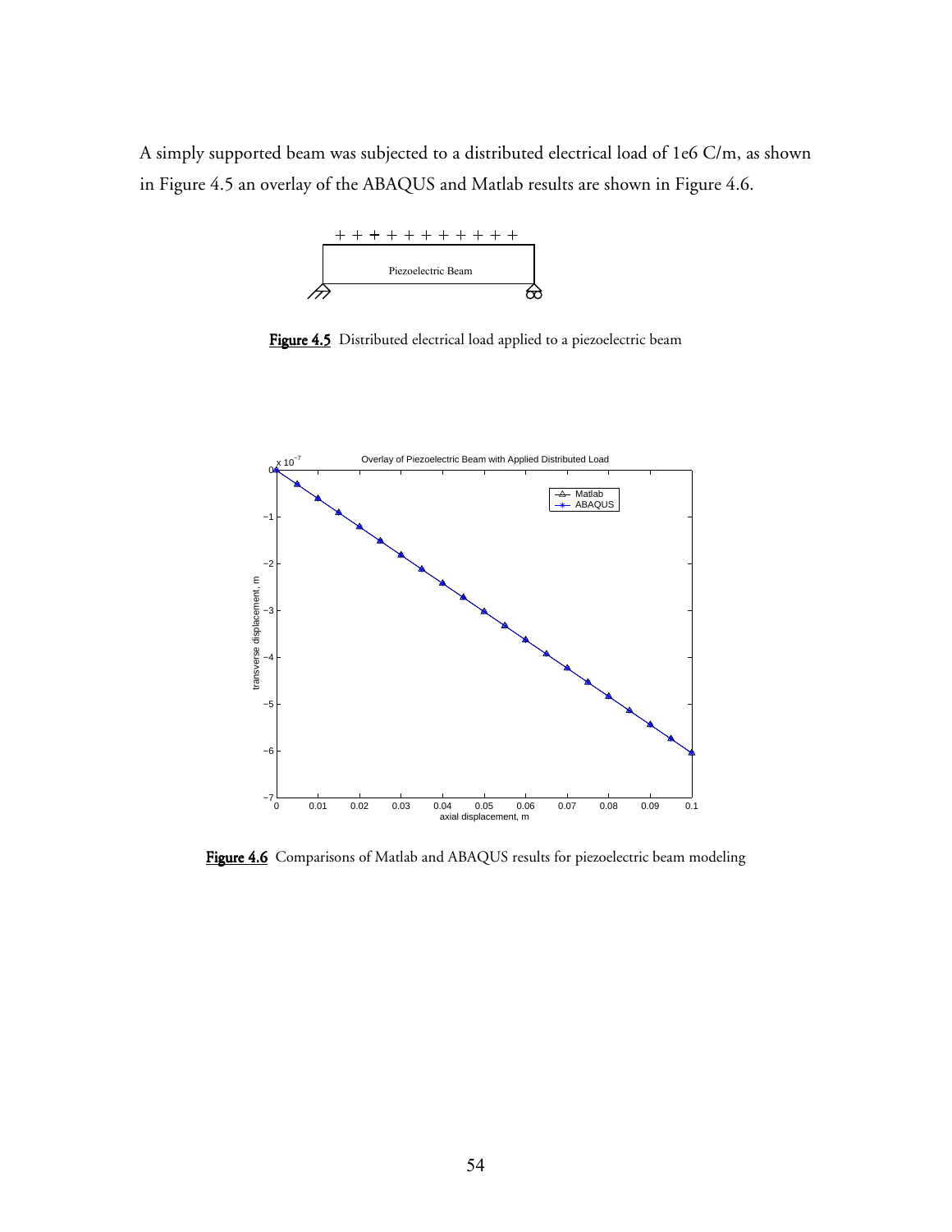A simply supported beam was subjected to a distributed electrical load of 1e6 C/m, as shown in Figure 4.5 an overlay of the ABAQUS and Matlab results are shown in Figure 4.6.

**Figure 4.5** Distributed electrical load applied to a piezoelectric beam

**Figure 4.6** Comparisons of Matlab and ABAQUS results for piezoelectric beam modeling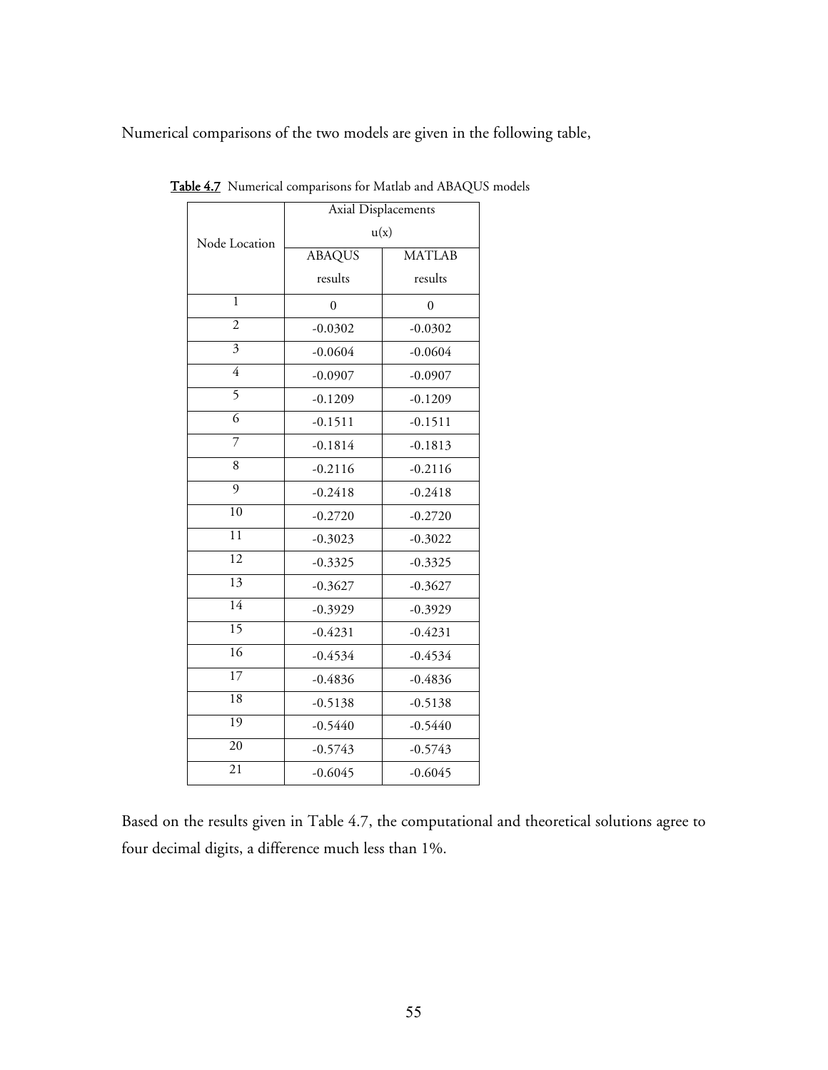Numerical comparisons of the two models are given in the following table,

**Table 4.7** Numerical comparisons for Matlab and ABAQUS models

| Node Location | Axial Displacements u(x) | |
|---|---|---|
| | ABAQUS results | MATLAB results |
| 1 | 0 | 0 |
| 2 | -0.0302 | -0.0302 |
| 3 | -0.0604 | -0.0604 |
| 4 | -0.0907 | -0.0907 |
| 5 | -0.1209 | -0.1209 |
| 6 | -0.1511 | -0.1511 |
| 7 | -0.1814 | -0.1813 |
| 8 | -0.2116 | -0.2116 |
| 9 | -0.2418 | -0.2418 |
| 10 | -0.2720 | -0.2720 |
| 11 | -0.3023 | -0.3022 |
| 12 | -0.3325 | -0.3325 |
| 13 | -0.3627 | -0.3627 |
| 14 | -0.3929 | -0.3929 |
| 15 | -0.4231 | -0.4231 |
| 16 | -0.4534 | -0.4534 |
| 17 | -0.4836 | -0.4836 |
| 18 | -0.5138 | -0.5138 |
| 19 | -0.5440 | -0.5440 |
| 20 | -0.5743 | -0.5743 |
| 21 | -0.6045 | -0.6045 |

Based on the results given in Table 4.7, the computational and theoretical solutions agree to four decimal digits, a difference much less than 1%.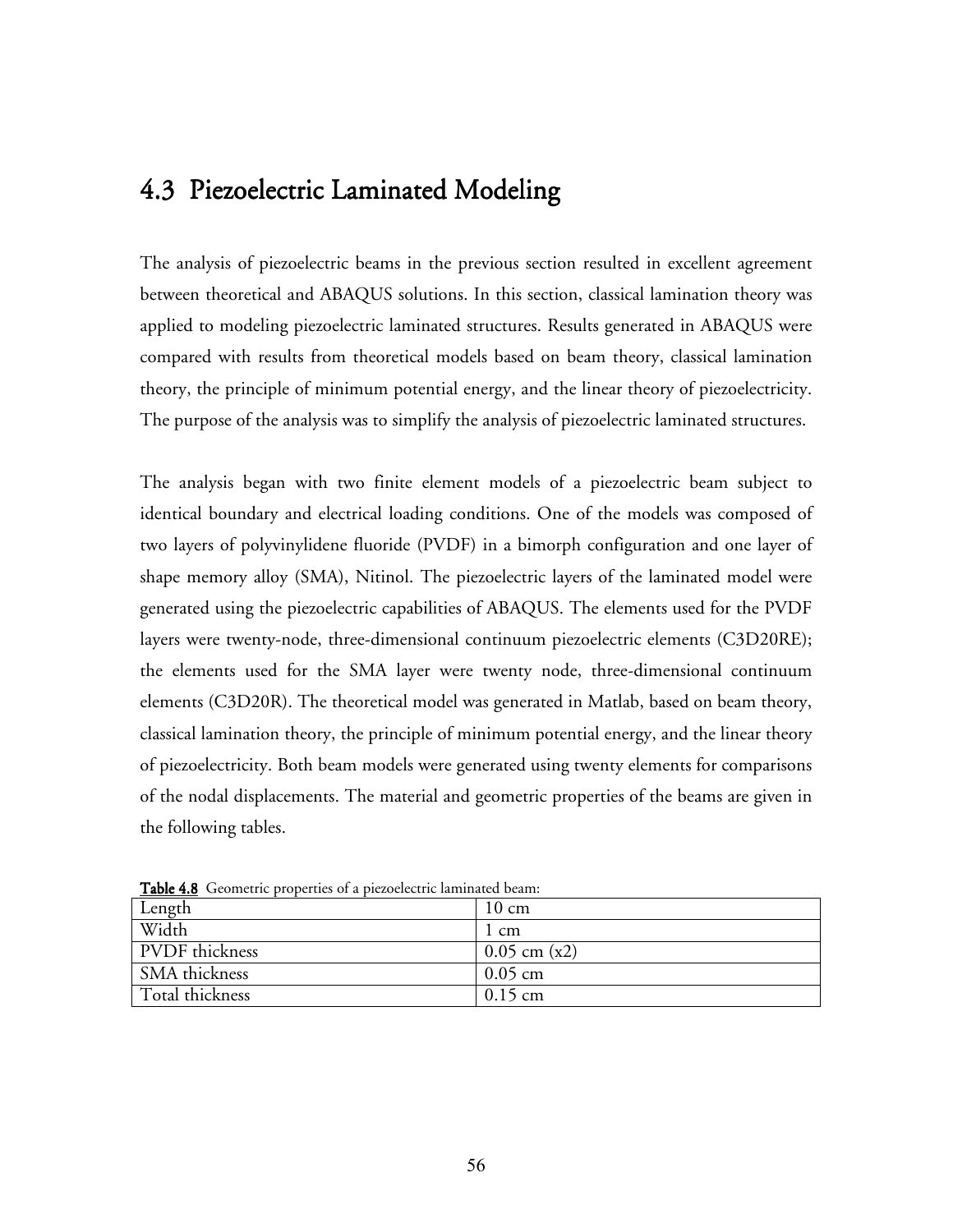## 4.3 Piezoelectric Laminated Modeling

The analysis of piezoelectric beams in the previous section resulted in excellent agreement between theoretical and ABAQUS solutions. In this section, classical lamination theory was applied to modeling piezoelectric laminated structures. Results generated in ABAQUS were compared with results from theoretical models based on beam theory, classical lamination theory, the principle of minimum potential energy, and the linear theory of piezoelectricity. The purpose of the analysis was to simplify the analysis of piezoelectric laminated structures.

The analysis began with two finite element models of a piezoelectric beam subject to identical boundary and electrical loading conditions. One of the models was composed of two layers of polyvinylidene fluoride (PVDF) in a bimorph configuration and one layer of shape memory alloy (SMA), Nitinol. The piezoelectric layers of the laminated model were generated using the piezoelectric capabilities of ABAQUS. The elements used for the PVDF layers were twenty-node, three-dimensional continuum piezoelectric elements (C3D20RE); the elements used for the SMA layer were twenty node, three-dimensional continuum elements (C3D20R). The theoretical model was generated in Matlab, based on beam theory, classical lamination theory, the principle of minimum potential energy, and the linear theory of piezoelectricity. Both beam models were generated using twenty elements for comparisons of the nodal displacements. The material and geometric properties of the beams are given in the following tables.

**Table 4.8** Geometric properties of a piezoelectric laminated beam:

| | |
|---|---|
| Length | 10 cm |
| Width | 1 cm |
| PVDF thickness | 0.05 cm (x2) |
| SMA thickness | 0.05 cm |
| Total thickness | 0.15 cm |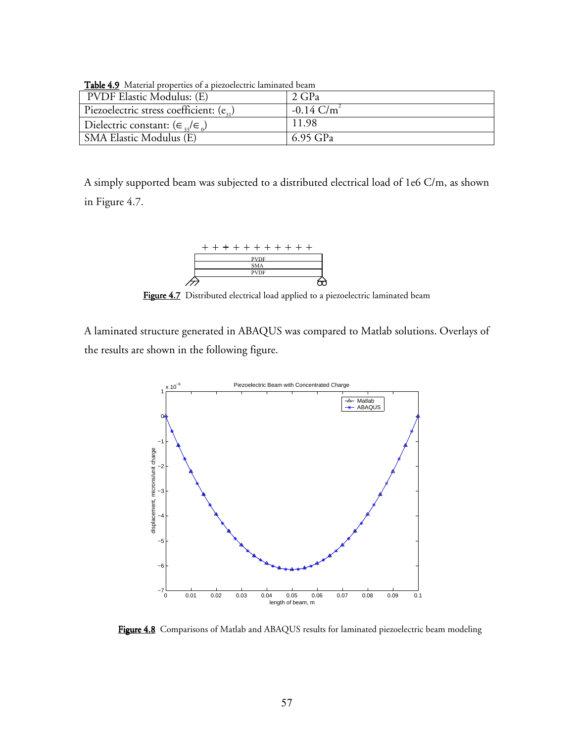**Table 4.9** Material properties of a piezoelectric laminated beam

| PVDF Elastic Modulus: (E) | 2 GPa |
| --- | --- |
| Piezoelectric stress coefficient: ($e_{31}$) | -0.14 $C/m^2$ |
| Dielectric constant: ($\in_{33}/\in_0$) | 11.98 |
| SMA Elastic Modulus (E) | 6.95 GPa |

A simply supported beam was subjected to a distributed electrical load of 1e6 C/m, as shown in Figure 4.7.

**Figure 4.7** Distributed electrical load applied to a piezoelectric laminated beam

A laminated structure generated in ABAQUS was compared to Matlab solutions. Overlays of the results are shown in the following figure.

**Figure 4.8** Comparisons of Matlab and ABAQUS results for laminated piezoelectric beam modeling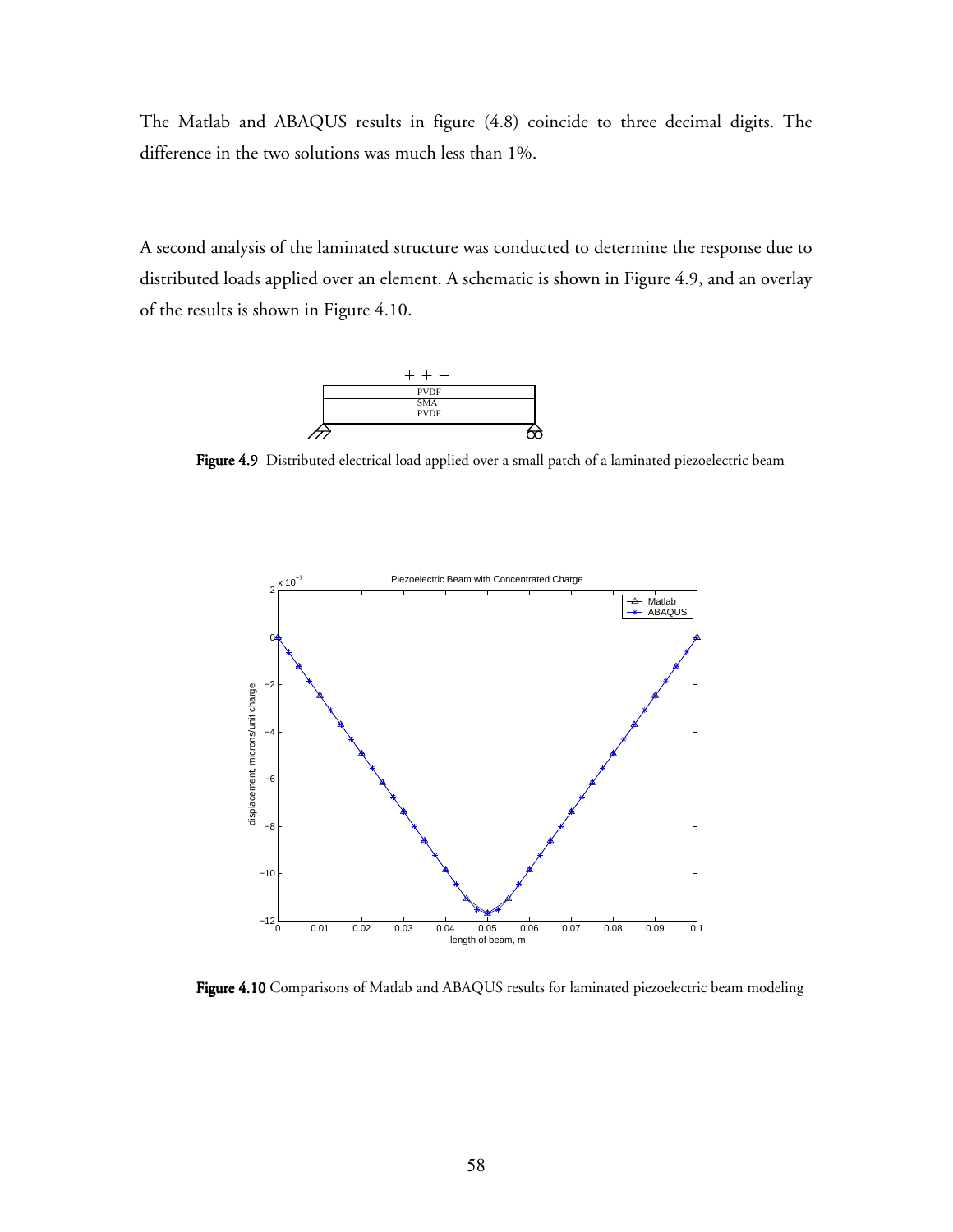The Matlab and ABAQUS results in figure (4.8) coincide to three decimal digits. The difference in the two solutions was much less than 1%.

A second analysis of the laminated structure was conducted to determine the response due to distributed loads applied over an element. A schematic is shown in Figure 4.9, and an overlay of the results is shown in Figure 4.10.

**Figure 4.9** Distributed electrical load applied over a small patch of a laminated piezoelectric beam

**Figure 4.10** Comparisons of Matlab and ABAQUS results for laminated piezoelectric beam modeling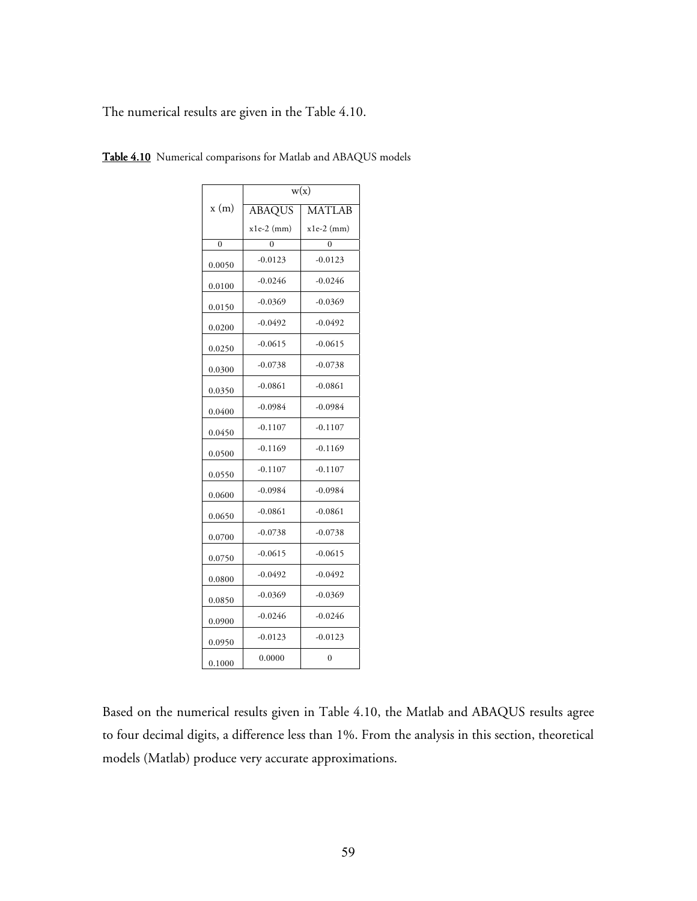The numerical results are given in the Table 4.10.

**Table 4.10** Numerical comparisons for Matlab and ABAQUS models

| x (m) | w(x) | |
|---|---|---|
| | ABAQUS | MATLAB |
| | x1e-2 (mm) | x1e-2 (mm) |
| 0 | 0 | 0 |
| 0.0050 | -0.0123 | -0.0123 |
| 0.0100 | -0.0246 | -0.0246 |
| 0.0150 | -0.0369 | -0.0369 |
| 0.0200 | -0.0492 | -0.0492 |
| 0.0250 | -0.0615 | -0.0615 |
| 0.0300 | -0.0738 | -0.0738 |
| 0.0350 | -0.0861 | -0.0861 |
| 0.0400 | -0.0984 | -0.0984 |
| 0.0450 | -0.1107 | -0.1107 |
| 0.0500 | -0.1169 | -0.1169 |
| 0.0550 | -0.1107 | -0.1107 |
| 0.0600 | -0.0984 | -0.0984 |
| 0.0650 | -0.0861 | -0.0861 |
| 0.0700 | -0.0738 | -0.0738 |
| 0.0750 | -0.0615 | -0.0615 |
| 0.0800 | -0.0492 | -0.0492 |
| 0.0850 | -0.0369 | -0.0369 |
| 0.0900 | -0.0246 | -0.0246 |
| 0.0950 | -0.0123 | -0.0123 |
| 0.1000 | 0.0000 | 0 |

Based on the numerical results given in Table 4.10, the Matlab and ABAQUS results agree to four decimal digits, a difference less than 1%. From the analysis in this section, theoretical models (Matlab) produce very accurate approximations.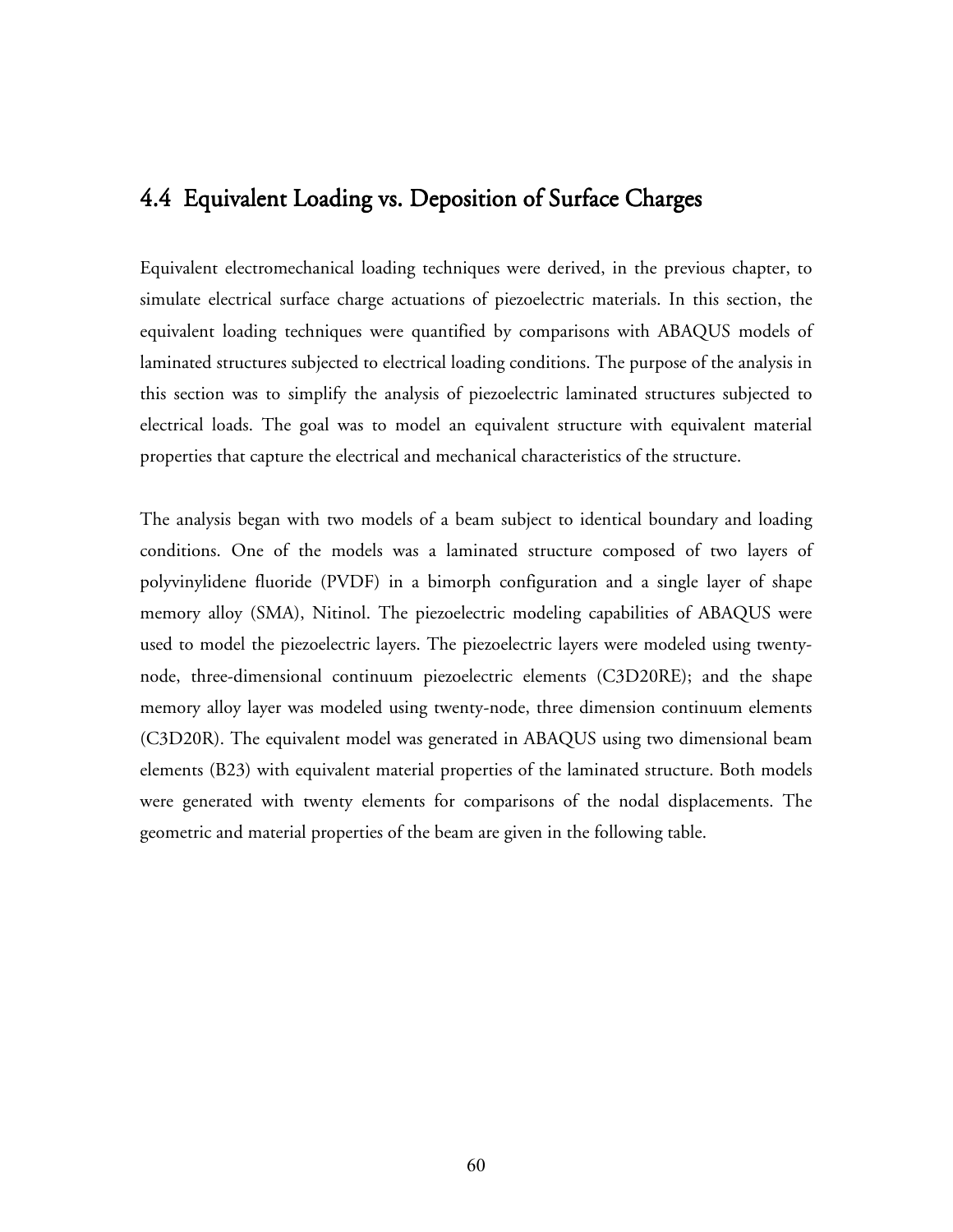## 4.4 Equivalent Loading vs. Deposition of Surface Charges

Equivalent electromechanical loading techniques were derived, in the previous chapter, to simulate electrical surface charge actuations of piezoelectric materials. In this section, the equivalent loading techniques were quantified by comparisons with ABAQUS models of laminated structures subjected to electrical loading conditions. The purpose of the analysis in this section was to simplify the analysis of piezoelectric laminated structures subjected to electrical loads. The goal was to model an equivalent structure with equivalent material properties that capture the electrical and mechanical characteristics of the structure.

The analysis began with two models of a beam subject to identical boundary and loading conditions. One of the models was a laminated structure composed of two layers of polyvinylidene fluoride (PVDF) in a bimorph configuration and a single layer of shape memory alloy (SMA), Nitinol. The piezoelectric modeling capabilities of ABAQUS were used to model the piezoelectric layers. The piezoelectric layers were modeled using twenty-node, three-dimensional continuum piezoelectric elements (C3D20RE); and the shape memory alloy layer was modeled using twenty-node, three dimension continuum elements (C3D20R). The equivalent model was generated in ABAQUS using two dimensional beam elements (B23) with equivalent material properties of the laminated structure. Both models were generated with twenty elements for comparisons of the nodal displacements. The geometric and material properties of the beam are given in the following table.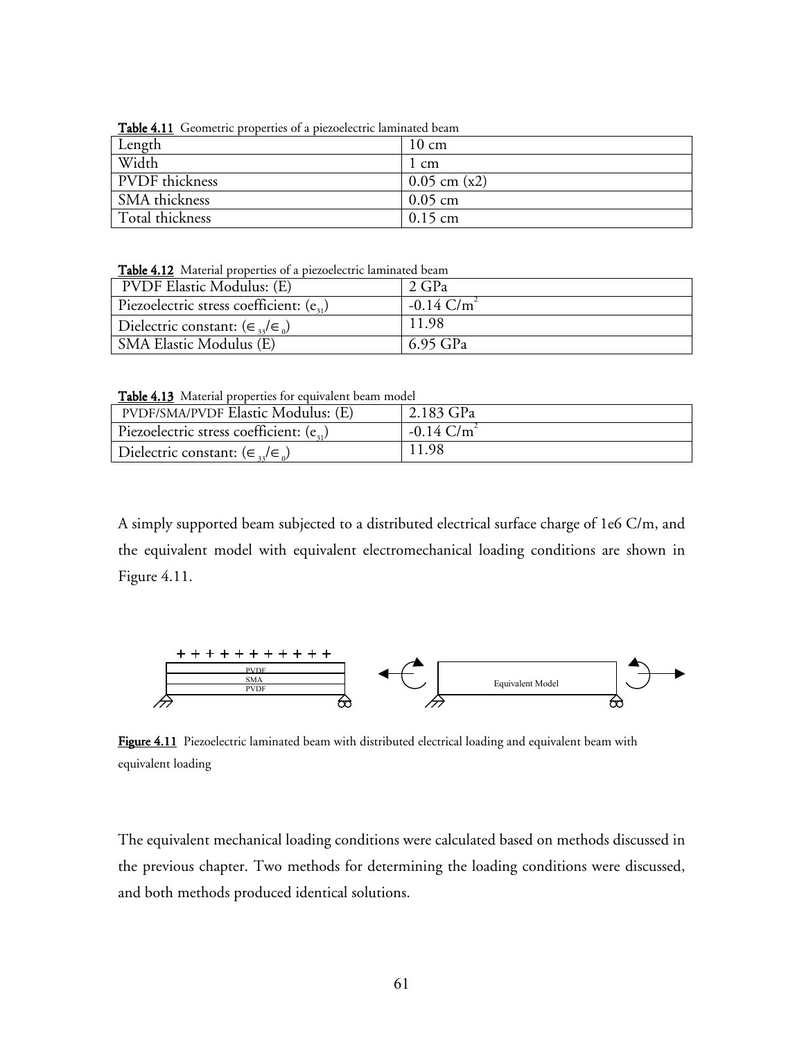**Table 4.11** Geometric properties of a piezoelectric laminated beam

| Length | 10 cm |
|---|---|
| Width | 1 cm |
| PVDF thickness | 0.05 cm (x2) |
| SMA thickness | 0.05 cm |
| Total thickness | 0.15 cm |

**Table 4.12** Material properties of a piezoelectric laminated beam

| PVDF Elastic Modulus: (E) | 2 GPa |
|---|---|
| Piezoelectric stress coefficient: ($e_{31}$) | -0.14 C/m$^2$ |
| Dielectric constant: ($\in_{33}/\in_0$) | 11.98 |
| SMA Elastic Modulus (E) | 6.95 GPa |

**Table 4.13** Material properties for equivalent beam model

| PVDF/SMA/PVDF Elastic Modulus: (E) | 2.183 GPa |
|---|---|
| Piezoelectric stress coefficient: ($e_{31}$) | -0.14 C/m$^2$ |
| Dielectric constant: ($\in_{33}/\in_0$) | 11.98 |

A simply supported beam subjected to a distributed electrical surface charge of 1e6 C/m, and the equivalent model with equivalent electromechanical loading conditions are shown in Figure 4.11.

**Figure 4.11** Piezoelectric laminated beam with distributed electrical loading and equivalent beam with equivalent loading

The equivalent mechanical loading conditions were calculated based on methods discussed in the previous chapter. Two methods for determining the loading conditions were discussed, and both methods produced identical solutions.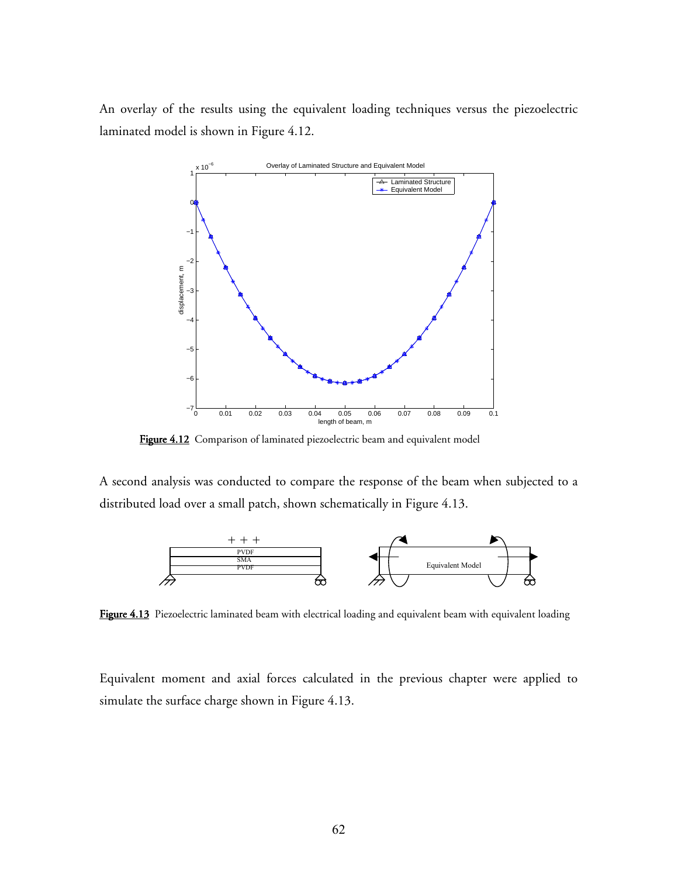An overlay of the results using the equivalent loading techniques versus the piezoelectric laminated model is shown in Figure 4.12.

**Figure 4.12** Comparison of laminated piezoelectric beam and equivalent model

A second analysis was conducted to compare the response of the beam when subjected to a distributed load over a small patch, shown schematically in Figure 4.13.

**Figure 4.13** Piezoelectric laminated beam with electrical loading and equivalent beam with equivalent loading

Equivalent moment and axial forces calculated in the previous chapter were applied to simulate the surface charge shown in Figure 4.13.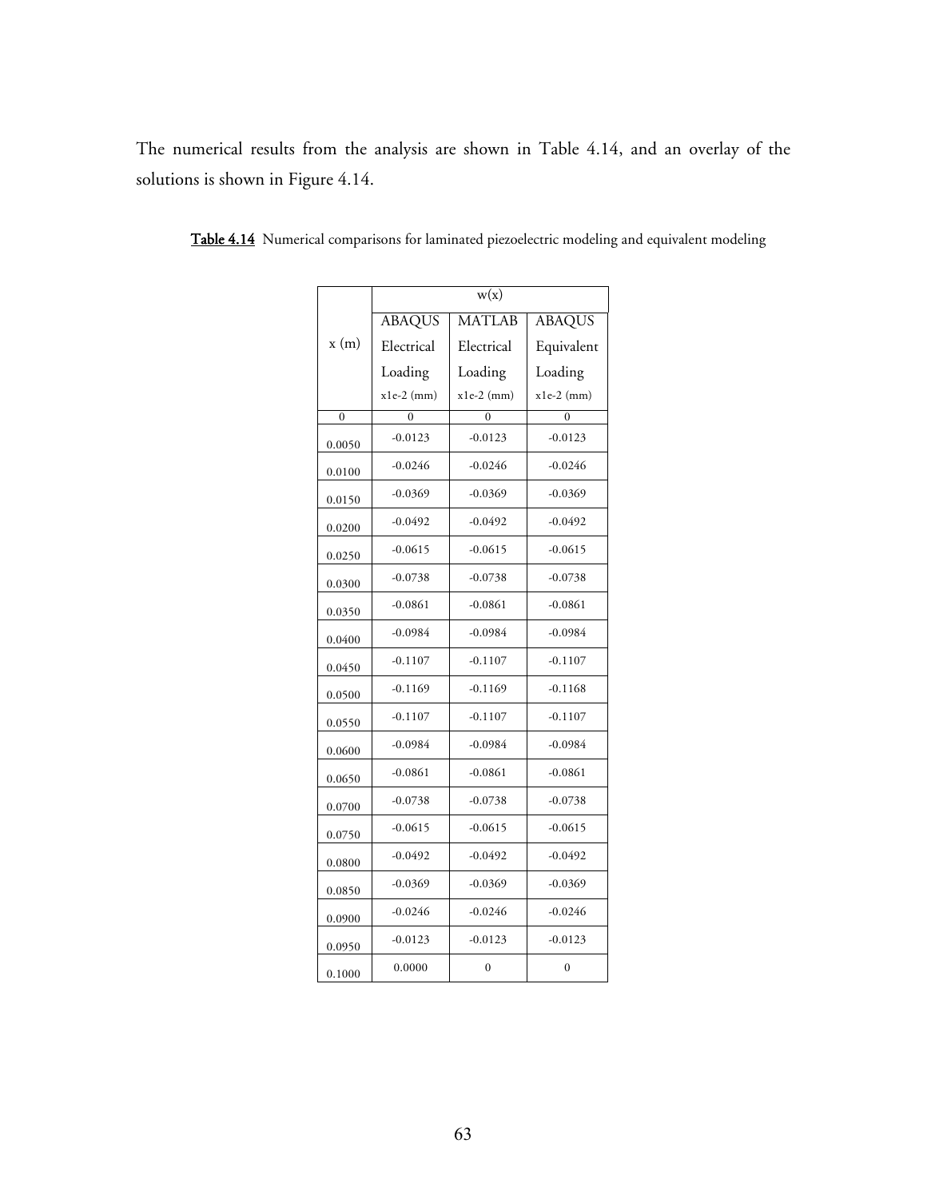The numerical results from the analysis are shown in Table 4.14, and an overlay of the solutions is shown in Figure 4.14.

**Table 4.14** Numerical comparisons for laminated piezoelectric modeling and equivalent modeling

| x (m) | w(x) | | |
|---|---|---|---|
| | ABAQUS Electrical Loading x1e-2 (mm) | MATLAB Electrical Loading x1e-2 (mm) | ABAQUS Equivalent Loading x1e-2 (mm) |
| 0 | 0 | 0 | 0 |
| 0.0050 | -0.0123 | -0.0123 | -0.0123 |
| 0.0100 | -0.0246 | -0.0246 | -0.0246 |
| 0.0150 | -0.0369 | -0.0369 | -0.0369 |
| 0.0200 | -0.0492 | -0.0492 | -0.0492 |
| 0.0250 | -0.0615 | -0.0615 | -0.0615 |
| 0.0300 | -0.0738 | -0.0738 | -0.0738 |
| 0.0350 | -0.0861 | -0.0861 | -0.0861 |
| 0.0400 | -0.0984 | -0.0984 | -0.0984 |
| 0.0450 | -0.1107 | -0.1107 | -0.1107 |
| 0.0500 | -0.1169 | -0.1169 | -0.1168 |
| 0.0550 | -0.1107 | -0.1107 | -0.1107 |
| 0.0600 | -0.0984 | -0.0984 | -0.0984 |
| 0.0650 | -0.0861 | -0.0861 | -0.0861 |
| 0.0700 | -0.0738 | -0.0738 | -0.0738 |
| 0.0750 | -0.0615 | -0.0615 | -0.0615 |
| 0.0800 | -0.0492 | -0.0492 | -0.0492 |
| 0.0850 | -0.0369 | -0.0369 | -0.0369 |
| 0.0900 | -0.0246 | -0.0246 | -0.0246 |
| 0.0950 | -0.0123 | -0.0123 | -0.0123 |
| 0.1000 | 0.0000 | 0 | 0 |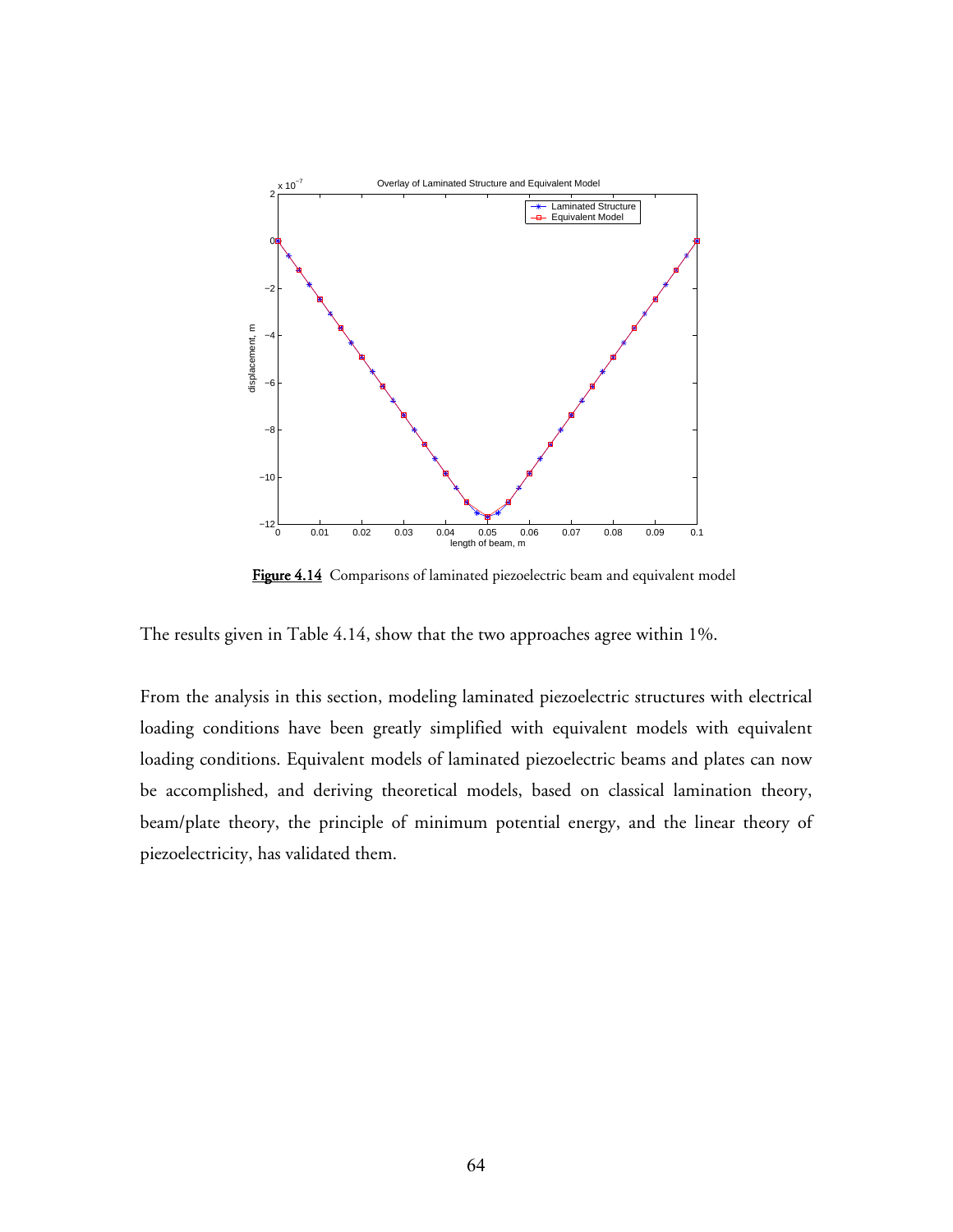**Figure 4.14** Comparisons of laminated piezoelectric beam and equivalent model

The results given in Table 4.14, show that the two approaches agree within 1%.

From the analysis in this section, modeling laminated piezoelectric structures with electrical loading conditions have been greatly simplified with equivalent models with equivalent loading conditions. Equivalent models of laminated piezoelectric beams and plates can now be accomplished, and deriving theoretical models, based on classical lamination theory, beam/plate theory, the principle of minimum potential energy, and the linear theory of piezoelectricity, has validated them.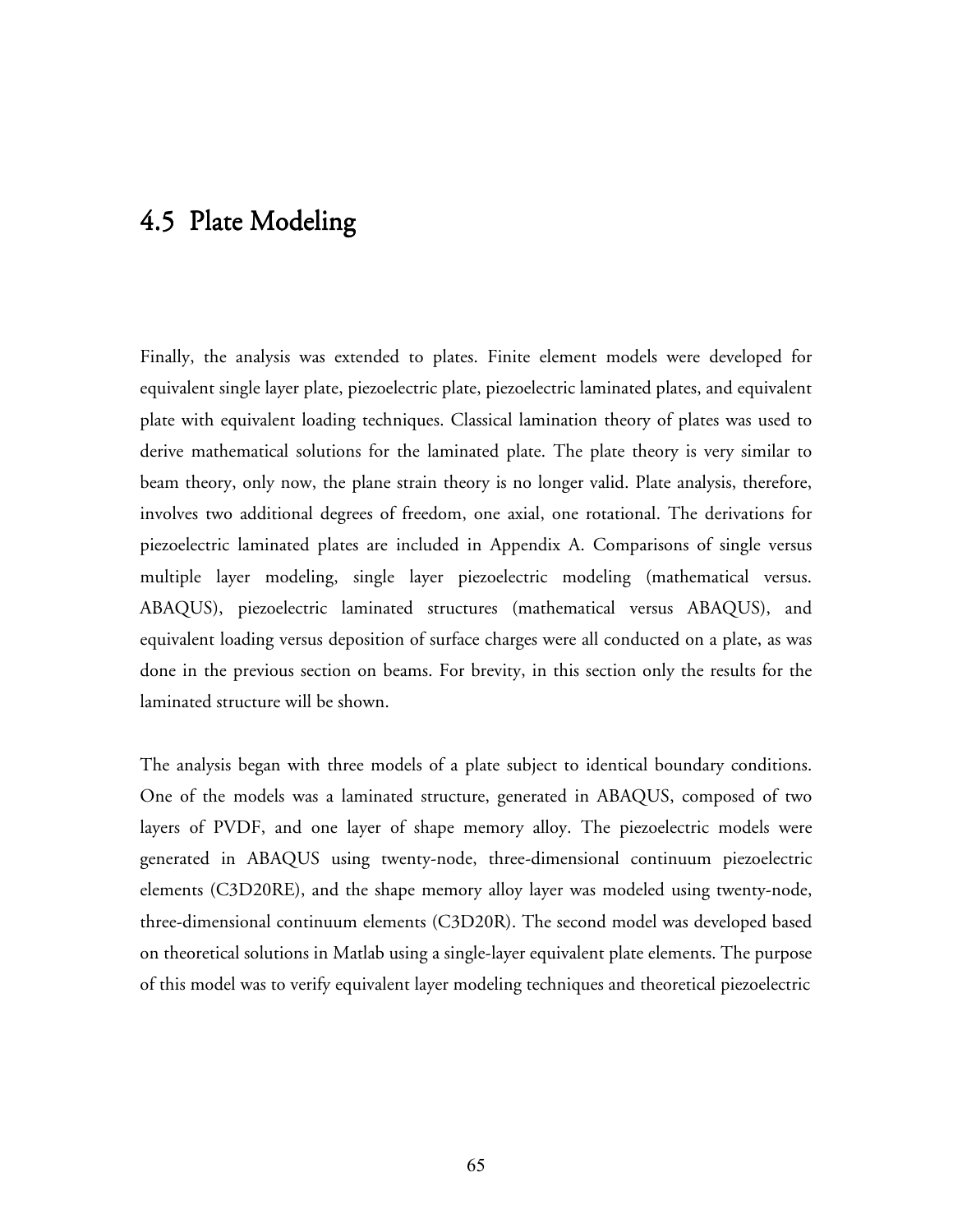## 4.5 Plate Modeling

Finally, the analysis was extended to plates. Finite element models were developed for equivalent single layer plate, piezoelectric plate, piezoelectric laminated plates, and equivalent plate with equivalent loading techniques. Classical lamination theory of plates was used to derive mathematical solutions for the laminated plate. The plate theory is very similar to beam theory, only now, the plane strain theory is no longer valid. Plate analysis, therefore, involves two additional degrees of freedom, one axial, one rotational. The derivations for piezoelectric laminated plates are included in Appendix A. Comparisons of single versus multiple layer modeling, single layer piezoelectric modeling (mathematical versus. ABAQUS), piezoelectric laminated structures (mathematical versus ABAQUS), and equivalent loading versus deposition of surface charges were all conducted on a plate, as was done in the previous section on beams. For brevity, in this section only the results for the laminated structure will be shown.

The analysis began with three models of a plate subject to identical boundary conditions. One of the models was a laminated structure, generated in ABAQUS, composed of two layers of PVDF, and one layer of shape memory alloy. The piezoelectric models were generated in ABAQUS using twenty-node, three-dimensional continuum piezoelectric elements (C3D20RE), and the shape memory alloy layer was modeled using twenty-node, three-dimensional continuum elements (C3D20R). The second model was developed based on theoretical solutions in Matlab using a single-layer equivalent plate elements. The purpose of this model was to verify equivalent layer modeling techniques and theoretical piezoelectric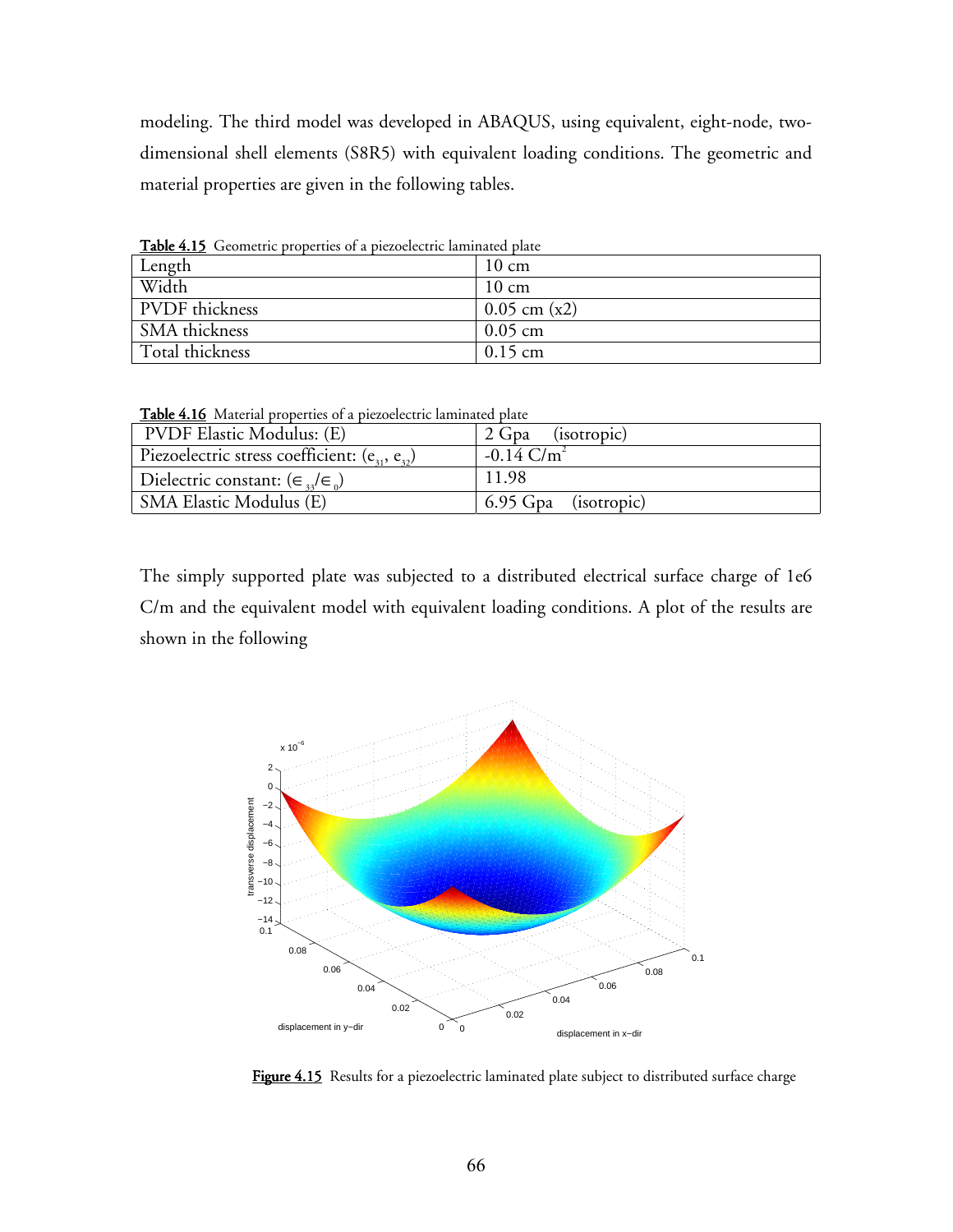modeling. The third model was developed in ABAQUS, using equivalent, eight-node, two-dimensional shell elements (S8R5) with equivalent loading conditions. The geometric and material properties are given in the following tables.

**Table 4.15** Geometric properties of a piezoelectric laminated plate

| Length | 10 cm |
|---|---|
| Width | 10 cm |
| PVDF thickness | 0.05 cm (x2) |
| SMA thickness | 0.05 cm |
| Total thickness | 0.15 cm |

**Table 4.16** Material properties of a piezoelectric laminated plate

| PVDF Elastic Modulus: (E) | 2 Gpa (isotropic) |
|---|---|
| Piezoelectric stress coefficient: ($e_{31}$, $e_{32}$) | -0.14 $C/m^2$ |
| Dielectric constant: ($\in_{33}/\in_0$) | 11.98 |
| SMA Elastic Modulus (E) | 6.95 Gpa (isotropic) |

The simply supported plate was subjected to a distributed electrical surface charge of 1e6 C/m and the equivalent model with equivalent loading conditions. A plot of the results are shown in the following

**Figure 4.15** Results for a piezoelectric laminated plate subject to distributed surface charge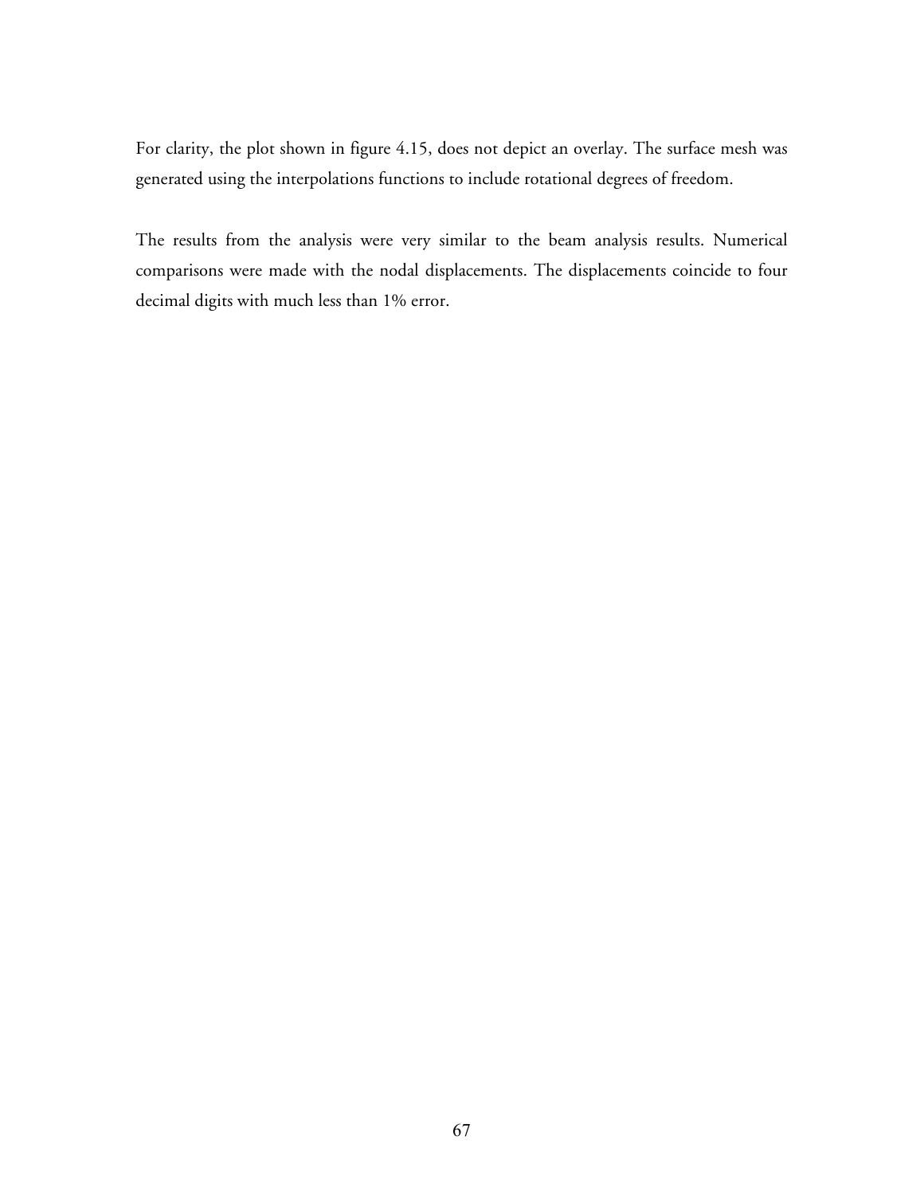For clarity, the plot shown in figure 4.15, does not depict an overlay. The surface mesh was generated using the interpolations functions to include rotational degrees of freedom.

The results from the analysis were very similar to the beam analysis results. Numerical comparisons were made with the nodal displacements. The displacements coincide to four decimal digits with much less than 1% error.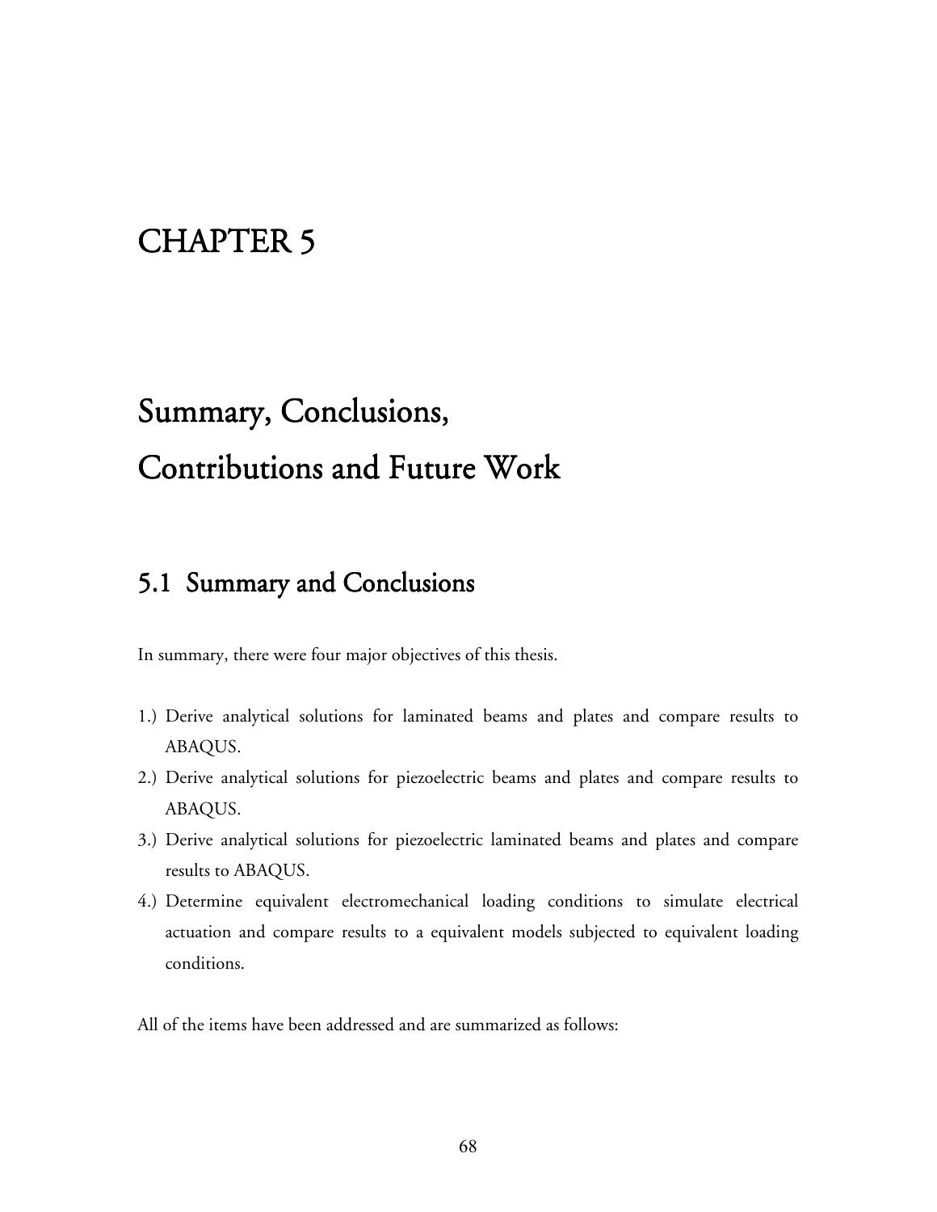# CHAPTER 5

# Summary, Conclusions, Contributions and Future Work

## 5.1 Summary and Conclusions

In summary, there were four major objectives of this thesis.

1.) Derive analytical solutions for laminated beams and plates and compare results to ABAQUS.
2.) Derive analytical solutions for piezoelectric beams and plates and compare results to ABAQUS.
3.) Derive analytical solutions for piezoelectric laminated beams and plates and compare results to ABAQUS.
4.) Determine equivalent electromechanical loading conditions to simulate electrical actuation and compare results to a equivalent models subjected to equivalent loading conditions.

All of the items have been addressed and are summarized as follows: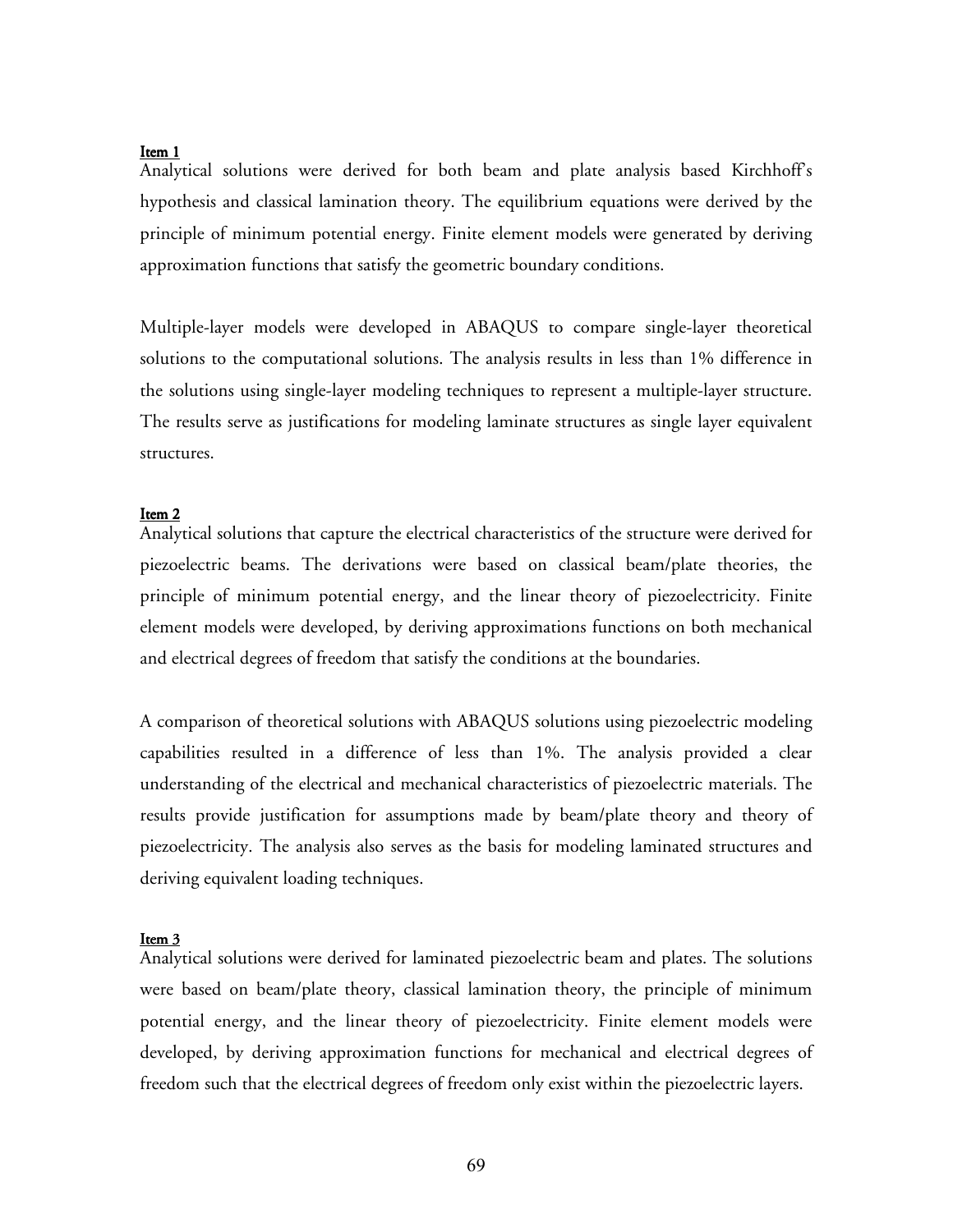**Item 1**

Analytical solutions were derived for both beam and plate analysis based Kirchhoff's hypothesis and classical lamination theory. The equilibrium equations were derived by the principle of minimum potential energy. Finite element models were generated by deriving approximation functions that satisfy the geometric boundary conditions.

Multiple-layer models were developed in ABAQUS to compare single-layer theoretical solutions to the computational solutions. The analysis results in less than 1% difference in the solutions using single-layer modeling techniques to represent a multiple-layer structure. The results serve as justifications for modeling laminate structures as single layer equivalent structures.

**Item 2**

Analytical solutions that capture the electrical characteristics of the structure were derived for piezoelectric beams. The derivations were based on classical beam/plate theories, the principle of minimum potential energy, and the linear theory of piezoelectricity. Finite element models were developed, by deriving approximations functions on both mechanical and electrical degrees of freedom that satisfy the conditions at the boundaries.

A comparison of theoretical solutions with ABAQUS solutions using piezoelectric modeling capabilities resulted in a difference of less than 1%. The analysis provided a clear understanding of the electrical and mechanical characteristics of piezoelectric materials. The results provide justification for assumptions made by beam/plate theory and theory of piezoelectricity. The analysis also serves as the basis for modeling laminated structures and deriving equivalent loading techniques.

**Item 3**

Analytical solutions were derived for laminated piezoelectric beam and plates. The solutions were based on beam/plate theory, classical lamination theory, the principle of minimum potential energy, and the linear theory of piezoelectricity. Finite element models were developed, by deriving approximation functions for mechanical and electrical degrees of freedom such that the electrical degrees of freedom only exist within the piezoelectric layers.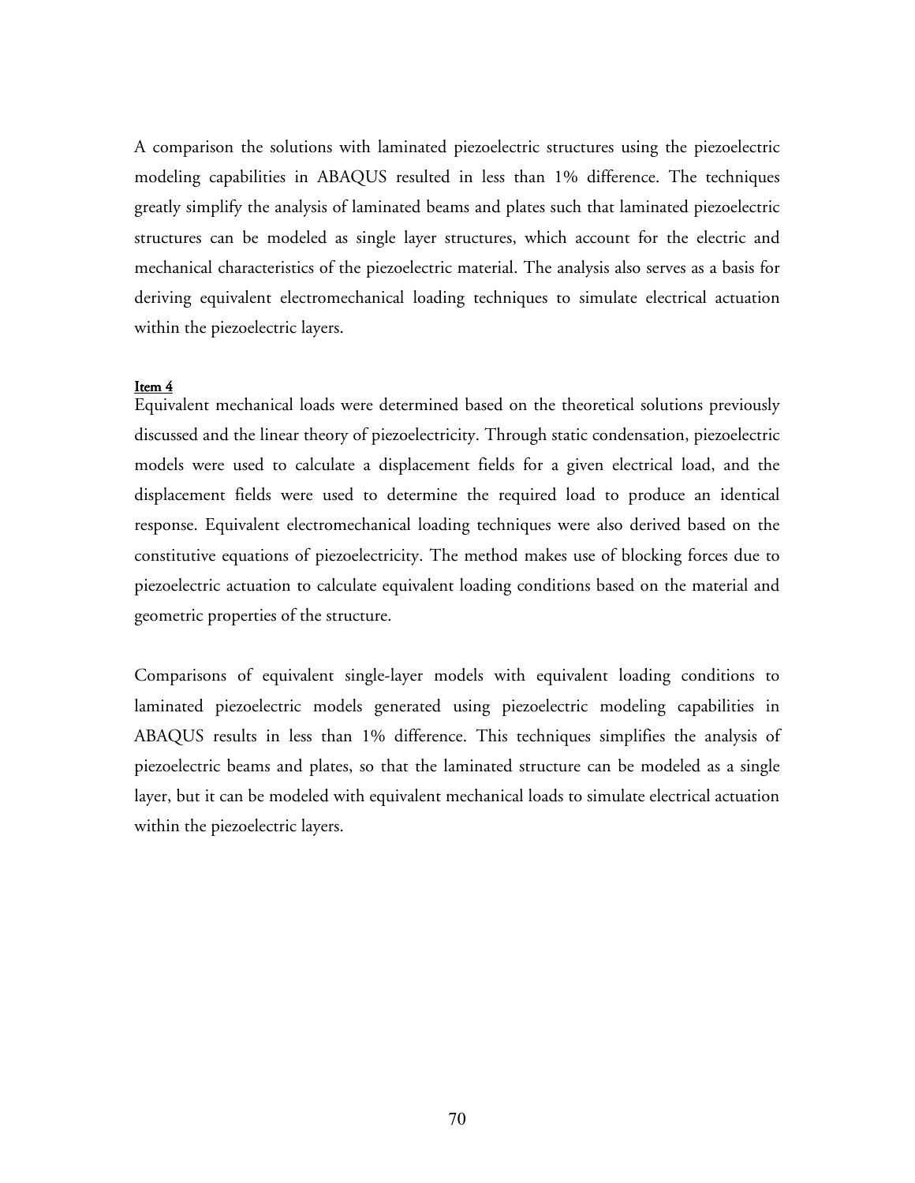A comparison the solutions with laminated piezoelectric structures using the piezoelectric modeling capabilities in ABAQUS resulted in less than 1% difference. The techniques greatly simplify the analysis of laminated beams and plates such that laminated piezoelectric structures can be modeled as single layer structures, which account for the electric and mechanical characteristics of the piezoelectric material. The analysis also serves as a basis for deriving equivalent electromechanical loading techniques to simulate electrical actuation within the piezoelectric layers.

**Item 4**

Equivalent mechanical loads were determined based on the theoretical solutions previously discussed and the linear theory of piezoelectricity. Through static condensation, piezoelectric models were used to calculate a displacement fields for a given electrical load, and the displacement fields were used to determine the required load to produce an identical response. Equivalent electromechanical loading techniques were also derived based on the constitutive equations of piezoelectricity. The method makes use of blocking forces due to piezoelectric actuation to calculate equivalent loading conditions based on the material and geometric properties of the structure.

Comparisons of equivalent single-layer models with equivalent loading conditions to laminated piezoelectric models generated using piezoelectric modeling capabilities in ABAQUS results in less than 1% difference. This techniques simplifies the analysis of piezoelectric beams and plates, so that the laminated structure can be modeled as a single layer, but it can be modeled with equivalent mechanical loads to simulate electrical actuation within the piezoelectric layers.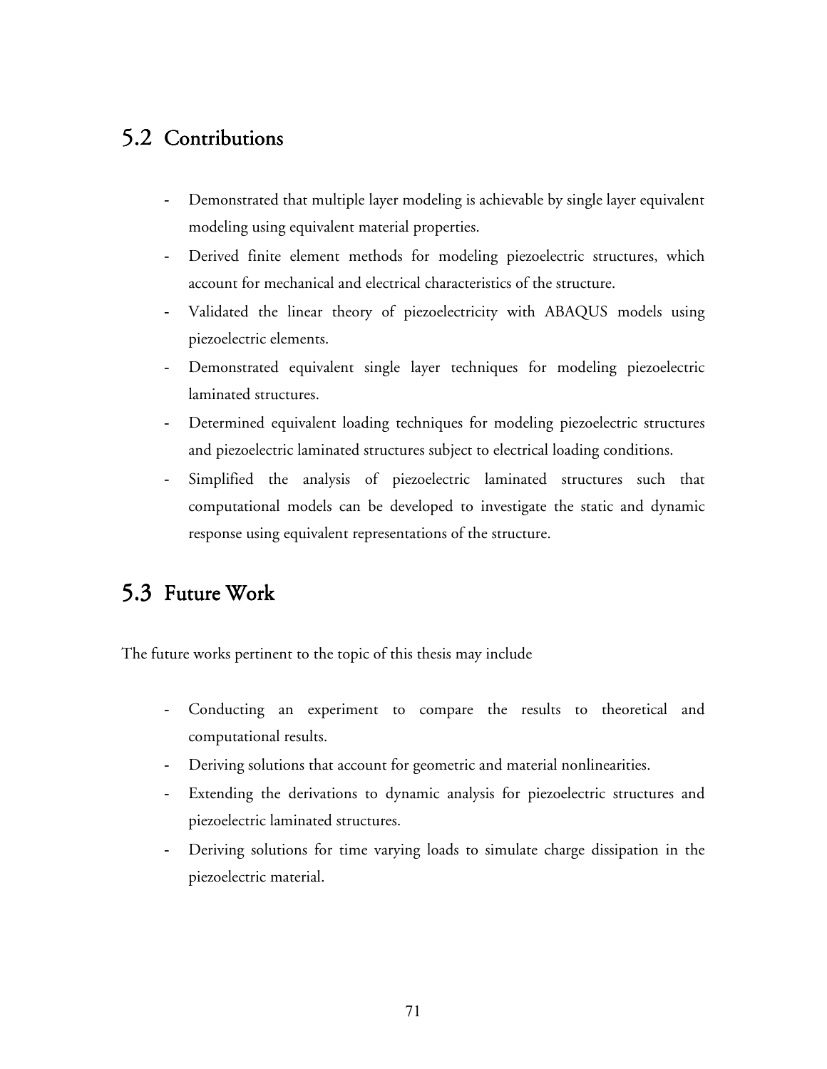## 5.2 Contributions

- Demonstrated that multiple layer modeling is achievable by single layer equivalent modeling using equivalent material properties.
- Derived finite element methods for modeling piezoelectric structures, which account for mechanical and electrical characteristics of the structure.
- Validated the linear theory of piezoelectricity with ABAQUS models using piezoelectric elements.
- Demonstrated equivalent single layer techniques for modeling piezoelectric laminated structures.
- Determined equivalent loading techniques for modeling piezoelectric structures and piezoelectric laminated structures subject to electrical loading conditions.
- Simplified the analysis of piezoelectric laminated structures such that computational models can be developed to investigate the static and dynamic response using equivalent representations of the structure.

## 5.3 Future Work

The future works pertinent to the topic of this thesis may include

- Conducting an experiment to compare the results to theoretical and computational results.
- Deriving solutions that account for geometric and material nonlinearities.
- Extending the derivations to dynamic analysis for piezoelectric structures and piezoelectric laminated structures.
- Deriving solutions for time varying loads to simulate charge dissipation in the piezoelectric material.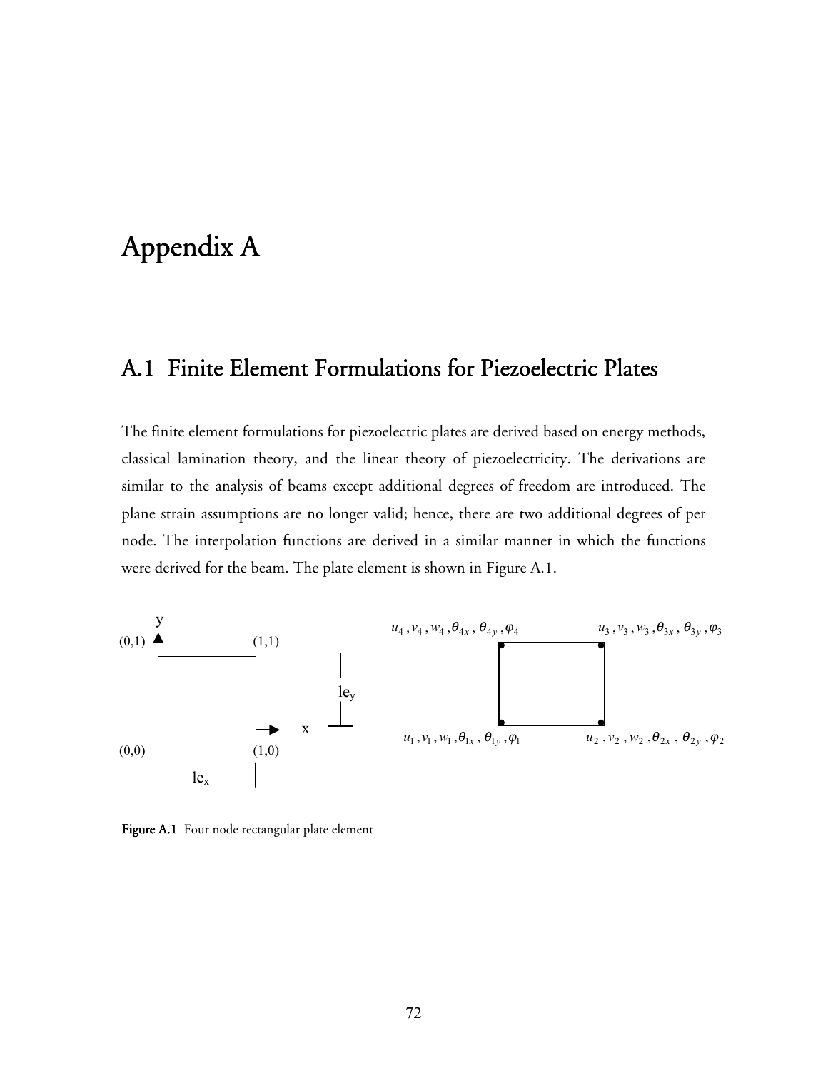# Appendix A

## A.1 Finite Element Formulations for Piezoelectric Plates

The finite element formulations for piezoelectric plates are derived based on energy methods, classical lamination theory, and the linear theory of piezoelectricity. The derivations are similar to the analysis of beams except additional degrees of freedom are introduced. The plane strain assumptions are no longer valid; hence, there are two additional degrees of per node. The interpolation functions are derived in a similar manner in which the functions were derived for the beam. The plate element is shown in Figure A.1.

**Figure A.1** Four node rectangular plate element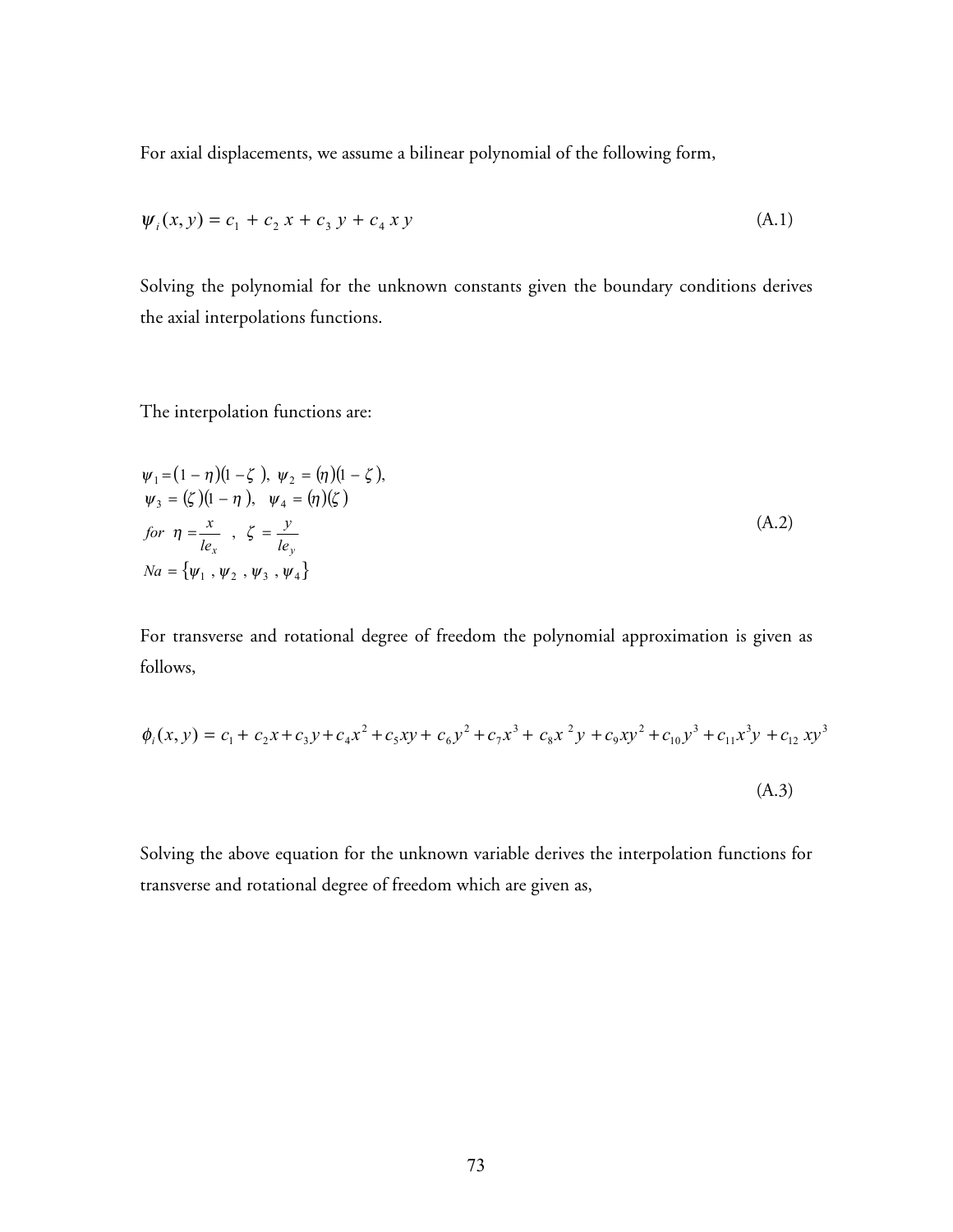For axial displacements, we assume a bilinear polynomial of the following form,

$$\psi_i(x, y) = c_1 + c_2\, x + c_3\, y + c_4\, x\, y \tag{A.1}$$

Solving the polynomial for the unknown constants given the boundary conditions derives the axial interpolations functions.

The interpolation functions are:

$$\begin{aligned}
&\psi_1 = (1-\eta)(1-\zeta\,),\ \ \psi_2 = (\eta)(1-\zeta\,), \\
&\psi_3 = (\zeta\,)(1-\eta\,),\ \ \ \psi_4 = (\eta)(\zeta\,) \\
&for\ \ \eta = \frac{x}{le_x}\ \ ,\ \ \zeta = \frac{y}{le_y} \\
&Na = \{\psi_1\ ,\ \psi_2\ ,\ \psi_3\ ,\ \psi_4\}
\end{aligned} \tag{A.2}$$

For transverse and rotational degree of freedom the polynomial approximation is given as follows,

$$\phi_i(x, y) = c_1 + c_2 x + c_3 y + c_4 x^2 + c_5 xy + c_6 y^2 + c_7 x^3 + c_8 x^2 y + c_9 xy^2 + c_{10} y^3 + c_{11} x^3 y + c_{12}\, xy^3 \tag{A.3}$$

Solving the above equation for the unknown variable derives the interpolation functions for transverse and rotational degree of freedom which are given as,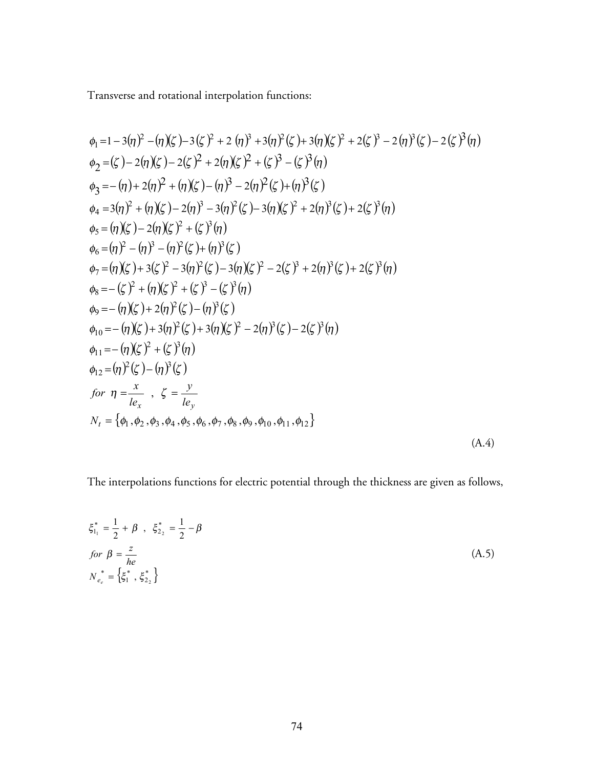Transverse and rotational interpolation functions:

$$
\begin{aligned}
\phi_1 &= 1-3(\eta)^2-(\eta)(\zeta)-3(\zeta)^2+2(\eta)^3+3(\eta)^2(\zeta)+3(\eta)(\zeta)^2+2(\zeta)^3-2(\eta)^3(\zeta)-2(\zeta)^3(\eta)\\
\phi_2 &= (\zeta)-2(\eta)(\zeta)-2(\zeta)^2+2(\eta)(\zeta)^2+(\zeta)^3-(\zeta)^3(\eta)\\
\phi_3 &= -(\eta)+2(\eta)^2+(\eta)(\zeta)-(\eta)^3-2(\eta)^2(\zeta)+(\eta)^3(\zeta)\\
\phi_4 &= 3(\eta)^2+(\eta)(\zeta)-2(\eta)^3-3(\eta)^2(\zeta)-3(\eta)(\zeta)^2+2(\eta)^3(\zeta)+2(\zeta)^3(\eta)\\
\phi_5 &= (\eta)(\zeta)-2(\eta)(\zeta)^2+(\zeta)^3(\eta)\\
\phi_6 &= (\eta)^2-(\eta)^3-(\eta)^2(\zeta)+(\eta)^3(\zeta)\\
\phi_7 &= (\eta)(\zeta)+3(\zeta)^2-3(\eta)^2(\zeta)-3(\eta)(\zeta)^2-2(\zeta)^3+2(\eta)^3(\zeta)+2(\zeta)^3(\eta)\\
\phi_8 &= -(\zeta)^2+(\eta)(\zeta)^2+(\zeta)^3-(\zeta)^3(\eta)\\
\phi_9 &= -(\eta)(\zeta)+2(\eta)^2(\zeta)-(\eta)^3(\zeta)\\
\phi_{10} &= -(\eta)(\zeta)+3(\eta)^2(\zeta)+3(\eta)(\zeta)^2-2(\eta)^3(\zeta)-2(\zeta)^3(\eta)\\
\phi_{11} &= -(\eta)(\zeta)^2+(\zeta)^3(\eta)\\
\phi_{12} &= (\eta)^2(\zeta)-(\eta)^3(\zeta)\\
&\textit{for}\ \ \eta=\frac{x}{le_x}\ \ ,\ \ \zeta=\frac{y}{le_y}\\
N_t &= \{\phi_1,\phi_2,\phi_3,\phi_4,\phi_5,\phi_6,\phi_7,\phi_8,\phi_9,\phi_{10},\phi_{11},\phi_{12}\}
\end{aligned}
\tag{A.4}
$$

The interpolations functions for electric potential through the thickness are given as follows,

$$
\begin{aligned}
&\xi^*_{1_1}=\frac{1}{2}+\beta\ \ ,\ \ \xi^*_{2_2}=\frac{1}{2}-\beta\\
&\textit{for}\ \ \beta=\frac{z}{he}\\
&N_{e_e}^{\ *}=\{\xi^*_1\ ,\ \xi^*_{2_2}\}
\end{aligned}
\tag{A.5}
$$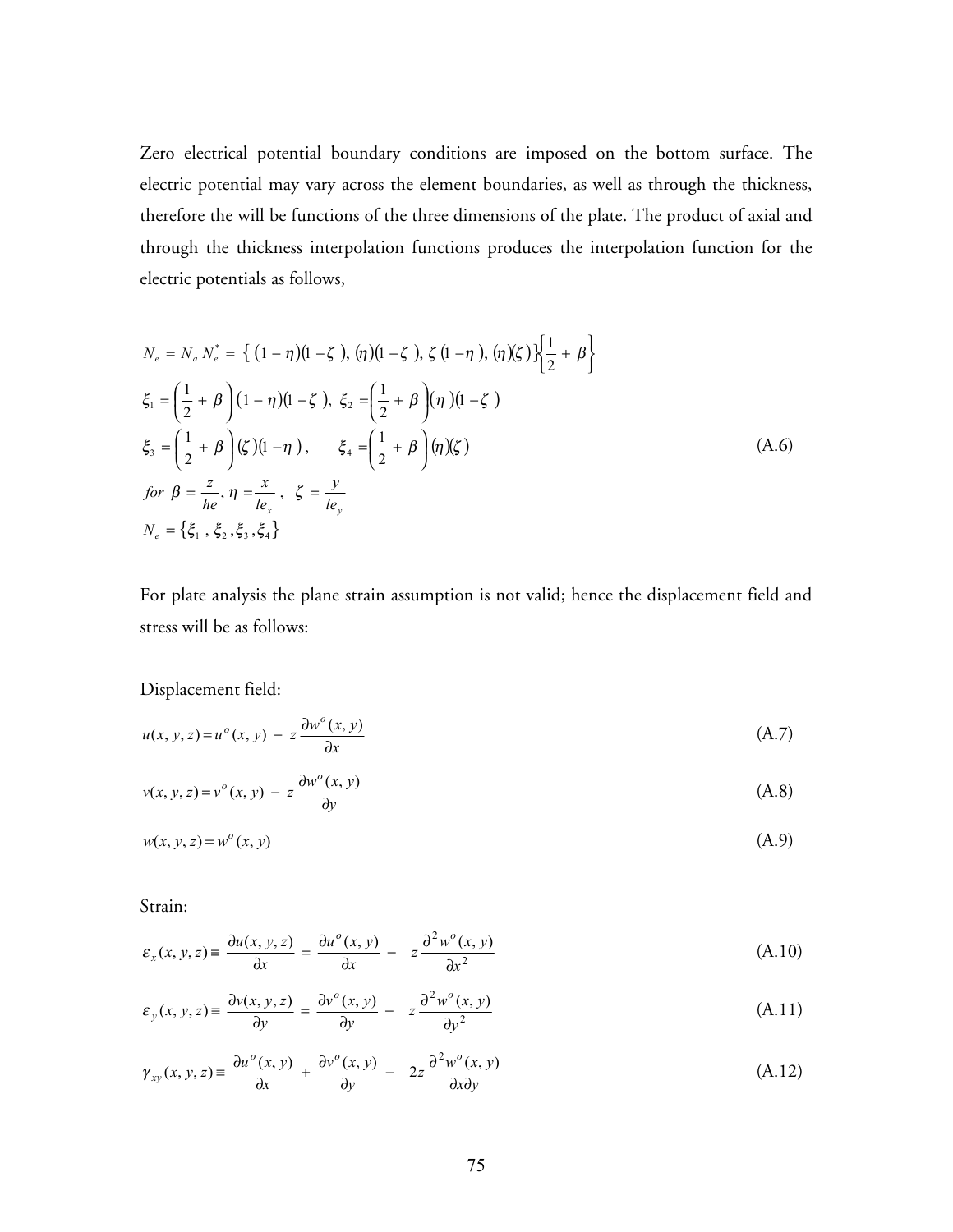Zero electrical potential boundary conditions are imposed on the bottom surface. The electric potential may vary across the element boundaries, as well as through the thickness, therefore the will be functions of the three dimensions of the plate. The product of axial and through the thickness interpolation functions produces the interpolation function for the electric potentials as follows,

$$
\begin{aligned}
&N_e = N_a N_e^* = \{ (1-\eta)(1-\zeta),\ (\eta)(1-\zeta),\ \zeta(1-\eta),\ (\eta)(\zeta) \} \left\{ \frac{1}{2} + \beta \right\} \\
&\xi_1 = \left( \frac{1}{2} + \beta \right)(1-\eta)(1-\zeta),\ \ \xi_2 = \left( \frac{1}{2} + \beta \right)(\eta)(1-\zeta) \\
&\xi_3 = \left( \frac{1}{2} + \beta \right)(\zeta)(1-\eta), \qquad \xi_4 = \left( \frac{1}{2} + \beta \right)(\eta)(\zeta) \\
&\text{for } \beta = \frac{z}{he},\ \eta = \frac{x}{le_x},\ \ \zeta = \frac{y}{le_y} \\
&N_e = \{ \xi_1,\ \xi_2, \xi_3, \xi_4 \}
\end{aligned}
\tag{A.6}
$$

For plate analysis the plane strain assumption is not valid; hence the displacement field and stress will be as follows:

Displacement field:

$$u(x,y,z) = u^o(x,y) - z\frac{\partial w^o(x,y)}{\partial x} \tag{A.7}$$

$$v(x,y,z) = v^o(x,y) - z\frac{\partial w^o(x,y)}{\partial y} \tag{A.8}$$

$$w(x,y,z) = w^o(x,y) \tag{A.9}$$

Strain:

$$\varepsilon_x(x,y,z) \equiv \frac{\partial u(x,y,z)}{\partial x} = \frac{\partial u^o(x,y)}{\partial x} - z\frac{\partial^2 w^o(x,y)}{\partial x^2} \tag{A.10}$$

$$\varepsilon_y(x,y,z) \equiv \frac{\partial v(x,y,z)}{\partial y} = \frac{\partial v^o(x,y)}{\partial y} - z\frac{\partial^2 w^o(x,y)}{\partial y^2} \tag{A.11}$$

$$\gamma_{xy}(x,y,z) \equiv \frac{\partial u^o(x,y)}{\partial x} + \frac{\partial v^o(x,y)}{\partial y} - 2z\frac{\partial^2 w^o(x,y)}{\partial x \partial y} \tag{A.12}$$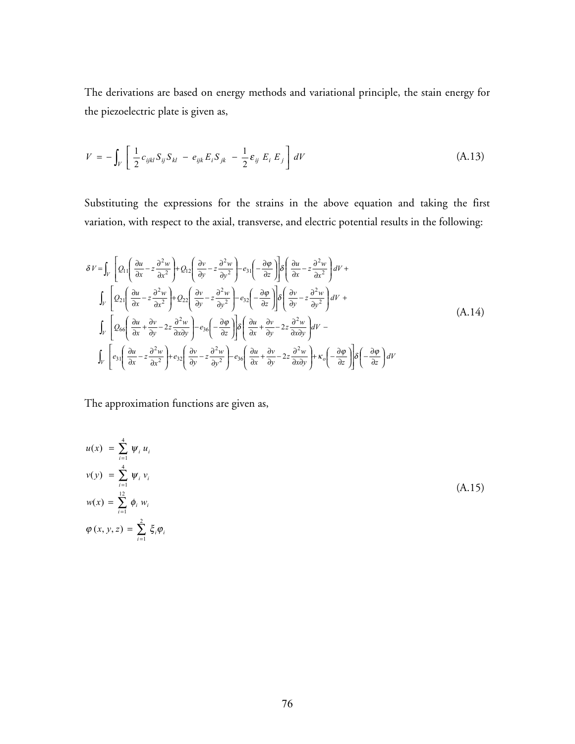The derivations are based on energy methods and variational principle, the stain energy for the piezoelectric plate is given as,

$$V = -\int_V \left[ \frac{1}{2} c_{ijkl} S_{ij} S_{kl} - e_{ijk} E_i S_{jk} - \frac{1}{2} \varepsilon_{ij} E_i E_j \right] dV \tag{A.13}$$

Substituting the expressions for the strains in the above equation and taking the first variation, with respect to the axial, transverse, and electric potential results in the following:

$$\begin{aligned}
\delta V = & \int_V \left[ Q_{11}\left( \frac{\partial u}{\partial x} - z\frac{\partial^2 w}{\partial x^2} \right) + Q_{12}\left( \frac{\partial v}{\partial y} - z\frac{\partial^2 w}{\partial y^2} \right) - e_{31}\left( -\frac{\partial \varphi}{\partial z} \right) \right] \delta\left( \frac{\partial u}{\partial x} - z\frac{\partial^2 w}{\partial x^2} \right) dV + \\
& \int_V \left[ Q_{21}\left( \frac{\partial u}{\partial x} - z\frac{\partial^2 w}{\partial x^2} \right) + Q_{22}\left( \frac{\partial v}{\partial y} - z\frac{\partial^2 w}{\partial y^2} \right) - e_{32}\left( -\frac{\partial \varphi}{\partial z} \right) \right] \delta\left( \frac{\partial v}{\partial y} - z\frac{\partial^2 w}{\partial y^2} \right) dV + \\
& \int_V \left[ Q_{66}\left( \frac{\partial u}{\partial x} + \frac{\partial v}{\partial y} - 2z\frac{\partial^2 w}{\partial x \partial y} \right) - e_{36}\left( -\frac{\partial \varphi}{\partial z} \right) \right] \delta\left( \frac{\partial u}{\partial x} + \frac{\partial v}{\partial y} - 2z\frac{\partial^2 w}{\partial x \partial y} \right) dV - \\
& \int_V \left[ e_{31}\left( \frac{\partial u}{\partial x} - z\frac{\partial^2 w}{\partial x^2} \right) + e_{32}\left( \frac{\partial v}{\partial y} - z\frac{\partial^2 w}{\partial y^2} \right) - e_{36}\left( \frac{\partial u}{\partial x} + \frac{\partial v}{\partial y} - 2z\frac{\partial^2 w}{\partial x \partial y} \right) + \kappa_o\left( -\frac{\partial \varphi}{\partial z} \right) \right] \delta\left( -\frac{\partial \varphi}{\partial z} \right) dV
\end{aligned} \tag{A.14}$$

The approximation functions are given as,

$$\begin{aligned}
u(x) &= \sum_{i=1}^{4} \psi_i \, u_i \\
v(y) &= \sum_{i=1}^{4} \psi_i \, v_i \\
w(x) &= \sum_{i=1}^{12} \phi_i \, w_i \\
\varphi(x, y, z) &= \sum_{i=1}^{2} \xi_i \varphi_i
\end{aligned} \tag{A.15}$$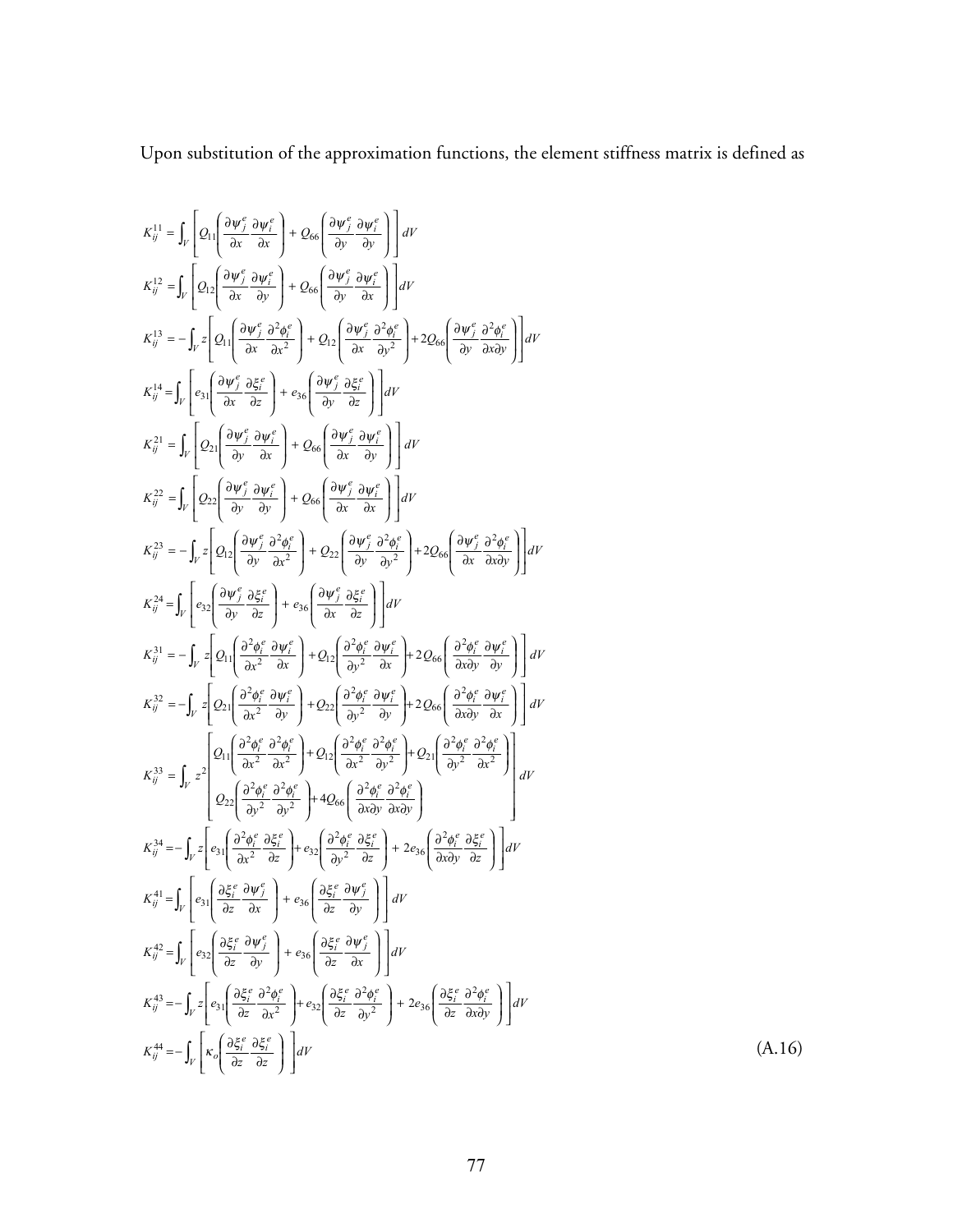Upon substitution of the approximation functions, the element stiffness matrix is defined as

$$
\begin{aligned}
K_{ij}^{11} &= \int_V \left[ Q_{11}\left(\frac{\partial \psi_j^e}{\partial x}\frac{\partial \psi_i^e}{\partial x}\right) + Q_{66}\left(\frac{\partial \psi_j^e}{\partial y}\frac{\partial \psi_i^e}{\partial y}\right) \right] dV \\
K_{ij}^{12} &= \int_V \left[ Q_{12}\left(\frac{\partial \psi_j^e}{\partial x}\frac{\partial \psi_i^e}{\partial y}\right) + Q_{66}\left(\frac{\partial \psi_j^e}{\partial y}\frac{\partial \psi_i^e}{\partial x}\right) \right] dV \\
K_{ij}^{13} &= -\int_V z\left[ Q_{11}\left(\frac{\partial \psi_j^e}{\partial x}\frac{\partial^2 \phi_i^e}{\partial x^2}\right) + Q_{12}\left(\frac{\partial \psi_j^e}{\partial x}\frac{\partial^2 \phi_i^e}{\partial y^2}\right) + 2Q_{66}\left(\frac{\partial \psi_j^e}{\partial y}\frac{\partial^2 \phi_i^e}{\partial x \partial y}\right) \right] dV \\
K_{ij}^{14} &= \int_V \left[ e_{31}\left(\frac{\partial \psi_j^e}{\partial x}\frac{\partial \xi_i^e}{\partial z}\right) + e_{36}\left(\frac{\partial \psi_j^e}{\partial y}\frac{\partial \xi_i^e}{\partial z}\right) \right] dV \\
K_{ij}^{21} &= \int_V \left[ Q_{21}\left(\frac{\partial \psi_j^e}{\partial y}\frac{\partial \psi_i^e}{\partial x}\right) + Q_{66}\left(\frac{\partial \psi_j^e}{\partial x}\frac{\partial \psi_i^e}{\partial y}\right) \right] dV \\
K_{ij}^{22} &= \int_V \left[ Q_{22}\left(\frac{\partial \psi_j^e}{\partial y}\frac{\partial \psi_i^e}{\partial y}\right) + Q_{66}\left(\frac{\partial \psi_j^e}{\partial x}\frac{\partial \psi_i^e}{\partial x}\right) \right] dV \\
K_{ij}^{23} &= -\int_V z\left[ Q_{12}\left(\frac{\partial \psi_j^e}{\partial y}\frac{\partial^2 \phi_i^e}{\partial x^2}\right) + Q_{22}\left(\frac{\partial \psi_j^e}{\partial y}\frac{\partial^2 \phi_i^e}{\partial y^2}\right) + 2Q_{66}\left(\frac{\partial \psi_j^e}{\partial x}\frac{\partial^2 \phi_i^e}{\partial x \partial y}\right) \right] dV \\
K_{ij}^{24} &= \int_V \left[ e_{32}\left(\frac{\partial \psi_j^e}{\partial y}\frac{\partial \xi_i^e}{\partial z}\right) + e_{36}\left(\frac{\partial \psi_j^e}{\partial x}\frac{\partial \xi_i^e}{\partial z}\right) \right] dV \\
K_{ij}^{31} &= -\int_V z\left[ Q_{11}\left(\frac{\partial^2 \phi_i^e}{\partial x^2}\frac{\partial \psi_i^e}{\partial x}\right) + Q_{12}\left(\frac{\partial^2 \phi_i^e}{\partial y^2}\frac{\partial \psi_i^e}{\partial x}\right) + 2Q_{66}\left(\frac{\partial^2 \phi_i^e}{\partial x \partial y}\frac{\partial \psi_i^e}{\partial y}\right) \right] dV \\
K_{ij}^{32} &= -\int_V z\left[ Q_{21}\left(\frac{\partial^2 \phi_i^e}{\partial x^2}\frac{\partial \psi_i^e}{\partial y}\right) + Q_{22}\left(\frac{\partial^2 \phi_i^e}{\partial y^2}\frac{\partial \psi_i^e}{\partial y}\right) + 2Q_{66}\left(\frac{\partial^2 \phi_i^e}{\partial x \partial y}\frac{\partial \psi_i^e}{\partial x}\right) \right] dV \\
K_{ij}^{33} &= \int_V z^2 \left[ \begin{array}{l} Q_{11}\left(\frac{\partial^2 \phi_i^e}{\partial x^2}\frac{\partial^2 \phi_i^e}{\partial x^2}\right) + Q_{12}\left(\frac{\partial^2 \phi_i^e}{\partial x^2}\frac{\partial^2 \phi_i^e}{\partial y^2}\right) + Q_{21}\left(\frac{\partial^2 \phi_i^e}{\partial y^2}\frac{\partial^2 \phi_i^e}{\partial x^2}\right) \\ Q_{22}\left(\frac{\partial^2 \phi_i^e}{\partial y^2}\frac{\partial^2 \phi_i^e}{\partial y^2}\right) + 4Q_{66}\left(\frac{\partial^2 \phi_i^e}{\partial x \partial y}\frac{\partial^2 \phi_i^e}{\partial x \partial y}\right) \end{array} \right] dV \\
K_{ij}^{34} &= -\int_V z\left[ e_{31}\left(\frac{\partial^2 \phi_i^e}{\partial x^2}\frac{\partial \xi_i^e}{\partial z}\right) + e_{32}\left(\frac{\partial^2 \phi_i^e}{\partial y^2}\frac{\partial \xi_i^e}{\partial z}\right) + 2e_{36}\left(\frac{\partial^2 \phi_i^e}{\partial x \partial y}\frac{\partial \xi_i^e}{\partial z}\right) \right] dV \\
K_{ij}^{41} &= \int_V \left[ e_{31}\left(\frac{\partial \xi_i^e}{\partial z}\frac{\partial \psi_j^e}{\partial x}\right) + e_{36}\left(\frac{\partial \xi_i^e}{\partial z}\frac{\partial \psi_j^e}{\partial y}\right) \right] dV \\
K_{ij}^{42} &= \int_V \left[ e_{32}\left(\frac{\partial \xi_i^e}{\partial z}\frac{\partial \psi_j^e}{\partial y}\right) + e_{36}\left(\frac{\partial \xi_i^e}{\partial z}\frac{\partial \psi_j^e}{\partial x}\right) \right] dV \\
K_{ij}^{43} &= -\int_V z\left[ e_{31}\left(\frac{\partial \xi_i^e}{\partial z}\frac{\partial^2 \phi_i^e}{\partial x^2}\right) + e_{32}\left(\frac{\partial \xi_i^e}{\partial z}\frac{\partial^2 \phi_i^e}{\partial y^2}\right) + 2e_{36}\left(\frac{\partial \xi_i^e}{\partial z}\frac{\partial^2 \phi_i^e}{\partial x \partial y}\right) \right] dV \\
K_{ij}^{44} &= -\int_V \left[ \kappa_o\left(\frac{\partial \xi_i^e}{\partial z}\frac{\partial \xi_i^e}{\partial z}\right) \right] dV
\end{aligned} \tag{A.16}
$$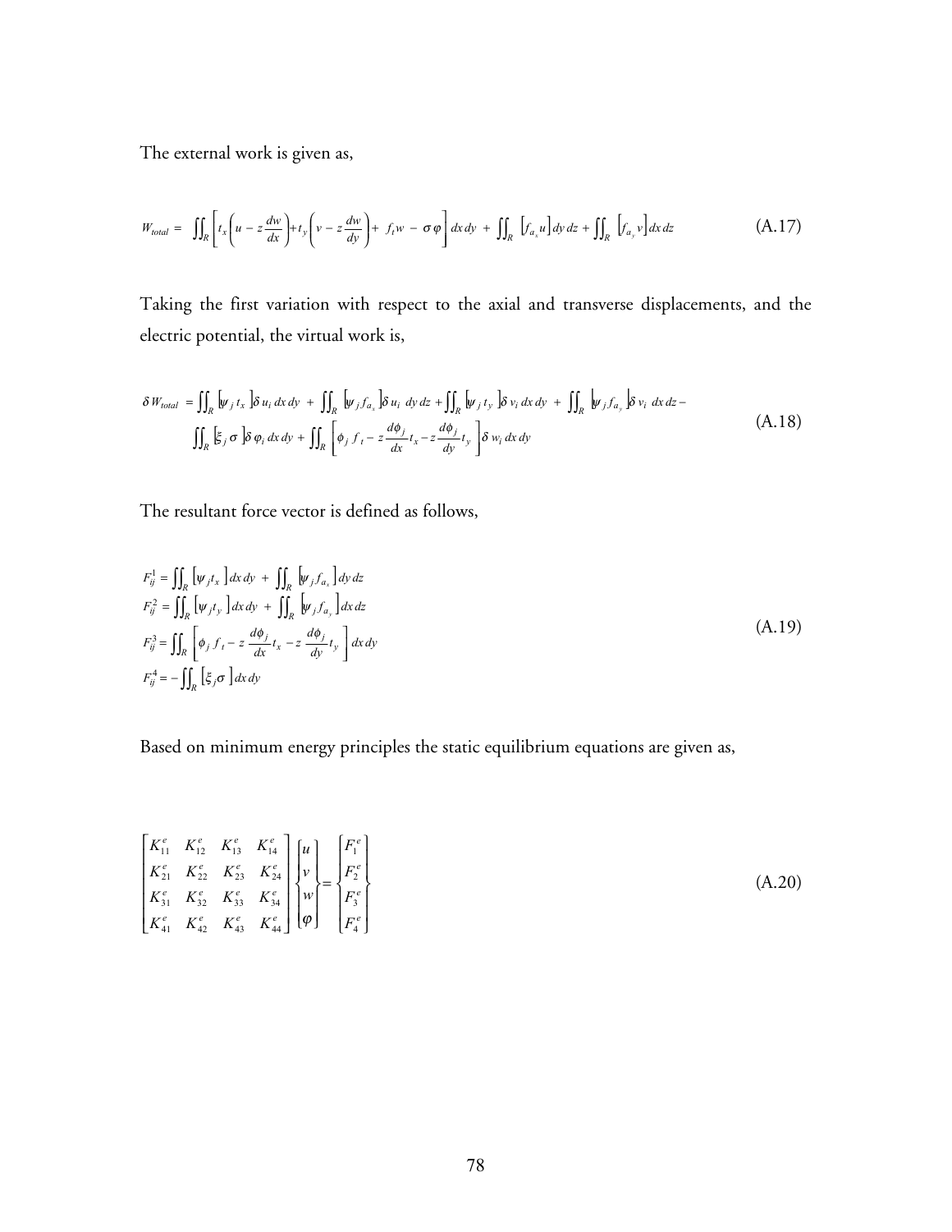The external work is given as,

$$W_{total} = \iint_R \left[ t_x \left( u - z\frac{dw}{dx} \right) + t_y \left( v - z\frac{dw}{dy} \right) + f_t w - \sigma \varphi \right] dx\,dy + \iint_R \left[ f_{a_x} u \right] dy\,dz + \iint_R \left[ f_{a_y} v \right] dx\,dz \tag{A.17}$$

Taking the first variation with respect to the axial and transverse displacements, and the electric potential, the virtual work is,

$$\begin{aligned} \delta W_{total} = & \iint_R \left[ \psi_j t_x \right] \delta u_i \, dx\,dy + \iint_R \left[ \psi_j f_{a_x} \right] \delta u_i \, dy\,dz + \iint_R \left[ \psi_j t_y \right] \delta v_i \, dx\,dy + \iint_R \left[ \psi_j f_{a_y} \right] \delta v_i \, dx\,dz - \\ & \iint_R \left[ \xi_j \sigma \right] \delta \varphi_i \, dx\,dy + \iint_R \left[ \phi_j f_t - z\frac{d\phi_j}{dx} t_x - z\frac{d\phi_j}{dy} t_y \right] \delta w_i \, dx\,dy \end{aligned} \tag{A.18}$$

The resultant force vector is defined as follows,

$$\begin{aligned} F_{ij}^1 &= \iint_R \left[ \psi_j t_x \right] dx\,dy + \iint_R \left[ \psi_j f_{a_x} \right] dy\,dz \\ F_{ij}^2 &= \iint_R \left[ \psi_j t_y \right] dx\,dy + \iint_R \left[ \psi_j f_{a_y} \right] dx\,dz \\ F_{ij}^3 &= \iint_R \left[ \phi_j f_t - z\frac{d\phi_j}{dx} t_x - z\frac{d\phi_j}{dy} t_y \right] dx\,dy \\ F_{ij}^4 &= -\iint_R \left[ \xi_j \sigma \right] dx\,dy \end{aligned} \tag{A.19}$$

Based on minimum energy principles the static equilibrium equations are given as,

$$\begin{bmatrix} K_{11}^e & K_{12}^e & K_{13}^e & K_{14}^e \\ K_{21}^e & K_{22}^e & K_{23}^e & K_{24}^e \\ K_{31}^e & K_{32}^e & K_{33}^e & K_{34}^e \\ K_{41}^e & K_{42}^e & K_{43}^e & K_{44}^e \end{bmatrix} \begin{Bmatrix} u \\ v \\ w \\ \varphi \end{Bmatrix} = \begin{Bmatrix} F_1^e \\ F_2^e \\ F_3^e \\ F_4^e \end{Bmatrix} \tag{A.20}$$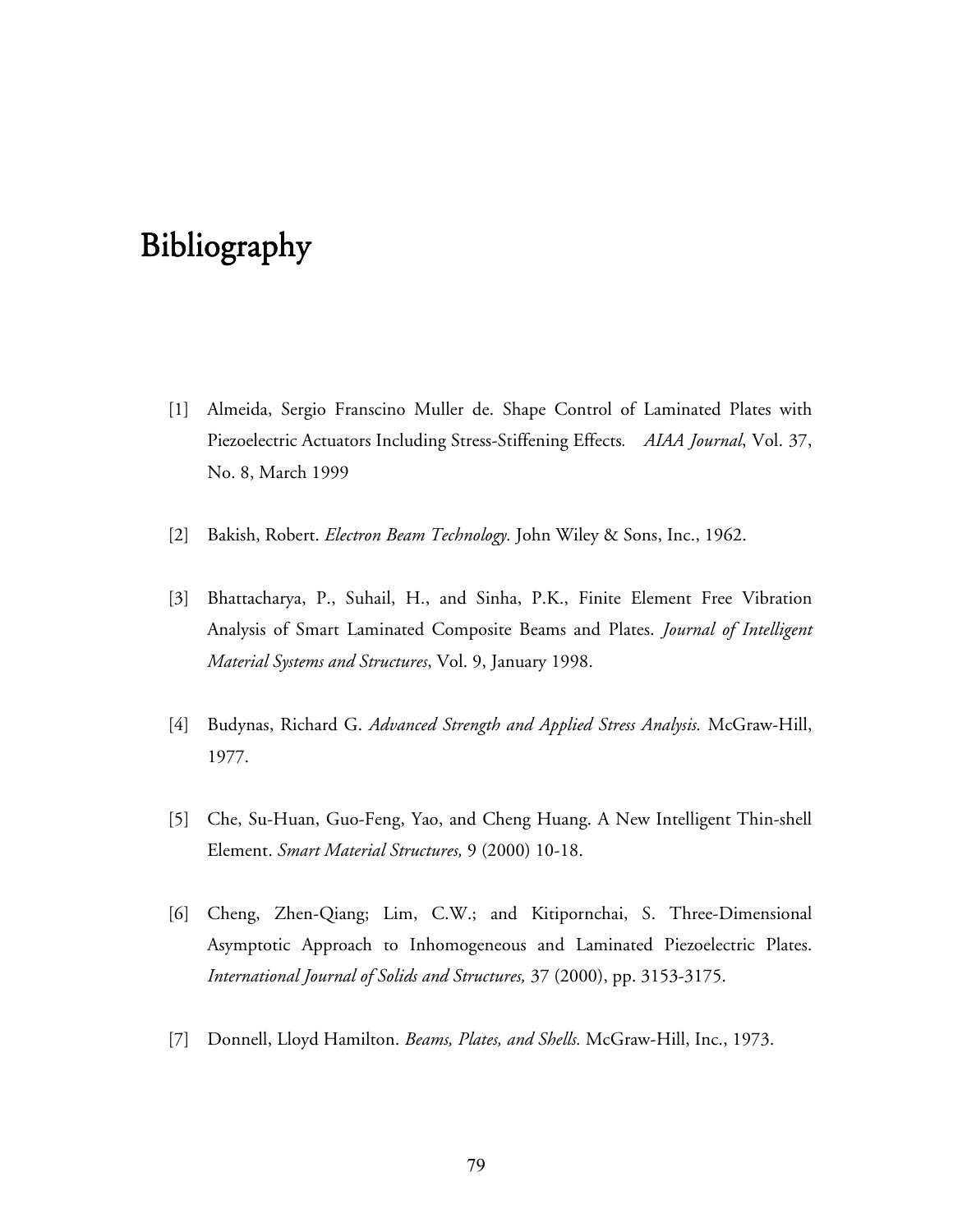# Bibliography

[1] Almeida, Sergio Franscino Muller de. Shape Control of Laminated Plates with Piezoelectric Actuators Including Stress-Stiffening Effects. *AIAA Journal*, Vol. 37, No. 8, March 1999

[2] Bakish, Robert. *Electron Beam Technology.* John Wiley & Sons, Inc., 1962.

[3] Bhattacharya, P., Suhail, H., and Sinha, P.K., Finite Element Free Vibration Analysis of Smart Laminated Composite Beams and Plates. *Journal of Intelligent Material Systems and Structures*, Vol. 9, January 1998.

[4] Budynas, Richard G. *Advanced Strength and Applied Stress Analysis.* McGraw-Hill, 1977.

[5] Che, Su-Huan, Guo-Feng, Yao, and Cheng Huang. A New Intelligent Thin-shell Element. *Smart Material Structures,* 9 (2000) 10-18.

[6] Cheng, Zhen-Qiang; Lim, C.W.; and Kitipornchai, S. Three-Dimensional Asymptotic Approach to Inhomogeneous and Laminated Piezoelectric Plates. *International Journal of Solids and Structures,* 37 (2000), pp. 3153-3175.

[7] Donnell, Lloyd Hamilton. *Beams, Plates, and Shells.* McGraw-Hill, Inc., 1973.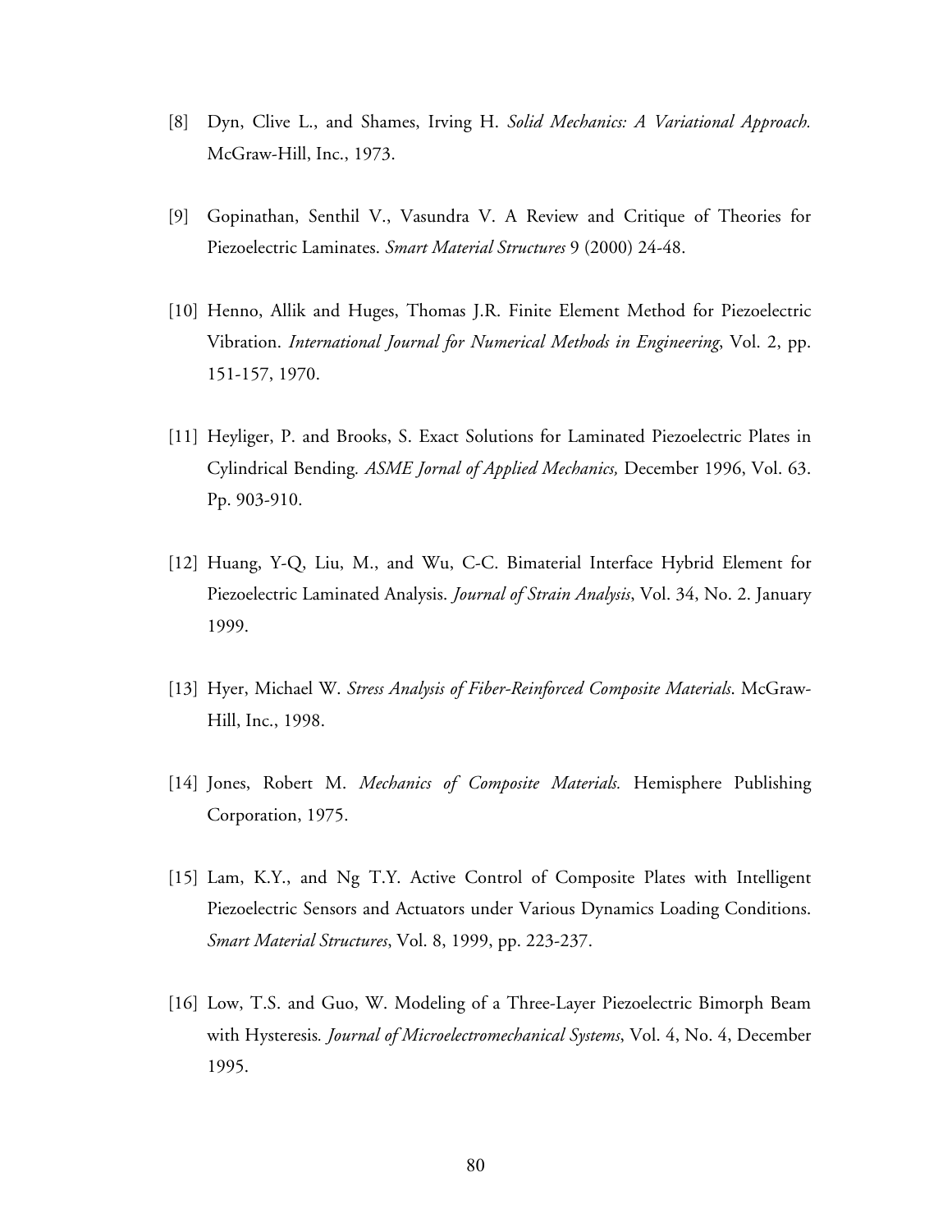[8] Dyn, Clive L., and Shames, Irving H. *Solid Mechanics: A Variational Approach.* McGraw-Hill, Inc., 1973.

[9] Gopinathan, Senthil V., Vasundra V. A Review and Critique of Theories for Piezoelectric Laminates. *Smart Material Structures* 9 (2000) 24-48.

[10] Henno, Allik and Huges, Thomas J.R. Finite Element Method for Piezoelectric Vibration. *International Journal for Numerical Methods in Engineering*, Vol. 2, pp. 151-157, 1970.

[11] Heyliger, P. and Brooks, S. Exact Solutions for Laminated Piezoelectric Plates in Cylindrical Bending. *ASME Jornal of Applied Mechanics,* December 1996, Vol. 63. Pp. 903-910.

[12] Huang, Y-Q, Liu, M., and Wu, C-C. Bimaterial Interface Hybrid Element for Piezoelectric Laminated Analysis. *Journal of Strain Analysis*, Vol. 34, No. 2. January 1999.

[13] Hyer, Michael W. *Stress Analysis of Fiber-Reinforced Composite Materials*. McGraw-Hill, Inc., 1998.

[14] Jones, Robert M. *Mechanics of Composite Materials.* Hemisphere Publishing Corporation, 1975.

[15] Lam, K.Y., and Ng T.Y. Active Control of Composite Plates with Intelligent Piezoelectric Sensors and Actuators under Various Dynamics Loading Conditions. *Smart Material Structures*, Vol. 8, 1999, pp. 223-237.

[16] Low, T.S. and Guo, W. Modeling of a Three-Layer Piezoelectric Bimorph Beam with Hysteresis. *Journal of Microelectromechanical Systems*, Vol. 4, No. 4, December 1995.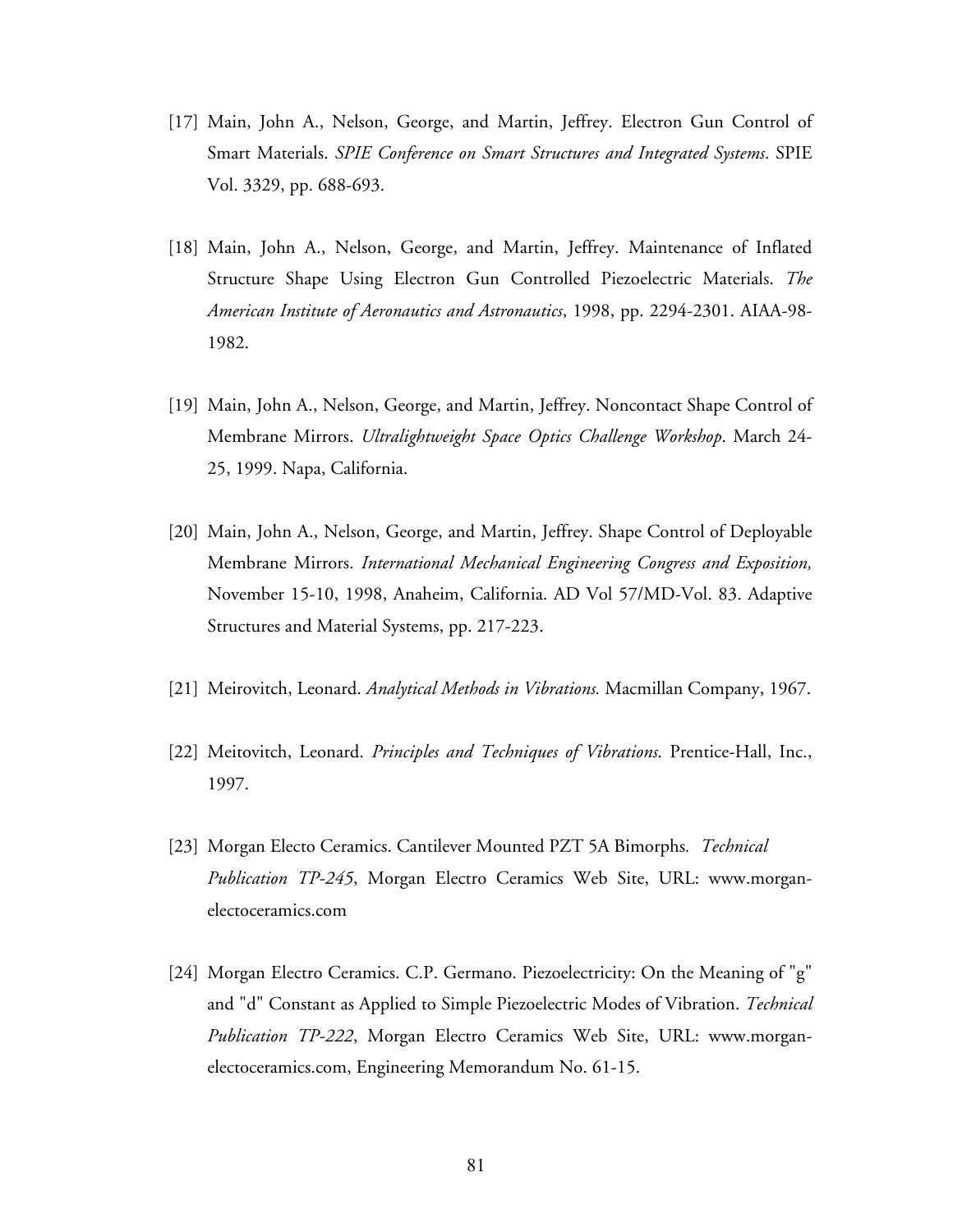[17] Main, John A., Nelson, George, and Martin, Jeffrey. Electron Gun Control of Smart Materials. *SPIE Conference on Smart Structures and Integrated Systems*. SPIE Vol. 3329, pp. 688-693.

[18] Main, John A., Nelson, George, and Martin, Jeffrey. Maintenance of Inflated Structure Shape Using Electron Gun Controlled Piezoelectric Materials. *The American Institute of Aeronautics and Astronautics*, 1998, pp. 2294-2301. AIAA-98-1982.

[19] Main, John A., Nelson, George, and Martin, Jeffrey. Noncontact Shape Control of Membrane Mirrors. *Ultralightweight Space Optics Challenge Workshop*. March 24-25, 1999. Napa, California.

[20] Main, John A., Nelson, George, and Martin, Jeffrey. Shape Control of Deployable Membrane Mirrors. *International Mechanical Engineering Congress and Exposition,* November 15-10, 1998, Anaheim, California. AD Vol 57/MD-Vol. 83. Adaptive Structures and Material Systems, pp. 217-223.

[21] Meirovitch, Leonard. *Analytical Methods in Vibrations.* Macmillan Company, 1967.

[22] Meitovitch, Leonard. *Principles and Techniques of Vibrations*. Prentice-Hall, Inc., 1997.

[23] Morgan Electo Ceramics. Cantilever Mounted PZT 5A Bimorphs. *Technical Publication TP-245*, Morgan Electro Ceramics Web Site, URL: www.morgan-electoceramics.com

[24] Morgan Electro Ceramics. C.P. Germano. Piezoelectricity: On the Meaning of "g" and "d" Constant as Applied to Simple Piezoelectric Modes of Vibration. *Technical Publication TP-222*, Morgan Electro Ceramics Web Site, URL: www.morgan-electoceramics.com, Engineering Memorandum No. 61-15.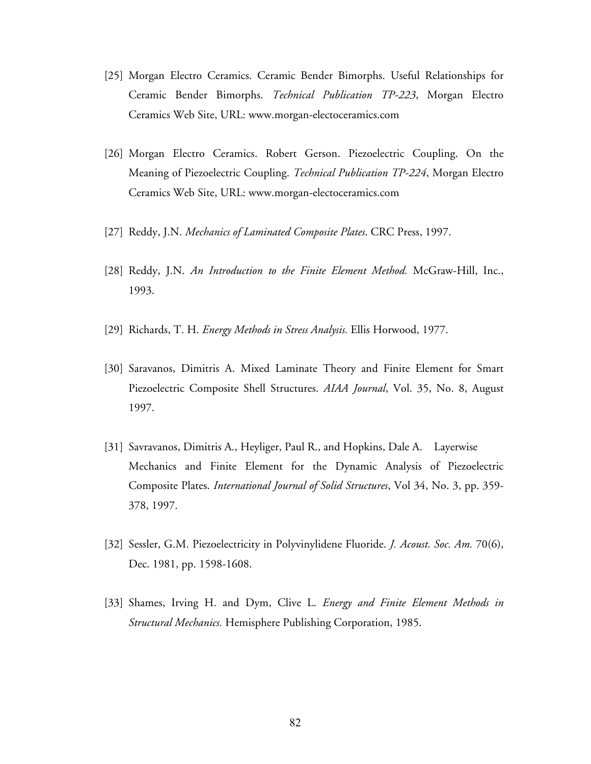[25] Morgan Electro Ceramics. Ceramic Bender Bimorphs. Useful Relationships for Ceramic Bender Bimorphs. *Technical Publication TP-223*, Morgan Electro Ceramics Web Site, URL: www.morgan-electoceramics.com

[26] Morgan Electro Ceramics. Robert Gerson. Piezoelectric Coupling. On the Meaning of Piezoelectric Coupling. *Technical Publication TP-224*, Morgan Electro Ceramics Web Site, URL: www.morgan-electoceramics.com

[27] Reddy, J.N. *Mechanics of Laminated Composite Plates*. CRC Press, 1997.

[28] Reddy, J.N. *An Introduction to the Finite Element Method.* McGraw-Hill, Inc., 1993.

[29] Richards, T. H. *Energy Methods in Stress Analysis.* Ellis Horwood, 1977.

[30] Saravanos, Dimitris A. Mixed Laminate Theory and Finite Element for Smart Piezoelectric Composite Shell Structures. *AIAA Journal*, Vol. 35, No. 8, August 1997.

[31] Savravanos, Dimitris A., Heyliger, Paul R., and Hopkins, Dale A. Layerwise Mechanics and Finite Element for the Dynamic Analysis of Piezoelectric Composite Plates. *International Journal of Solid Structures*, Vol 34, No. 3, pp. 359-378, 1997.

[32] Sessler, G.M. Piezoelectricity in Polyvinylidene Fluoride. *J. Acoust. Soc. Am.* 70(6), Dec. 1981, pp. 1598-1608.

[33] Shames, Irving H. and Dym, Clive L. *Energy and Finite Element Methods in Structural Mechanics.* Hemisphere Publishing Corporation, 1985.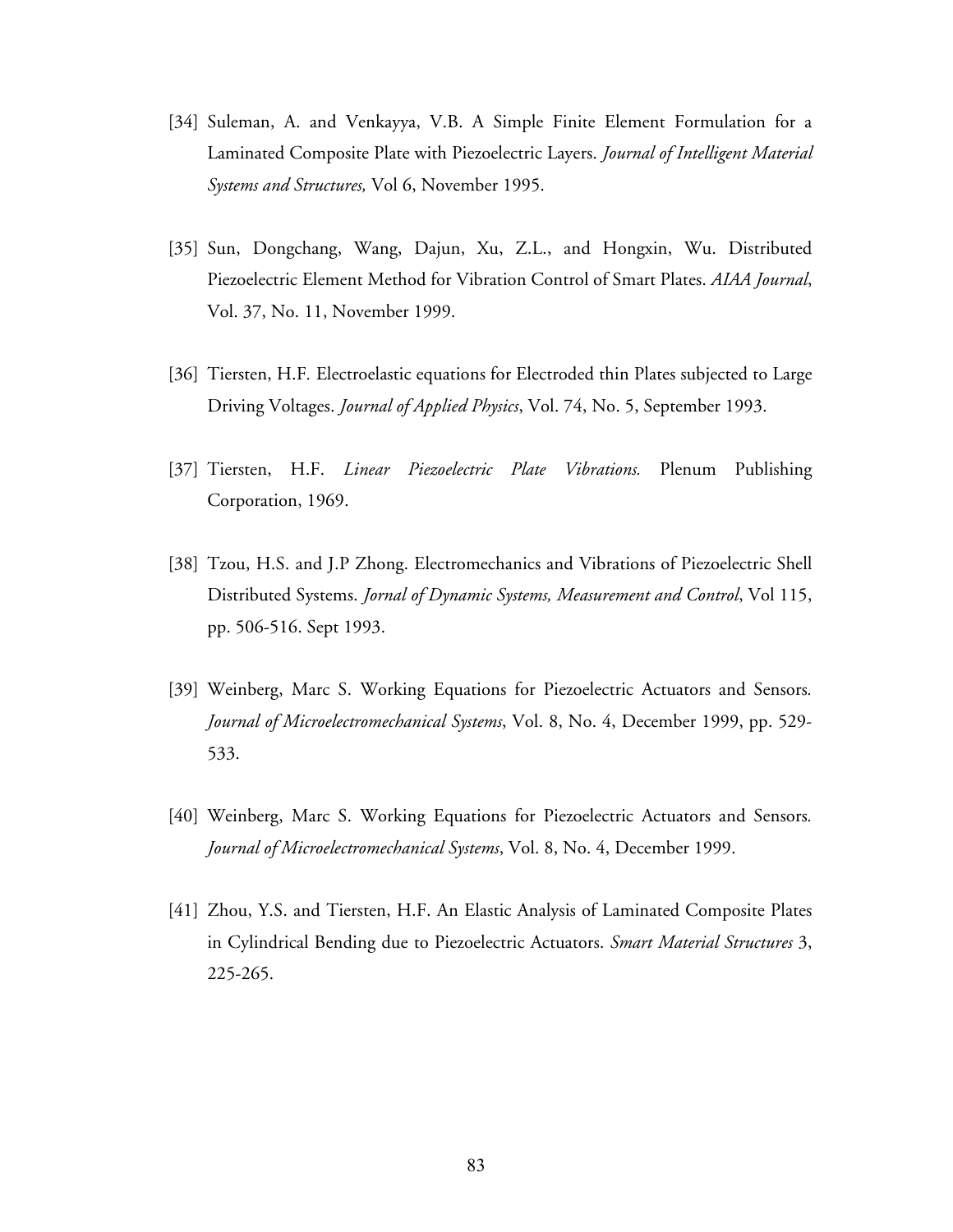[34] Suleman, A. and Venkayya, V.B. A Simple Finite Element Formulation for a Laminated Composite Plate with Piezoelectric Layers. *Journal of Intelligent Material Systems and Structures,* Vol 6, November 1995.

[35] Sun, Dongchang, Wang, Dajun, Xu, Z.L., and Hongxin, Wu. Distributed Piezoelectric Element Method for Vibration Control of Smart Plates. *AIAA Journal*, Vol. 37, No. 11, November 1999.

[36] Tiersten, H.F. Electroelastic equations for Electroded thin Plates subjected to Large Driving Voltages. *Journal of Applied Physics*, Vol. 74, No. 5, September 1993.

[37] Tiersten, H.F. *Linear Piezoelectric Plate Vibrations.* Plenum Publishing Corporation, 1969.

[38] Tzou, H.S. and J.P Zhong. Electromechanics and Vibrations of Piezoelectric Shell Distributed Systems. *Jornal of Dynamic Systems, Measurement and Control*, Vol 115, pp. 506-516. Sept 1993.

[39] Weinberg, Marc S. Working Equations for Piezoelectric Actuators and Sensors. *Journal of Microelectromechanical Systems*, Vol. 8, No. 4, December 1999, pp. 529-533.

[40] Weinberg, Marc S. Working Equations for Piezoelectric Actuators and Sensors. *Journal of Microelectromechanical Systems*, Vol. 8, No. 4, December 1999.

[41] Zhou, Y.S. and Tiersten, H.F. An Elastic Analysis of Laminated Composite Plates in Cylindrical Bending due to Piezoelectric Actuators. *Smart Material Structures* 3, 225-265.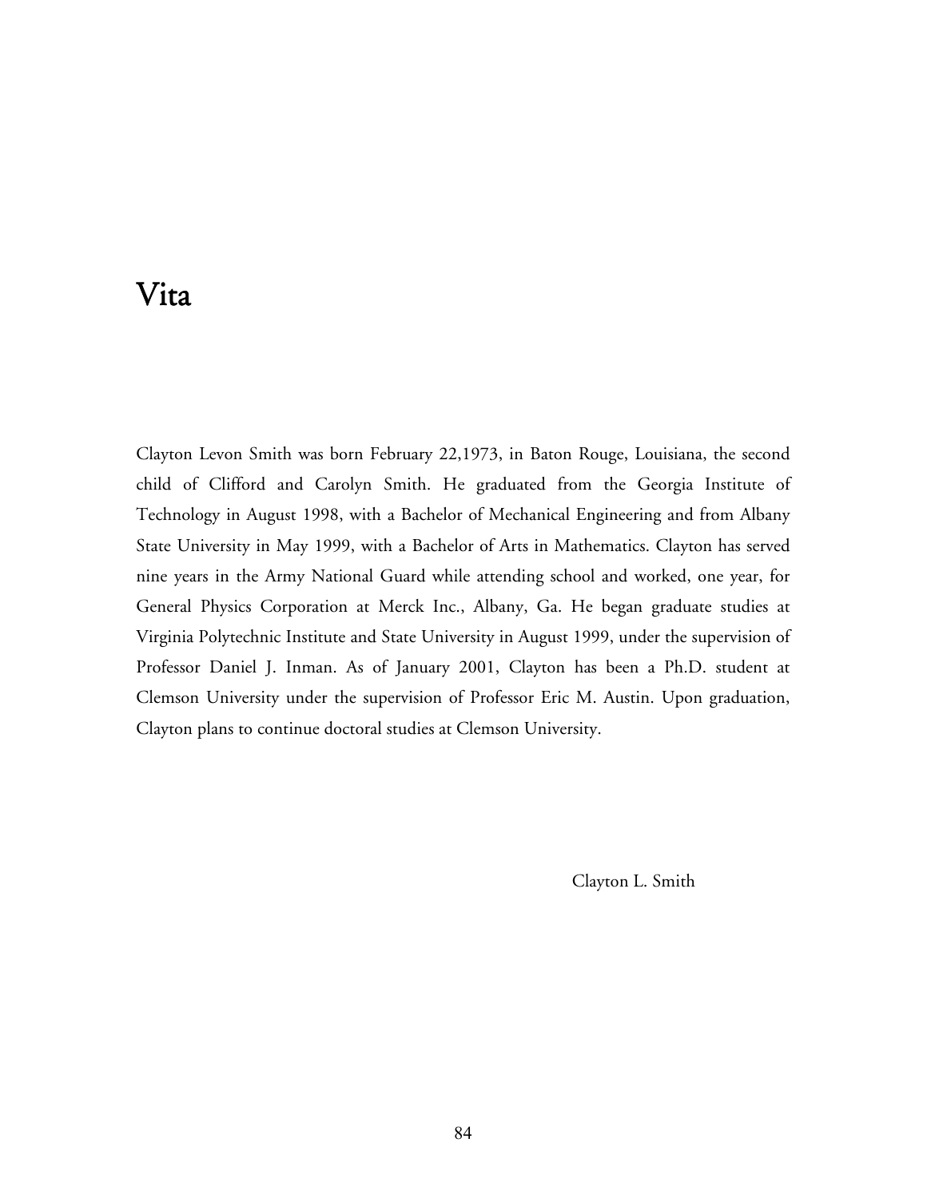# Vita

Clayton Levon Smith was born February 22,1973, in Baton Rouge, Louisiana, the second child of Clifford and Carolyn Smith. He graduated from the Georgia Institute of Technology in August 1998, with a Bachelor of Mechanical Engineering and from Albany State University in May 1999, with a Bachelor of Arts in Mathematics. Clayton has served nine years in the Army National Guard while attending school and worked, one year, for General Physics Corporation at Merck Inc., Albany, Ga. He began graduate studies at Virginia Polytechnic Institute and State University in August 1999, under the supervision of Professor Daniel J. Inman. As of January 2001, Clayton has been a Ph.D. student at Clemson University under the supervision of Professor Eric M. Austin. Upon graduation, Clayton plans to continue doctoral studies at Clemson University.

Clayton L. Smith